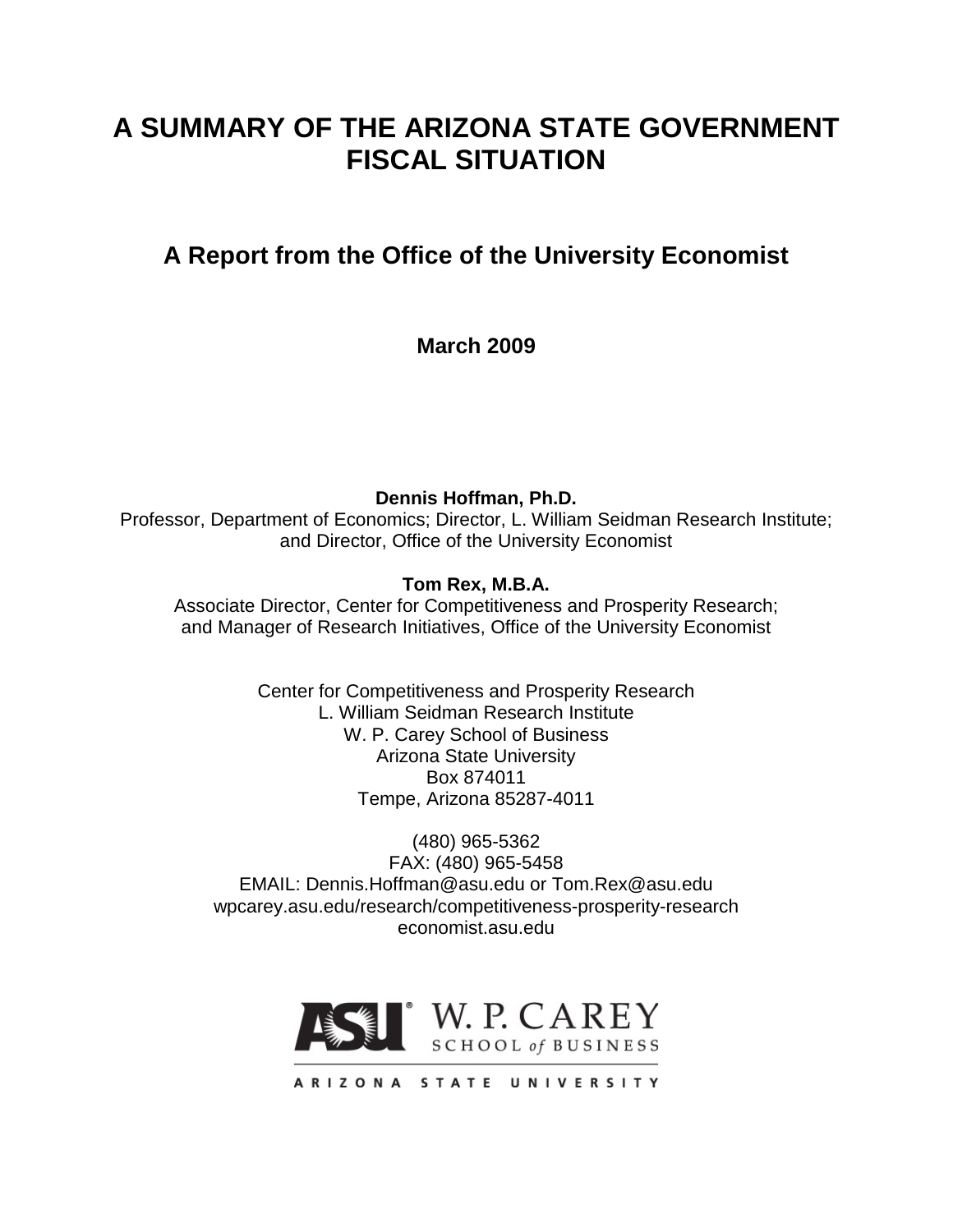# A SUMMARY OF THE ARIZONA STATE GOVERNMENT FISCAL SITUATION

## A Report from the Office of the University Economist

**March 2009**

**Dennis Hoffman, Ph.D.**
Professor, Department of Economics; Director, L. William Seidman Research Institute; and Director, Office of the University Economist

**Tom Rex, M.B.A.**
Associate Director, Center for Competitiveness and Prosperity Research; and Manager of Research Initiatives, Office of the University Economist

Center for Competitiveness and Prosperity Research
L. William Seidman Research Institute
W. P. Carey School of Business
Arizona State University
Box 874011
Tempe, Arizona 85287-4011

(480) 965-5362
FAX: (480) 965-5458
EMAIL: Dennis.Hoffman@asu.edu or Tom.Rex@asu.edu
wpcarey.asu.edu/research/competitiveness-prosperity-research
economist.asu.edu

ASU W. P. CAREY SCHOOL of BUSINESS

ARIZONA STATE UNIVERSITY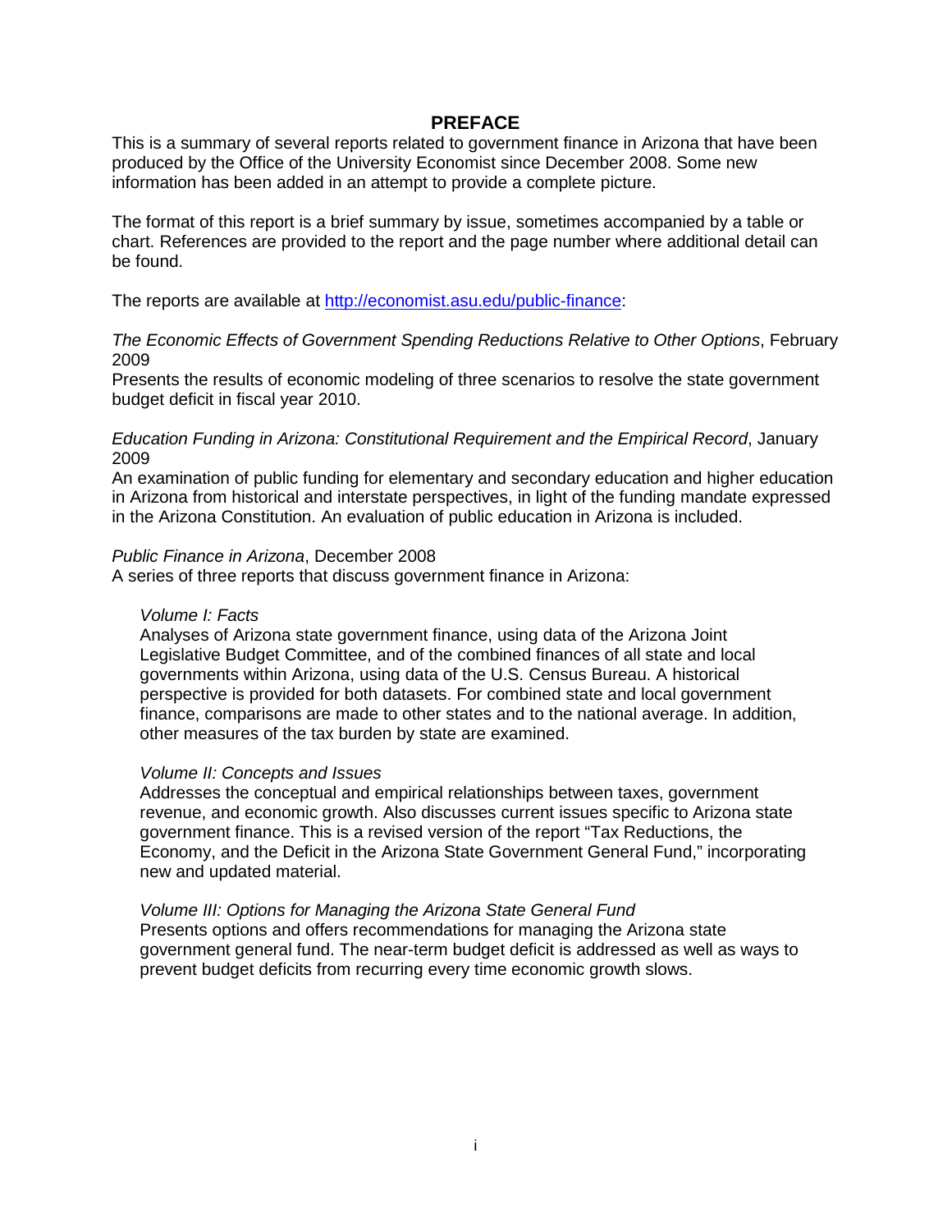# PREFACE

This is a summary of several reports related to government finance in Arizona that have been produced by the Office of the University Economist since December 2008. Some new information has been added in an attempt to provide a complete picture.

The format of this report is a brief summary by issue, sometimes accompanied by a table or chart. References are provided to the report and the page number where additional detail can be found.

The reports are available at [http://economist.asu.edu/public-finance](http://economist.asu.edu/public-finance):

*The Economic Effects of Government Spending Reductions Relative to Other Options*, February 2009
Presents the results of economic modeling of three scenarios to resolve the state government budget deficit in fiscal year 2010.

*Education Funding in Arizona: Constitutional Requirement and the Empirical Record*, January 2009
An examination of public funding for elementary and secondary education and higher education in Arizona from historical and interstate perspectives, in light of the funding mandate expressed in the Arizona Constitution. An evaluation of public education in Arizona is included.

*Public Finance in Arizona*, December 2008
A series of three reports that discuss government finance in Arizona:

> *Volume I: Facts*
> Analyses of Arizona state government finance, using data of the Arizona Joint Legislative Budget Committee, and of the combined finances of all state and local governments within Arizona, using data of the U.S. Census Bureau. A historical perspective is provided for both datasets. For combined state and local government finance, comparisons are made to other states and to the national average. In addition, other measures of the tax burden by state are examined.
>
> *Volume II: Concepts and Issues*
> Addresses the conceptual and empirical relationships between taxes, government revenue, and economic growth. Also discusses current issues specific to Arizona state government finance. This is a revised version of the report "Tax Reductions, the Economy, and the Deficit in the Arizona State Government General Fund," incorporating new and updated material.
>
> *Volume III: Options for Managing the Arizona State General Fund*
> Presents options and offers recommendations for managing the Arizona state government general fund. The near-term budget deficit is addressed as well as ways to prevent budget deficits from recurring every time economic growth slows.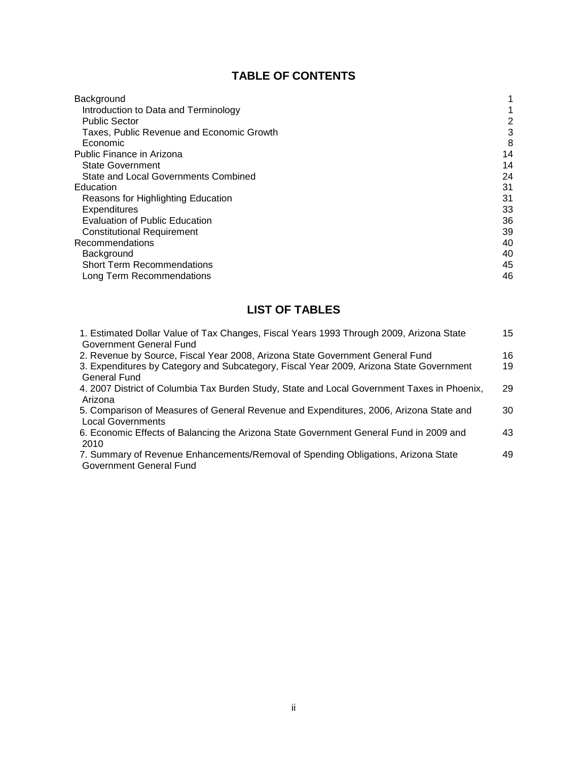## TABLE OF CONTENTS

| | |
|---|---|
| Background | 1 |
| Introduction to Data and Terminology | 1 |
| Public Sector | 2 |
| Taxes, Public Revenue and Economic Growth | 3 |
| Economic | 8 |
| Public Finance in Arizona | 14 |
| State Government | 14 |
| State and Local Governments Combined | 24 |
| Education | 31 |
| Reasons for Highlighting Education | 31 |
| Expenditures | 33 |
| Evaluation of Public Education | 36 |
| Constitutional Requirement | 39 |
| Recommendations | 40 |
| Background | 40 |
| Short Term Recommendations | 45 |
| Long Term Recommendations | 46 |

## LIST OF TABLES

| | |
|---|---|
| 1. Estimated Dollar Value of Tax Changes, Fiscal Years 1993 Through 2009, Arizona State Government General Fund | 15 |
| 2. Revenue by Source, Fiscal Year 2008, Arizona State Government General Fund | 16 |
| 3. Expenditures by Category and Subcategory, Fiscal Year 2009, Arizona State Government General Fund | 19 |
| 4. 2007 District of Columbia Tax Burden Study, State and Local Government Taxes in Phoenix, Arizona | 29 |
| 5. Comparison of Measures of General Revenue and Expenditures, 2006, Arizona State and Local Governments | 30 |
| 6. Economic Effects of Balancing the Arizona State Government General Fund in 2009 and 2010 | 43 |
| 7. Summary of Revenue Enhancements/Removal of Spending Obligations, Arizona State Government General Fund | 49 |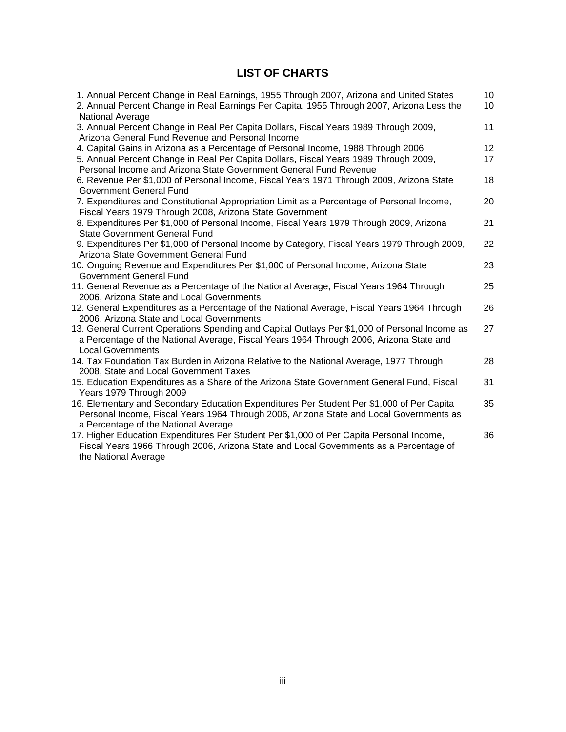## LIST OF CHARTS

| | |
|---|---|
| 1. Annual Percent Change in Real Earnings, 1955 Through 2007, Arizona and United States | 10 |
| 2. Annual Percent Change in Real Earnings Per Capita, 1955 Through 2007, Arizona Less the National Average | 10 |
| 3. Annual Percent Change in Real Per Capita Dollars, Fiscal Years 1989 Through 2009, Arizona General Fund Revenue and Personal Income | 11 |
| 4. Capital Gains in Arizona as a Percentage of Personal Income, 1988 Through 2006 | 12 |
| 5. Annual Percent Change in Real Per Capita Dollars, Fiscal Years 1989 Through 2009, Personal Income and Arizona State Government General Fund Revenue | 17 |
| 6. Revenue Per $1,000 of Personal Income, Fiscal Years 1971 Through 2009, Arizona State Government General Fund | 18 |
| 7. Expenditures and Constitutional Appropriation Limit as a Percentage of Personal Income, Fiscal Years 1979 Through 2008, Arizona State Government | 20 |
| 8. Expenditures Per $1,000 of Personal Income, Fiscal Years 1979 Through 2009, Arizona State Government General Fund | 21 |
| 9. Expenditures Per $1,000 of Personal Income by Category, Fiscal Years 1979 Through 2009, Arizona State Government General Fund | 22 |
| 10. Ongoing Revenue and Expenditures Per $1,000 of Personal Income, Arizona State Government General Fund | 23 |
| 11. General Revenue as a Percentage of the National Average, Fiscal Years 1964 Through 2006, Arizona State and Local Governments | 25 |
| 12. General Expenditures as a Percentage of the National Average, Fiscal Years 1964 Through 2006, Arizona State and Local Governments | 26 |
| 13. General Current Operations Spending and Capital Outlays Per $1,000 of Personal Income as a Percentage of the National Average, Fiscal Years 1964 Through 2006, Arizona State and Local Governments | 27 |
| 14. Tax Foundation Tax Burden in Arizona Relative to the National Average, 1977 Through 2008, State and Local Government Taxes | 28 |
| 15. Education Expenditures as a Share of the Arizona State Government General Fund, Fiscal Years 1979 Through 2009 | 31 |
| 16. Elementary and Secondary Education Expenditures Per Student Per $1,000 of Per Capita Personal Income, Fiscal Years 1964 Through 2006, Arizona State and Local Governments as a Percentage of the National Average | 35 |
| 17. Higher Education Expenditures Per Student Per $1,000 of Per Capita Personal Income, Fiscal Years 1966 Through 2006, Arizona State and Local Governments as a Percentage of the National Average | 36 |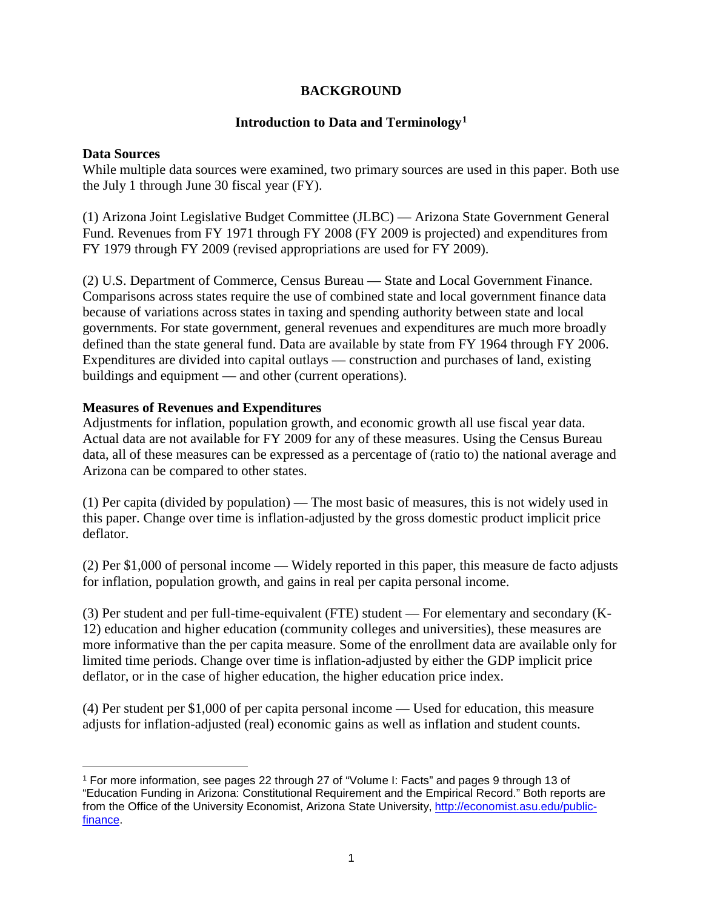# BACKGROUND

## Introduction to Data and Terminology[1]

### Data Sources

While multiple data sources were examined, two primary sources are used in this paper. Both use the July 1 through June 30 fiscal year (FY).

(1) Arizona Joint Legislative Budget Committee (JLBC) — Arizona State Government General Fund. Revenues from FY 1971 through FY 2008 (FY 2009 is projected) and expenditures from FY 1979 through FY 2009 (revised appropriations are used for FY 2009).

(2) U.S. Department of Commerce, Census Bureau — State and Local Government Finance. Comparisons across states require the use of combined state and local government finance data because of variations across states in taxing and spending authority between state and local governments. For state government, general revenues and expenditures are much more broadly defined than the state general fund. Data are available by state from FY 1964 through FY 2006. Expenditures are divided into capital outlays — construction and purchases of land, existing buildings and equipment — and other (current operations).

### Measures of Revenues and Expenditures

Adjustments for inflation, population growth, and economic growth all use fiscal year data. Actual data are not available for FY 2009 for any of these measures. Using the Census Bureau data, all of these measures can be expressed as a percentage of (ratio to) the national average and Arizona can be compared to other states.

(1) Per capita (divided by population) — The most basic of measures, this is not widely used in this paper. Change over time is inflation-adjusted by the gross domestic product implicit price deflator.

(2) Per $1,000 of personal income — Widely reported in this paper, this measure de facto adjusts for inflation, population growth, and gains in real per capita personal income.

(3) Per student and per full-time-equivalent (FTE) student — For elementary and secondary (K-12) education and higher education (community colleges and universities), these measures are more informative than the per capita measure. Some of the enrollment data are available only for limited time periods. Change over time is inflation-adjusted by either the GDP implicit price deflator, or in the case of higher education, the higher education price index.

(4) Per student per $1,000 of per capita personal income — Used for education, this measure adjusts for inflation-adjusted (real) economic gains as well as inflation and student counts.

---

[1] For more information, see pages 22 through 27 of "Volume I: Facts" and pages 9 through 13 of "Education Funding in Arizona: Constitutional Requirement and the Empirical Record." Both reports are from the Office of the University Economist, Arizona State University, [http://economist.asu.edu/public-finance](http://economist.asu.edu/public-finance).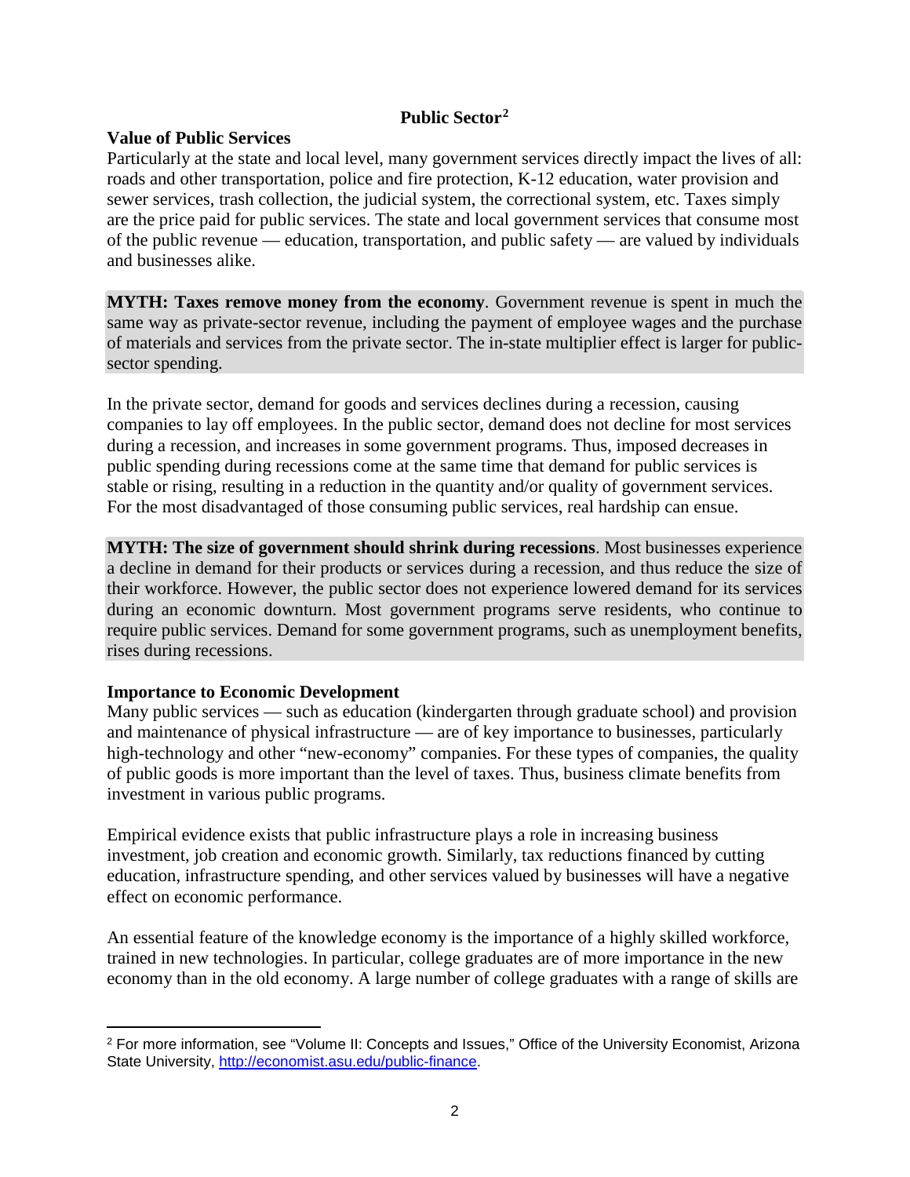## Public Sector[2]

### Value of Public Services

Particularly at the state and local level, many government services directly impact the lives of all: roads and other transportation, police and fire protection, K-12 education, water provision and sewer services, trash collection, the judicial system, the correctional system, etc. Taxes simply are the price paid for public services. The state and local government services that consume most of the public revenue — education, transportation, and public safety — are valued by individuals and businesses alike.

**MYTH: Taxes remove money from the economy**. Government revenue is spent in much the same way as private-sector revenue, including the payment of employee wages and the purchase of materials and services from the private sector. The in-state multiplier effect is larger for public-sector spending.

In the private sector, demand for goods and services declines during a recession, causing companies to lay off employees. In the public sector, demand does not decline for most services during a recession, and increases in some government programs. Thus, imposed decreases in public spending during recessions come at the same time that demand for public services is stable or rising, resulting in a reduction in the quantity and/or quality of government services. For the most disadvantaged of those consuming public services, real hardship can ensue.

**MYTH: The size of government should shrink during recessions**. Most businesses experience a decline in demand for their products or services during a recession, and thus reduce the size of their workforce. However, the public sector does not experience lowered demand for its services during an economic downturn. Most government programs serve residents, who continue to require public services. Demand for some government programs, such as unemployment benefits, rises during recessions.

### Importance to Economic Development

Many public services — such as education (kindergarten through graduate school) and provision and maintenance of physical infrastructure — are of key importance to businesses, particularly high-technology and other "new-economy" companies. For these types of companies, the quality of public goods is more important than the level of taxes. Thus, business climate benefits from investment in various public programs.

Empirical evidence exists that public infrastructure plays a role in increasing business investment, job creation and economic growth. Similarly, tax reductions financed by cutting education, infrastructure spending, and other services valued by businesses will have a negative effect on economic performance.

An essential feature of the knowledge economy is the importance of a highly skilled workforce, trained in new technologies. In particular, college graduates are of more importance in the new economy than in the old economy. A large number of college graduates with a range of skills are

[2] For more information, see "Volume II: Concepts and Issues," Office of the University Economist, Arizona State University, http://economist.asu.edu/public-finance.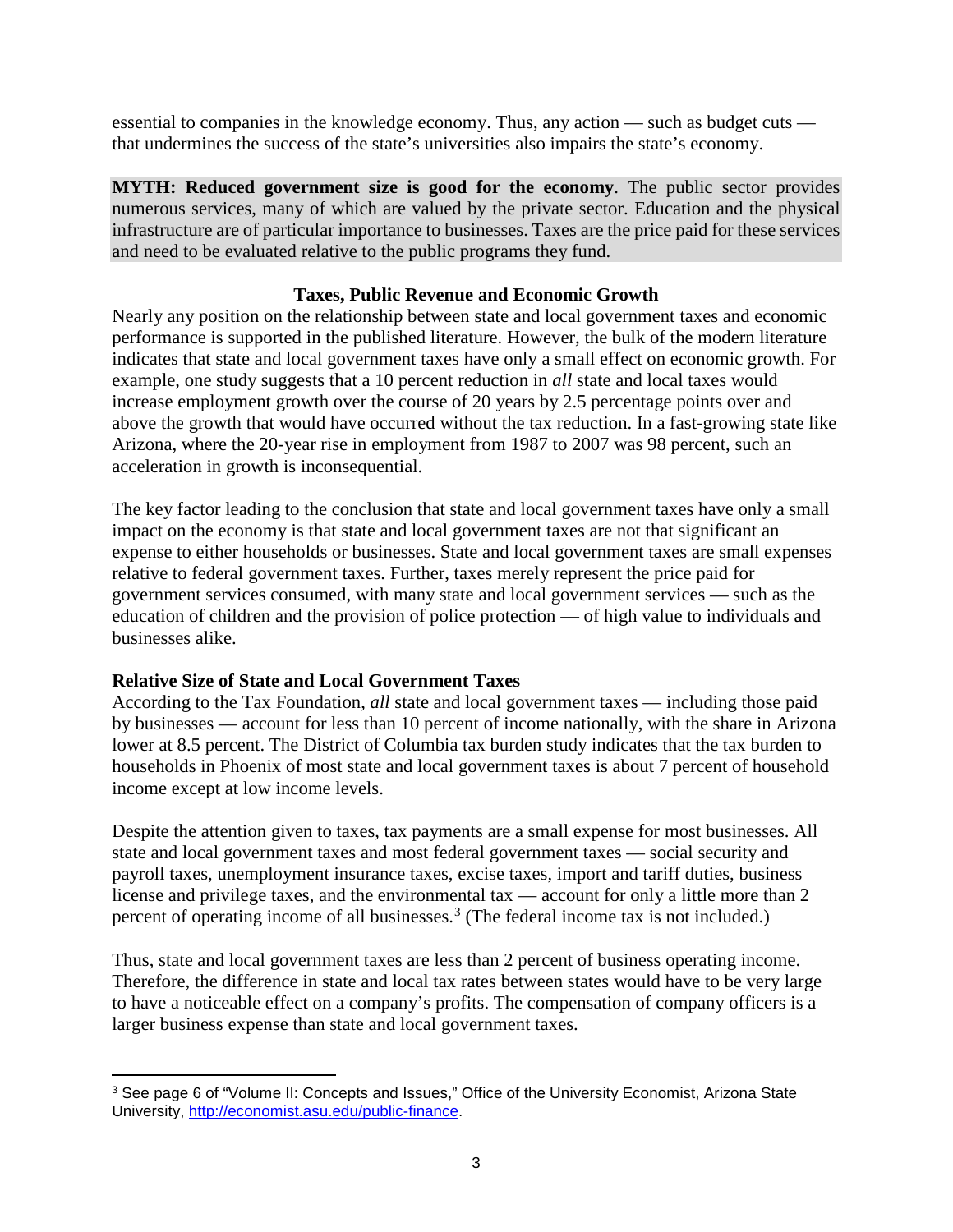essential to companies in the knowledge economy. Thus, any action — such as budget cuts — that undermines the success of the state's universities also impairs the state's economy.

**MYTH: Reduced government size is good for the economy**. The public sector provides numerous services, many of which are valued by the private sector. Education and the physical infrastructure are of particular importance to businesses. Taxes are the price paid for these services and need to be evaluated relative to the public programs they fund.

### Taxes, Public Revenue and Economic Growth

Nearly any position on the relationship between state and local government taxes and economic performance is supported in the published literature. However, the bulk of the modern literature indicates that state and local government taxes have only a small effect on economic growth. For example, one study suggests that a 10 percent reduction in *all* state and local taxes would increase employment growth over the course of 20 years by 2.5 percentage points over and above the growth that would have occurred without the tax reduction. In a fast-growing state like Arizona, where the 20-year rise in employment from 1987 to 2007 was 98 percent, such an acceleration in growth is inconsequential.

The key factor leading to the conclusion that state and local government taxes have only a small impact on the economy is that state and local government taxes are not that significant an expense to either households or businesses. State and local government taxes are small expenses relative to federal government taxes. Further, taxes merely represent the price paid for government services consumed, with many state and local government services — such as the education of children and the provision of police protection — of high value to individuals and businesses alike.

#### Relative Size of State and Local Government Taxes

According to the Tax Foundation, *all* state and local government taxes — including those paid by businesses — account for less than 10 percent of income nationally, with the share in Arizona lower at 8.5 percent. The District of Columbia tax burden study indicates that the tax burden to households in Phoenix of most state and local government taxes is about 7 percent of household income except at low income levels.

Despite the attention given to taxes, tax payments are a small expense for most businesses. All state and local government taxes and most federal government taxes — social security and payroll taxes, unemployment insurance taxes, excise taxes, import and tariff duties, business license and privilege taxes, and the environmental tax — account for only a little more than 2 percent of operating income of all businesses.[3] (The federal income tax is not included.)

Thus, state and local government taxes are less than 2 percent of business operating income. Therefore, the difference in state and local tax rates between states would have to be very large to have a noticeable effect on a company's profits. The compensation of company officers is a larger business expense than state and local government taxes.

[3] See page 6 of "Volume II: Concepts and Issues," Office of the University Economist, Arizona State University, http://economist.asu.edu/public-finance.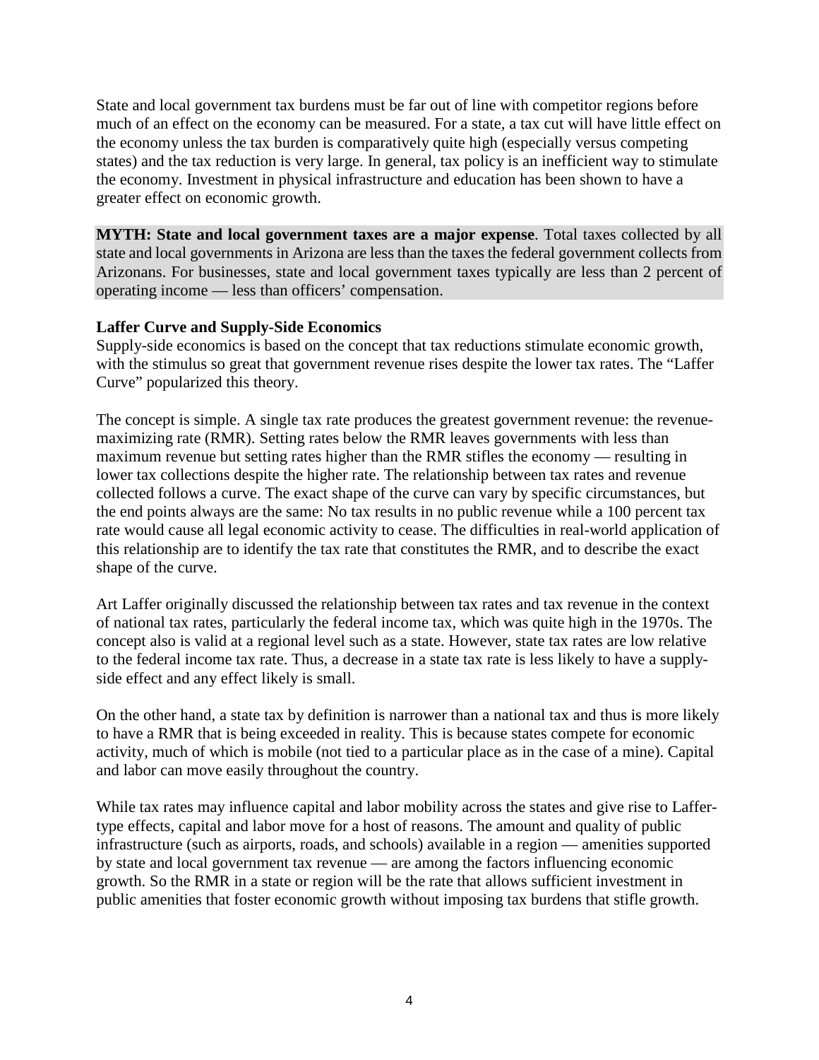State and local government tax burdens must be far out of line with competitor regions before much of an effect on the economy can be measured. For a state, a tax cut will have little effect on the economy unless the tax burden is comparatively quite high (especially versus competing states) and the tax reduction is very large. In general, tax policy is an inefficient way to stimulate the economy. Investment in physical infrastructure and education has been shown to have a greater effect on economic growth.

**MYTH: State and local government taxes are a major expense**. Total taxes collected by all state and local governments in Arizona are less than the taxes the federal government collects from Arizonans. For businesses, state and local government taxes typically are less than 2 percent of operating income — less than officers' compensation.

### Laffer Curve and Supply-Side Economics

Supply-side economics is based on the concept that tax reductions stimulate economic growth, with the stimulus so great that government revenue rises despite the lower tax rates. The "Laffer Curve" popularized this theory.

The concept is simple. A single tax rate produces the greatest government revenue: the revenue-maximizing rate (RMR). Setting rates below the RMR leaves governments with less than maximum revenue but setting rates higher than the RMR stifles the economy — resulting in lower tax collections despite the higher rate. The relationship between tax rates and revenue collected follows a curve. The exact shape of the curve can vary by specific circumstances, but the end points always are the same: No tax results in no public revenue while a 100 percent tax rate would cause all legal economic activity to cease. The difficulties in real-world application of this relationship are to identify the tax rate that constitutes the RMR, and to describe the exact shape of the curve.

Art Laffer originally discussed the relationship between tax rates and tax revenue in the context of national tax rates, particularly the federal income tax, which was quite high in the 1970s. The concept also is valid at a regional level such as a state. However, state tax rates are low relative to the federal income tax rate. Thus, a decrease in a state tax rate is less likely to have a supply-side effect and any effect likely is small.

On the other hand, a state tax by definition is narrower than a national tax and thus is more likely to have a RMR that is being exceeded in reality. This is because states compete for economic activity, much of which is mobile (not tied to a particular place as in the case of a mine). Capital and labor can move easily throughout the country.

While tax rates may influence capital and labor mobility across the states and give rise to Laffer-type effects, capital and labor move for a host of reasons. The amount and quality of public infrastructure (such as airports, roads, and schools) available in a region — amenities supported by state and local government tax revenue — are among the factors influencing economic growth. So the RMR in a state or region will be the rate that allows sufficient investment in public amenities that foster economic growth without imposing tax burdens that stifle growth.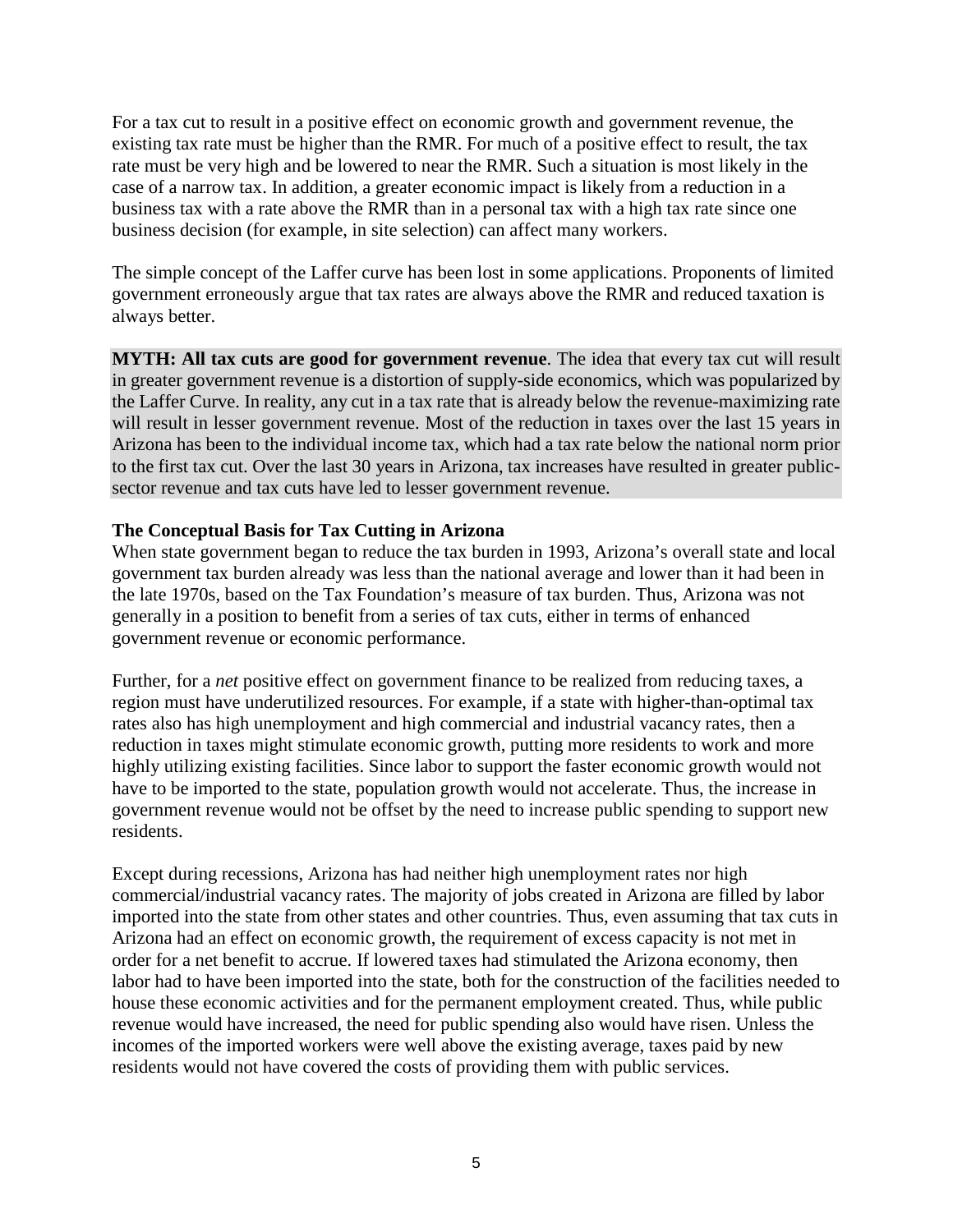For a tax cut to result in a positive effect on economic growth and government revenue, the existing tax rate must be higher than the RMR. For much of a positive effect to result, the tax rate must be very high and be lowered to near the RMR. Such a situation is most likely in the case of a narrow tax. In addition, a greater economic impact is likely from a reduction in a business tax with a rate above the RMR than in a personal tax with a high tax rate since one business decision (for example, in site selection) can affect many workers.

The simple concept of the Laffer curve has been lost in some applications. Proponents of limited government erroneously argue that tax rates are always above the RMR and reduced taxation is always better.

**MYTH: All tax cuts are good for government revenue**. The idea that every tax cut will result in greater government revenue is a distortion of supply-side economics, which was popularized by the Laffer Curve. In reality, any cut in a tax rate that is already below the revenue-maximizing rate will result in lesser government revenue. Most of the reduction in taxes over the last 15 years in Arizona has been to the individual income tax, which had a tax rate below the national norm prior to the first tax cut. Over the last 30 years in Arizona, tax increases have resulted in greater public-sector revenue and tax cuts have led to lesser government revenue.

### The Conceptual Basis for Tax Cutting in Arizona

When state government began to reduce the tax burden in 1993, Arizona's overall state and local government tax burden already was less than the national average and lower than it had been in the late 1970s, based on the Tax Foundation's measure of tax burden. Thus, Arizona was not generally in a position to benefit from a series of tax cuts, either in terms of enhanced government revenue or economic performance.

Further, for a *net* positive effect on government finance to be realized from reducing taxes, a region must have underutilized resources. For example, if a state with higher-than-optimal tax rates also has high unemployment and high commercial and industrial vacancy rates, then a reduction in taxes might stimulate economic growth, putting more residents to work and more highly utilizing existing facilities. Since labor to support the faster economic growth would not have to be imported to the state, population growth would not accelerate. Thus, the increase in government revenue would not be offset by the need to increase public spending to support new residents.

Except during recessions, Arizona has had neither high unemployment rates nor high commercial/industrial vacancy rates. The majority of jobs created in Arizona are filled by labor imported into the state from other states and other countries. Thus, even assuming that tax cuts in Arizona had an effect on economic growth, the requirement of excess capacity is not met in order for a net benefit to accrue. If lowered taxes had stimulated the Arizona economy, then labor had to have been imported into the state, both for the construction of the facilities needed to house these economic activities and for the permanent employment created. Thus, while public revenue would have increased, the need for public spending also would have risen. Unless the incomes of the imported workers were well above the existing average, taxes paid by new residents would not have covered the costs of providing them with public services.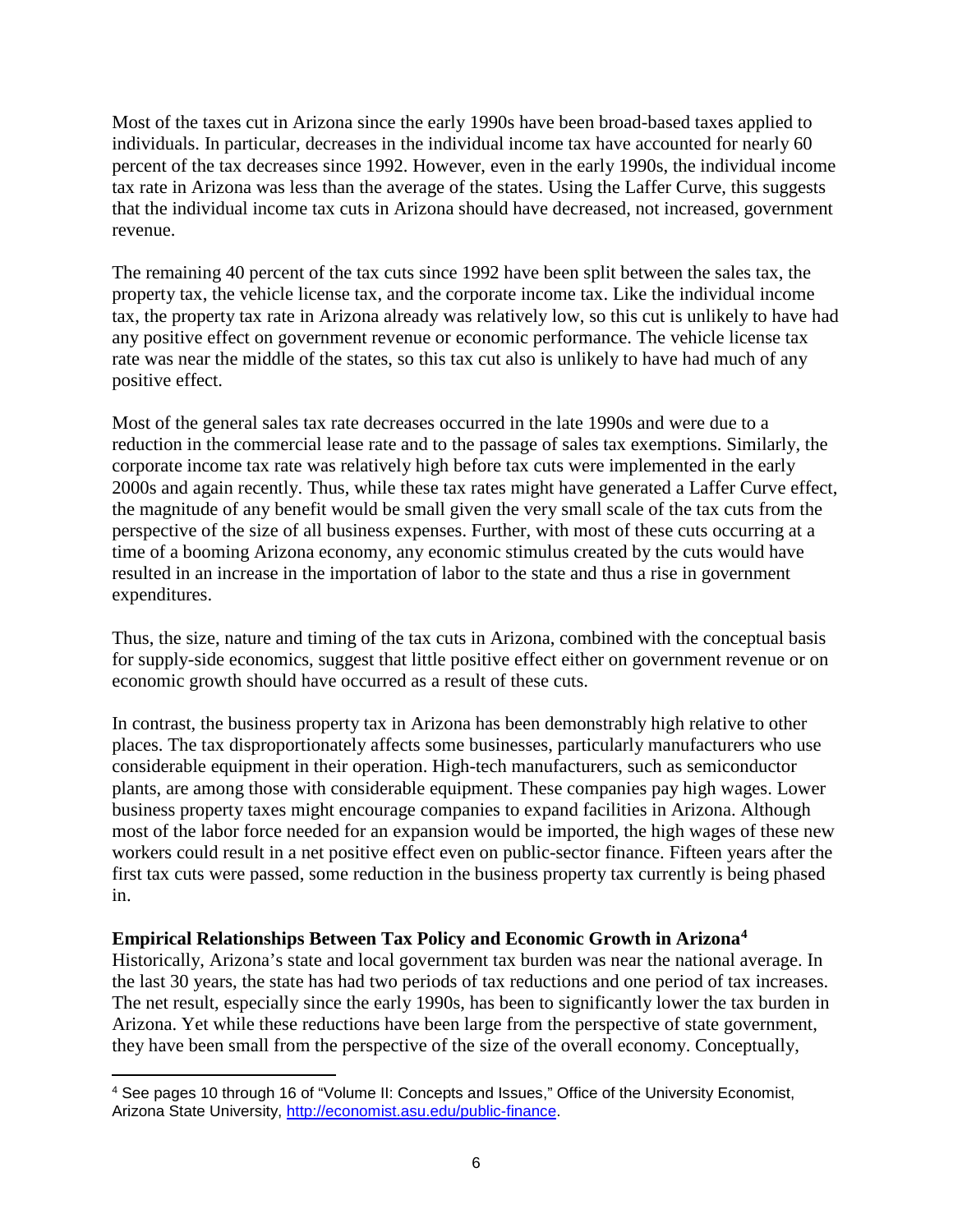Most of the taxes cut in Arizona since the early 1990s have been broad-based taxes applied to individuals. In particular, decreases in the individual income tax have accounted for nearly 60 percent of the tax decreases since 1992. However, even in the early 1990s, the individual income tax rate in Arizona was less than the average of the states. Using the Laffer Curve, this suggests that the individual income tax cuts in Arizona should have decreased, not increased, government revenue.

The remaining 40 percent of the tax cuts since 1992 have been split between the sales tax, the property tax, the vehicle license tax, and the corporate income tax. Like the individual income tax, the property tax rate in Arizona already was relatively low, so this cut is unlikely to have had any positive effect on government revenue or economic performance. The vehicle license tax rate was near the middle of the states, so this tax cut also is unlikely to have had much of any positive effect.

Most of the general sales tax rate decreases occurred in the late 1990s and were due to a reduction in the commercial lease rate and to the passage of sales tax exemptions. Similarly, the corporate income tax rate was relatively high before tax cuts were implemented in the early 2000s and again recently. Thus, while these tax rates might have generated a Laffer Curve effect, the magnitude of any benefit would be small given the very small scale of the tax cuts from the perspective of the size of all business expenses. Further, with most of these cuts occurring at a time of a booming Arizona economy, any economic stimulus created by the cuts would have resulted in an increase in the importation of labor to the state and thus a rise in government expenditures.

Thus, the size, nature and timing of the tax cuts in Arizona, combined with the conceptual basis for supply-side economics, suggest that little positive effect either on government revenue or on economic growth should have occurred as a result of these cuts.

In contrast, the business property tax in Arizona has been demonstrably high relative to other places. The tax disproportionately affects some businesses, particularly manufacturers who use considerable equipment in their operation. High-tech manufacturers, such as semiconductor plants, are among those with considerable equipment. These companies pay high wages. Lower business property taxes might encourage companies to expand facilities in Arizona. Although most of the labor force needed for an expansion would be imported, the high wages of these new workers could result in a net positive effect even on public-sector finance. Fifteen years after the first tax cuts were passed, some reduction in the business property tax currently is being phased in.

**Empirical Relationships Between Tax Policy and Economic Growth in Arizona[4]**

Historically, Arizona's state and local government tax burden was near the national average. In the last 30 years, the state has had two periods of tax reductions and one period of tax increases. The net result, especially since the early 1990s, has been to significantly lower the tax burden in Arizona. Yet while these reductions have been large from the perspective of state government, they have been small from the perspective of the size of the overall economy. Conceptually,

[4] See pages 10 through 16 of "Volume II: Concepts and Issues," Office of the University Economist, Arizona State University, http://economist.asu.edu/public-finance.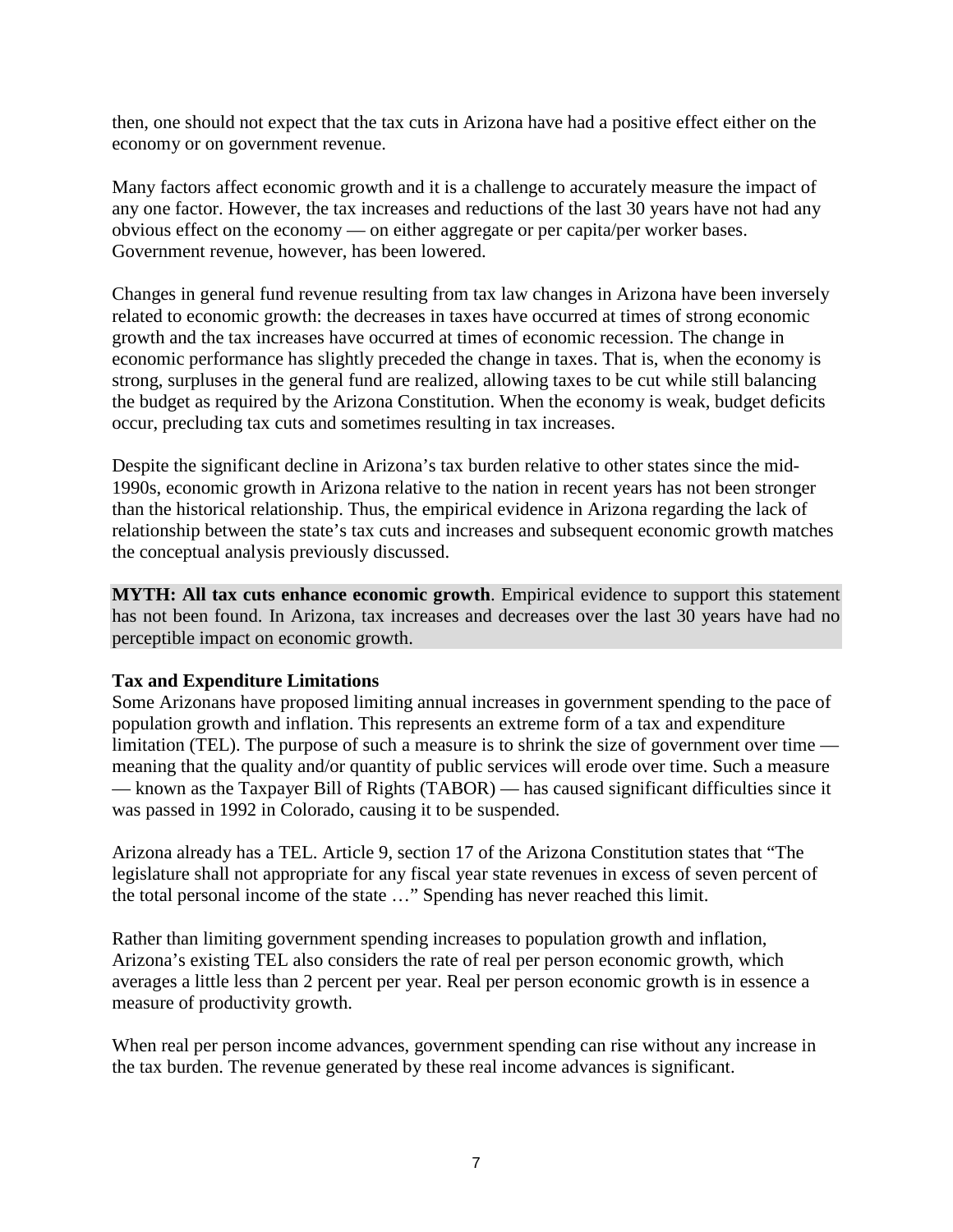then, one should not expect that the tax cuts in Arizona have had a positive effect either on the economy or on government revenue.

Many factors affect economic growth and it is a challenge to accurately measure the impact of any one factor. However, the tax increases and reductions of the last 30 years have not had any obvious effect on the economy — on either aggregate or per capita/per worker bases. Government revenue, however, has been lowered.

Changes in general fund revenue resulting from tax law changes in Arizona have been inversely related to economic growth: the decreases in taxes have occurred at times of strong economic growth and the tax increases have occurred at times of economic recession. The change in economic performance has slightly preceded the change in taxes. That is, when the economy is strong, surpluses in the general fund are realized, allowing taxes to be cut while still balancing the budget as required by the Arizona Constitution. When the economy is weak, budget deficits occur, precluding tax cuts and sometimes resulting in tax increases.

Despite the significant decline in Arizona's tax burden relative to other states since the mid-1990s, economic growth in Arizona relative to the nation in recent years has not been stronger than the historical relationship. Thus, the empirical evidence in Arizona regarding the lack of relationship between the state's tax cuts and increases and subsequent economic growth matches the conceptual analysis previously discussed.

**MYTH: All tax cuts enhance economic growth**. Empirical evidence to support this statement has not been found. In Arizona, tax increases and decreases over the last 30 years have had no perceptible impact on economic growth.

**Tax and Expenditure Limitations**

Some Arizonans have proposed limiting annual increases in government spending to the pace of population growth and inflation. This represents an extreme form of a tax and expenditure limitation (TEL). The purpose of such a measure is to shrink the size of government over time — meaning that the quality and/or quantity of public services will erode over time. Such a measure — known as the Taxpayer Bill of Rights (TABOR) — has caused significant difficulties since it was passed in 1992 in Colorado, causing it to be suspended.

Arizona already has a TEL. Article 9, section 17 of the Arizona Constitution states that "The legislature shall not appropriate for any fiscal year state revenues in excess of seven percent of the total personal income of the state …" Spending has never reached this limit.

Rather than limiting government spending increases to population growth and inflation, Arizona's existing TEL also considers the rate of real per person economic growth, which averages a little less than 2 percent per year. Real per person economic growth is in essence a measure of productivity growth.

When real per person income advances, government spending can rise without any increase in the tax burden. The revenue generated by these real income advances is significant.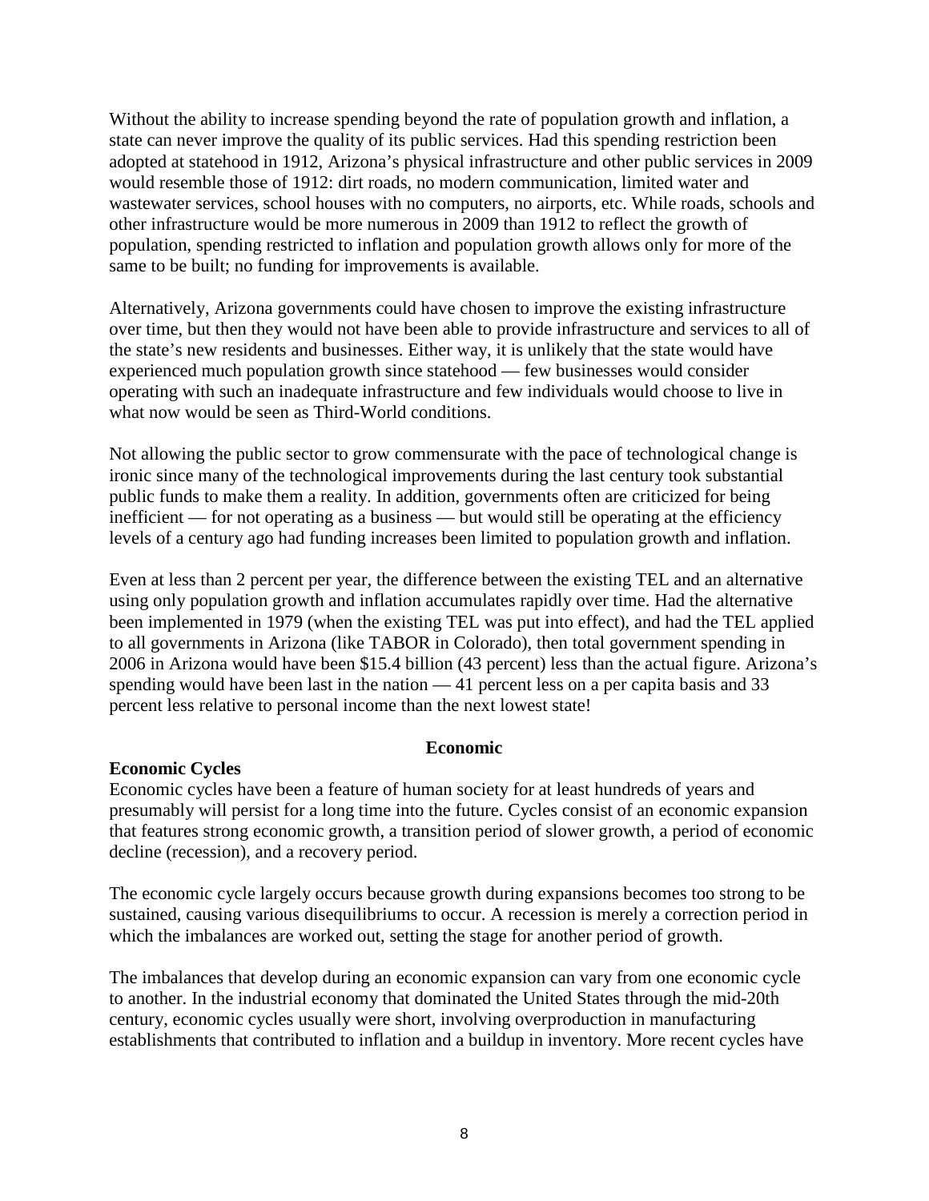Without the ability to increase spending beyond the rate of population growth and inflation, a state can never improve the quality of its public services. Had this spending restriction been adopted at statehood in 1912, Arizona's physical infrastructure and other public services in 2009 would resemble those of 1912: dirt roads, no modern communication, limited water and wastewater services, school houses with no computers, no airports, etc. While roads, schools and other infrastructure would be more numerous in 2009 than 1912 to reflect the growth of population, spending restricted to inflation and population growth allows only for more of the same to be built; no funding for improvements is available.

Alternatively, Arizona governments could have chosen to improve the existing infrastructure over time, but then they would not have been able to provide infrastructure and services to all of the state's new residents and businesses. Either way, it is unlikely that the state would have experienced much population growth since statehood — few businesses would consider operating with such an inadequate infrastructure and few individuals would choose to live in what now would be seen as Third-World conditions.

Not allowing the public sector to grow commensurate with the pace of technological change is ironic since many of the technological improvements during the last century took substantial public funds to make them a reality. In addition, governments often are criticized for being inefficient — for not operating as a business — but would still be operating at the efficiency levels of a century ago had funding increases been limited to population growth and inflation.

Even at less than 2 percent per year, the difference between the existing TEL and an alternative using only population growth and inflation accumulates rapidly over time. Had the alternative been implemented in 1979 (when the existing TEL was put into effect), and had the TEL applied to all governments in Arizona (like TABOR in Colorado), then total government spending in 2006 in Arizona would have been $15.4 billion (43 percent) less than the actual figure. Arizona's spending would have been last in the nation — 41 percent less on a per capita basis and 33 percent less relative to personal income than the next lowest state!

## Economic

### Economic Cycles

Economic cycles have been a feature of human society for at least hundreds of years and presumably will persist for a long time into the future. Cycles consist of an economic expansion that features strong economic growth, a transition period of slower growth, a period of economic decline (recession), and a recovery period.

The economic cycle largely occurs because growth during expansions becomes too strong to be sustained, causing various disequilibriums to occur. A recession is merely a correction period in which the imbalances are worked out, setting the stage for another period of growth.

The imbalances that develop during an economic expansion can vary from one economic cycle to another. In the industrial economy that dominated the United States through the mid-20th century, economic cycles usually were short, involving overproduction in manufacturing establishments that contributed to inflation and a buildup in inventory. More recent cycles have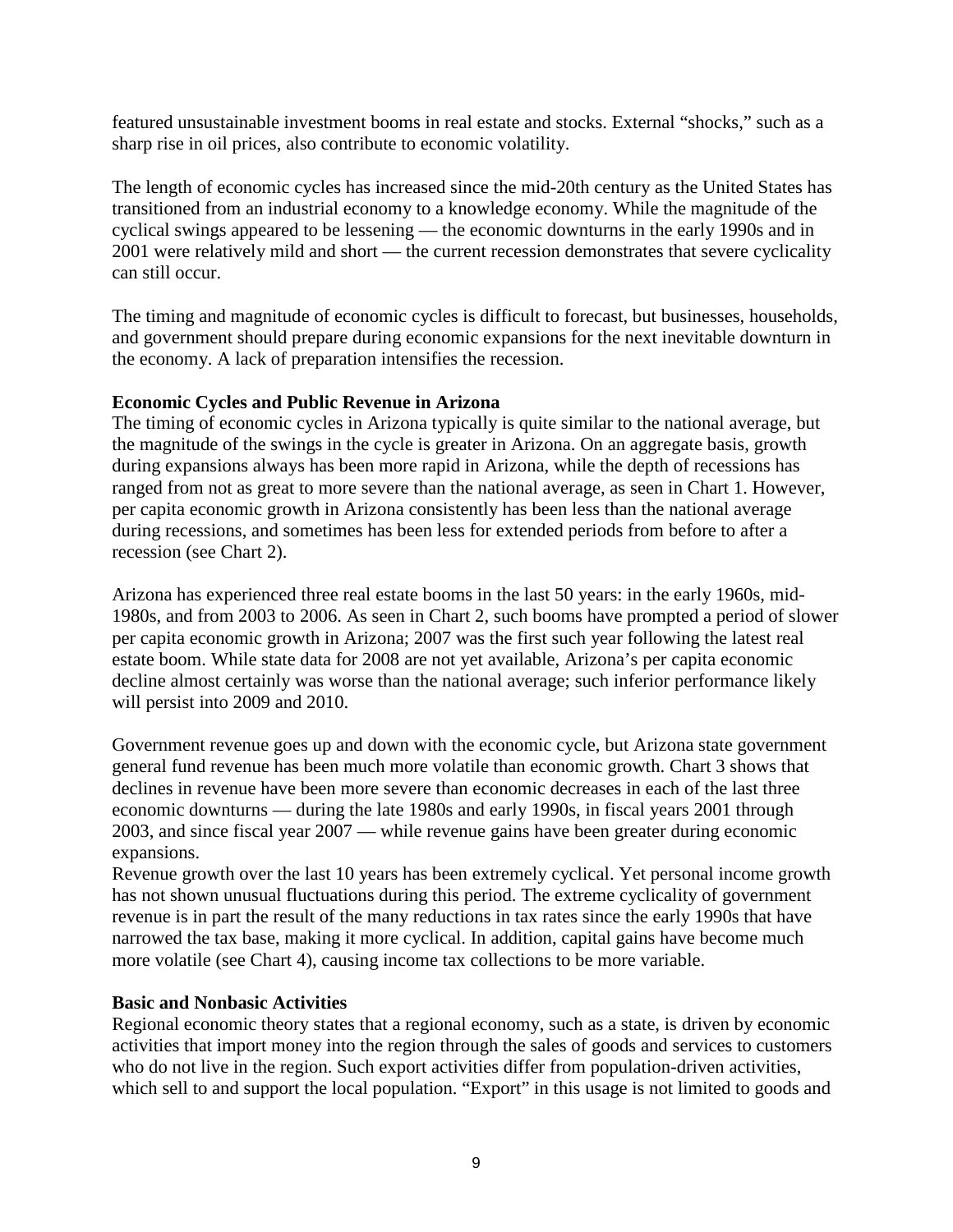featured unsustainable investment booms in real estate and stocks. External “shocks,” such as a sharp rise in oil prices, also contribute to economic volatility.

The length of economic cycles has increased since the mid-20th century as the United States has transitioned from an industrial economy to a knowledge economy. While the magnitude of the cyclical swings appeared to be lessening — the economic downturns in the early 1990s and in 2001 were relatively mild and short — the current recession demonstrates that severe cyclicality can still occur.

The timing and magnitude of economic cycles is difficult to forecast, but businesses, households, and government should prepare during economic expansions for the next inevitable downturn in the economy. A lack of preparation intensifies the recession.

**Economic Cycles and Public Revenue in Arizona**

The timing of economic cycles in Arizona typically is quite similar to the national average, but the magnitude of the swings in the cycle is greater in Arizona. On an aggregate basis, growth during expansions always has been more rapid in Arizona, while the depth of recessions has ranged from not as great to more severe than the national average, as seen in Chart 1. However, per capita economic growth in Arizona consistently has been less than the national average during recessions, and sometimes has been less for extended periods from before to after a recession (see Chart 2).

Arizona has experienced three real estate booms in the last 50 years: in the early 1960s, mid-1980s, and from 2003 to 2006. As seen in Chart 2, such booms have prompted a period of slower per capita economic growth in Arizona; 2007 was the first such year following the latest real estate boom. While state data for 2008 are not yet available, Arizona’s per capita economic decline almost certainly was worse than the national average; such inferior performance likely will persist into 2009 and 2010.

Government revenue goes up and down with the economic cycle, but Arizona state government general fund revenue has been much more volatile than economic growth. Chart 3 shows that declines in revenue have been more severe than economic decreases in each of the last three economic downturns — during the late 1980s and early 1990s, in fiscal years 2001 through 2003, and since fiscal year 2007 — while revenue gains have been greater during economic expansions.

Revenue growth over the last 10 years has been extremely cyclical. Yet personal income growth has not shown unusual fluctuations during this period. The extreme cyclicality of government revenue is in part the result of the many reductions in tax rates since the early 1990s that have narrowed the tax base, making it more cyclical. In addition, capital gains have become much more volatile (see Chart 4), causing income tax collections to be more variable.

**Basic and Nonbasic Activities**

Regional economic theory states that a regional economy, such as a state, is driven by economic activities that import money into the region through the sales of goods and services to customers who do not live in the region. Such export activities differ from population-driven activities, which sell to and support the local population. “Export” in this usage is not limited to goods and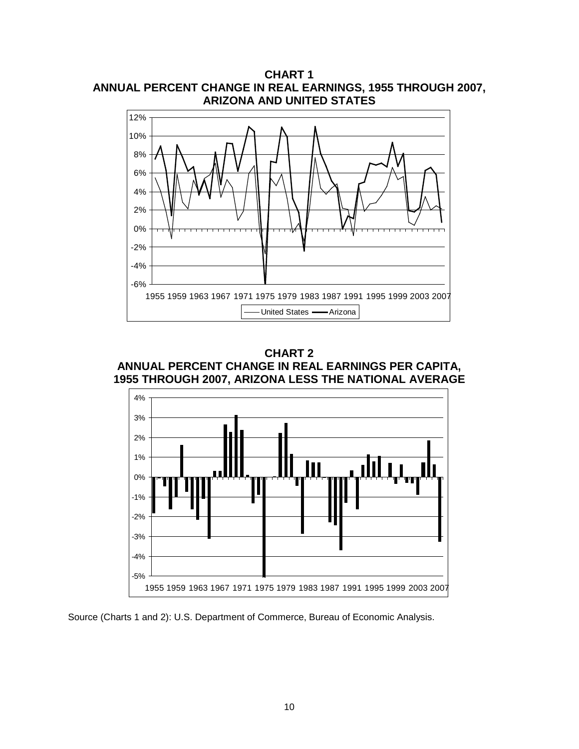**CHART 1**
**ANNUAL PERCENT CHANGE IN REAL EARNINGS, 1955 THROUGH 2007, ARIZONA AND UNITED STATES**

**CHART 2**
**ANNUAL PERCENT CHANGE IN REAL EARNINGS PER CAPITA, 1955 THROUGH 2007, ARIZONA LESS THE NATIONAL AVERAGE**

Source (Charts 1 and 2): U.S. Department of Commerce, Bureau of Economic Analysis.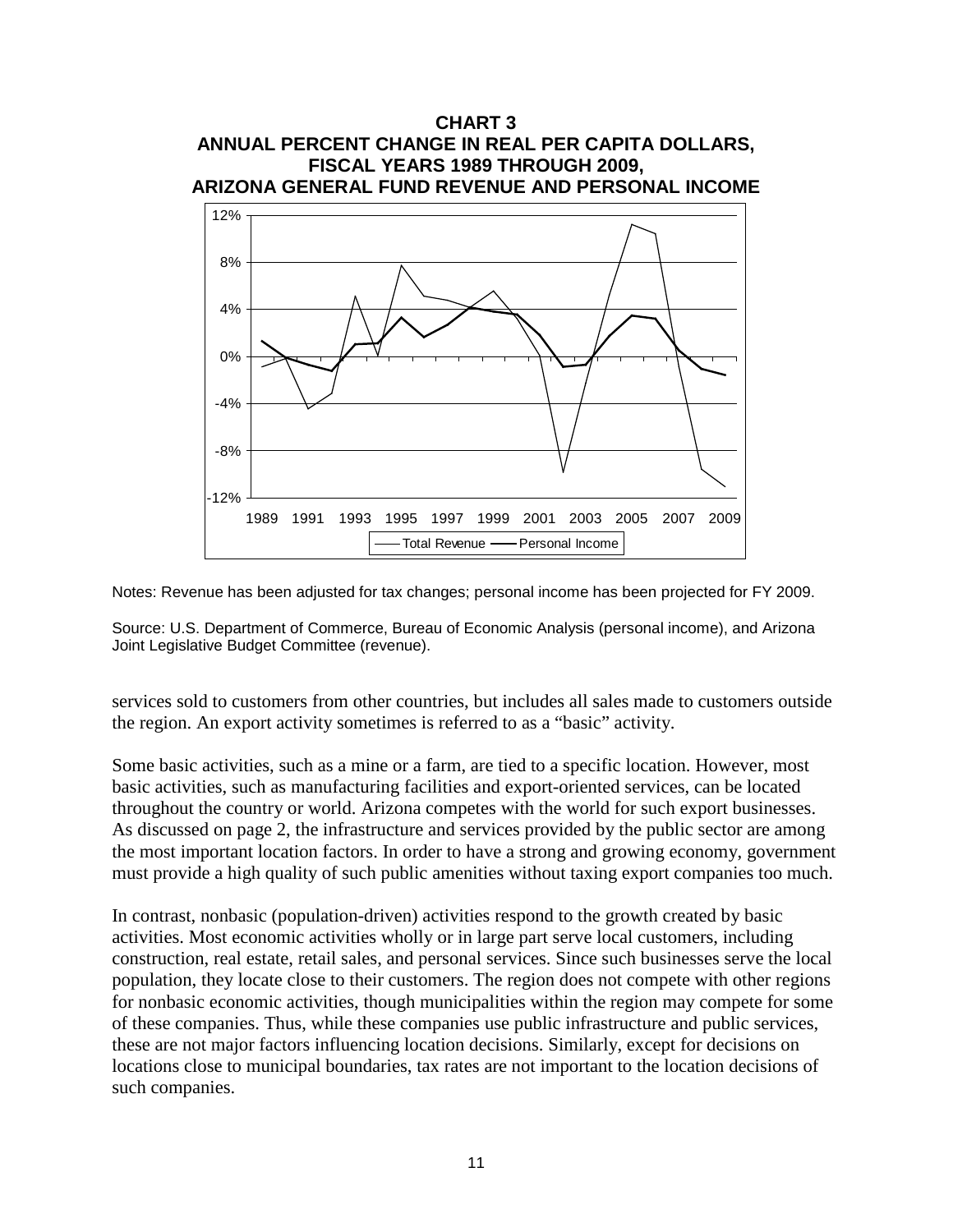**CHART 3**
**ANNUAL PERCENT CHANGE IN REAL PER CAPITA DOLLARS, FISCAL YEARS 1989 THROUGH 2009, ARIZONA GENERAL FUND REVENUE AND PERSONAL INCOME**

Notes: Revenue has been adjusted for tax changes; personal income has been projected for FY 2009.

Source: U.S. Department of Commerce, Bureau of Economic Analysis (personal income), and Arizona Joint Legislative Budget Committee (revenue).

services sold to customers from other countries, but includes all sales made to customers outside the region. An export activity sometimes is referred to as a "basic" activity.

Some basic activities, such as a mine or a farm, are tied to a specific location. However, most basic activities, such as manufacturing facilities and export-oriented services, can be located throughout the country or world. Arizona competes with the world for such export businesses. As discussed on page 2, the infrastructure and services provided by the public sector are among the most important location factors. In order to have a strong and growing economy, government must provide a high quality of such public amenities without taxing export companies too much.

In contrast, nonbasic (population-driven) activities respond to the growth created by basic activities. Most economic activities wholly or in large part serve local customers, including construction, real estate, retail sales, and personal services. Since such businesses serve the local population, they locate close to their customers. The region does not compete with other regions for nonbasic economic activities, though municipalities within the region may compete for some of these companies. Thus, while these companies use public infrastructure and public services, these are not major factors influencing location decisions. Similarly, except for decisions on locations close to municipal boundaries, tax rates are not important to the location decisions of such companies.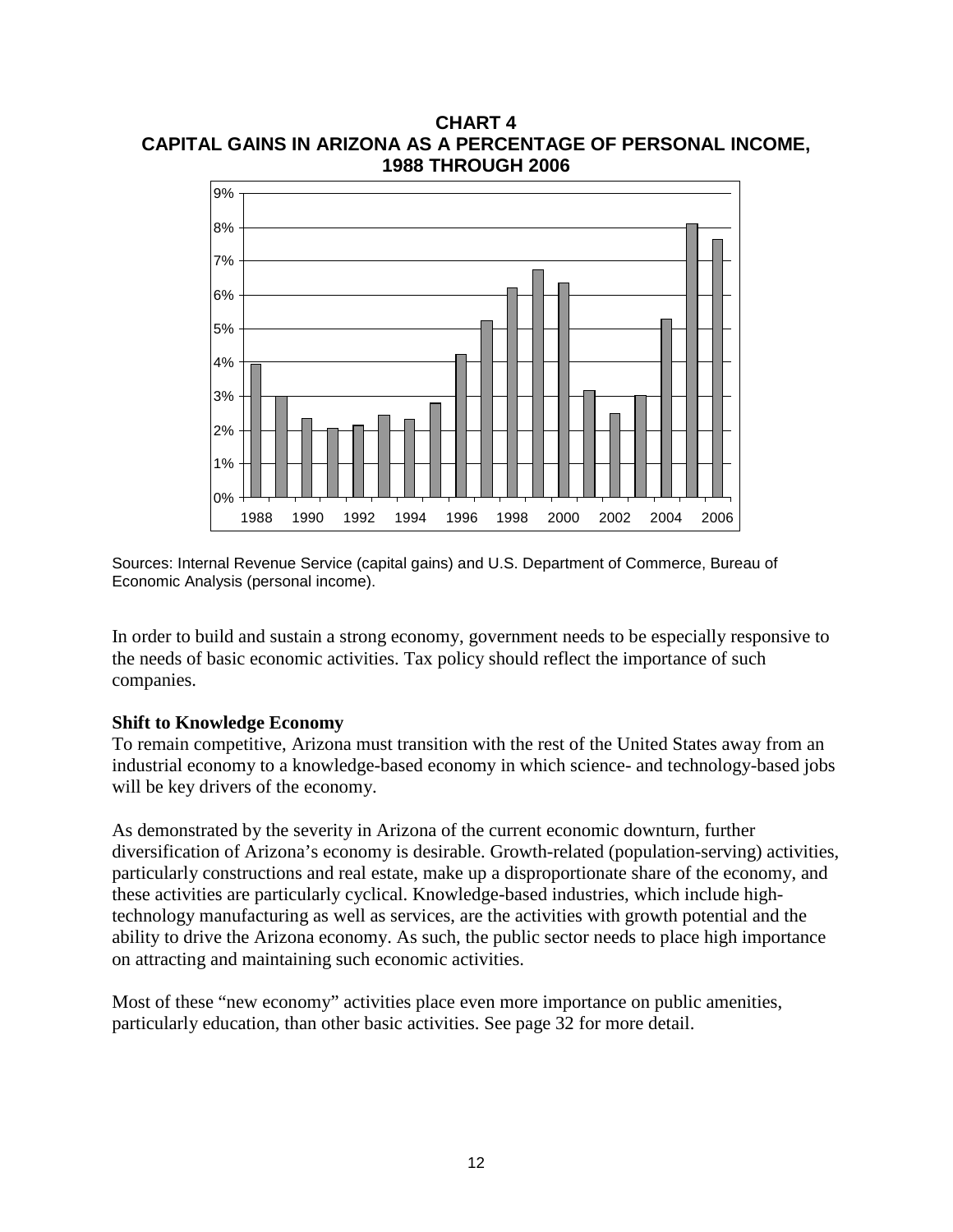**CHART 4**
**CAPITAL GAINS IN ARIZONA AS A PERCENTAGE OF PERSONAL INCOME, 1988 THROUGH 2006**

Sources: Internal Revenue Service (capital gains) and U.S. Department of Commerce, Bureau of Economic Analysis (personal income).

In order to build and sustain a strong economy, government needs to be especially responsive to the needs of basic economic activities. Tax policy should reflect the importance of such companies.

**Shift to Knowledge Economy**

To remain competitive, Arizona must transition with the rest of the United States away from an industrial economy to a knowledge-based economy in which science- and technology-based jobs will be key drivers of the economy.

As demonstrated by the severity in Arizona of the current economic downturn, further diversification of Arizona's economy is desirable. Growth-related (population-serving) activities, particularly constructions and real estate, make up a disproportionate share of the economy, and these activities are particularly cyclical. Knowledge-based industries, which include high-technology manufacturing as well as services, are the activities with growth potential and the ability to drive the Arizona economy. As such, the public sector needs to place high importance on attracting and maintaining such economic activities.

Most of these "new economy" activities place even more importance on public amenities, particularly education, than other basic activities. See page 32 for more detail.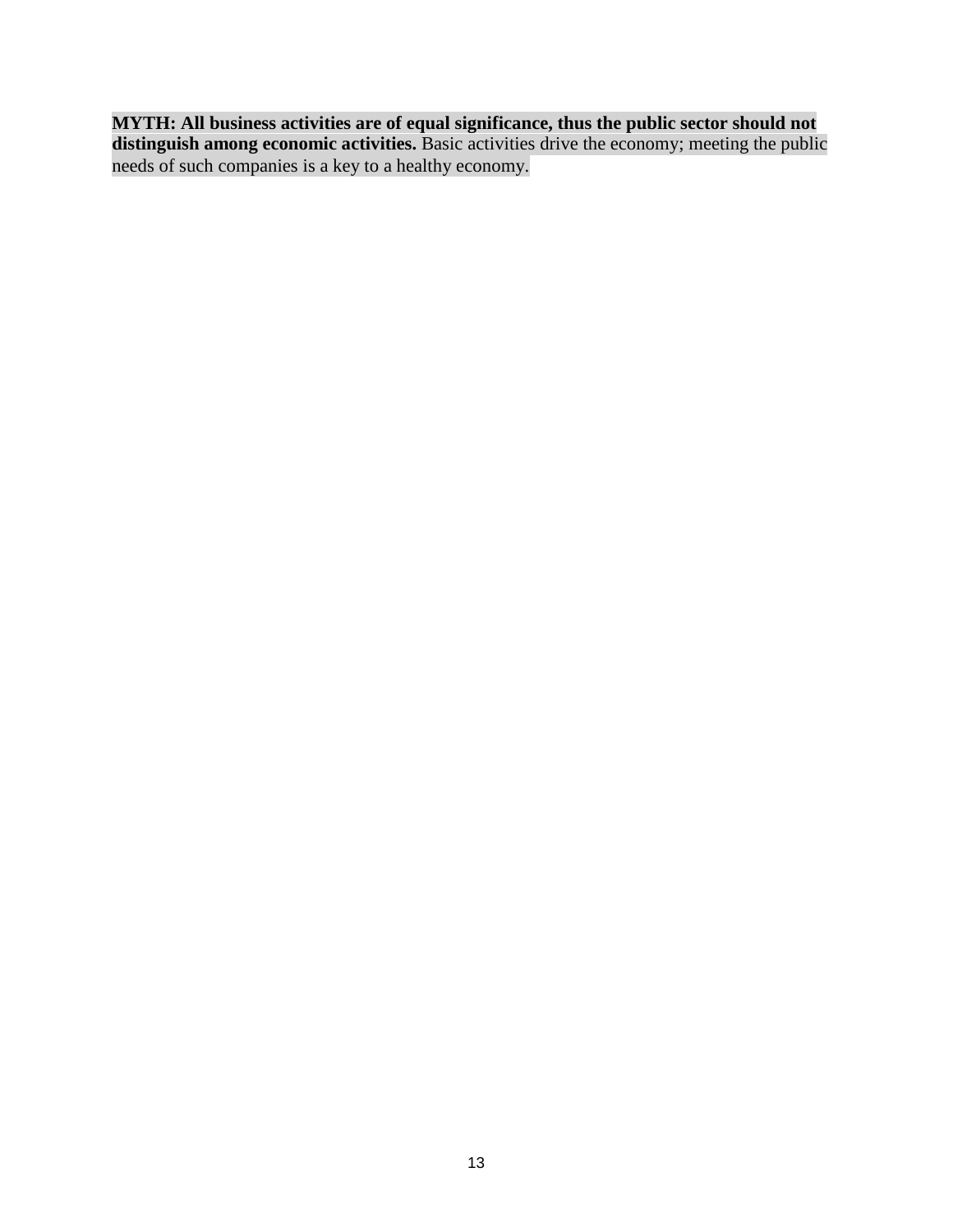**MYTH: All business activities are of equal significance, thus the public sector should not distinguish among economic activities.** Basic activities drive the economy; meeting the public needs of such companies is a key to a healthy economy.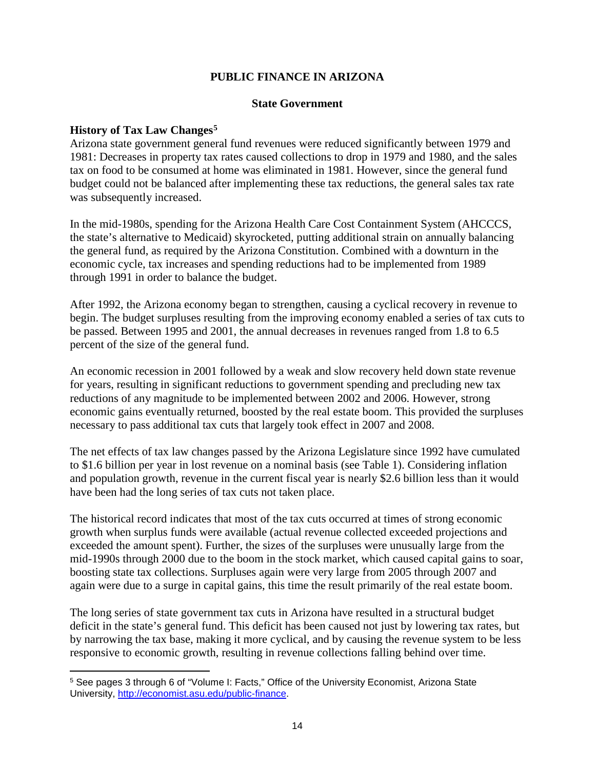# PUBLIC FINANCE IN ARIZONA

## State Government

### History of Tax Law Changes[5]

Arizona state government general fund revenues were reduced significantly between 1979 and 1981: Decreases in property tax rates caused collections to drop in 1979 and 1980, and the sales tax on food to be consumed at home was eliminated in 1981. However, since the general fund budget could not be balanced after implementing these tax reductions, the general sales tax rate was subsequently increased.

In the mid-1980s, spending for the Arizona Health Care Cost Containment System (AHCCCS, the state's alternative to Medicaid) skyrocketed, putting additional strain on annually balancing the general fund, as required by the Arizona Constitution. Combined with a downturn in the economic cycle, tax increases and spending reductions had to be implemented from 1989 through 1991 in order to balance the budget.

After 1992, the Arizona economy began to strengthen, causing a cyclical recovery in revenue to begin. The budget surpluses resulting from the improving economy enabled a series of tax cuts to be passed. Between 1995 and 2001, the annual decreases in revenues ranged from 1.8 to 6.5 percent of the size of the general fund.

An economic recession in 2001 followed by a weak and slow recovery held down state revenue for years, resulting in significant reductions to government spending and precluding new tax reductions of any magnitude to be implemented between 2002 and 2006. However, strong economic gains eventually returned, boosted by the real estate boom. This provided the surpluses necessary to pass additional tax cuts that largely took effect in 2007 and 2008.

The net effects of tax law changes passed by the Arizona Legislature since 1992 have cumulated to $1.6 billion per year in lost revenue on a nominal basis (see Table 1). Considering inflation and population growth, revenue in the current fiscal year is nearly $2.6 billion less than it would have been had the long series of tax cuts not taken place.

The historical record indicates that most of the tax cuts occurred at times of strong economic growth when surplus funds were available (actual revenue collected exceeded projections and exceeded the amount spent). Further, the sizes of the surpluses were unusually large from the mid-1990s through 2000 due to the boom in the stock market, which caused capital gains to soar, boosting state tax collections. Surpluses again were very large from 2005 through 2007 and again were due to a surge in capital gains, this time the result primarily of the real estate boom.

The long series of state government tax cuts in Arizona have resulted in a structural budget deficit in the state's general fund. This deficit has been caused not just by lowering tax rates, but by narrowing the tax base, making it more cyclical, and by causing the revenue system to be less responsive to economic growth, resulting in revenue collections falling behind over time.

---

[5] See pages 3 through 6 of "Volume I: Facts," Office of the University Economist, Arizona State University, http://economist.asu.edu/public-finance.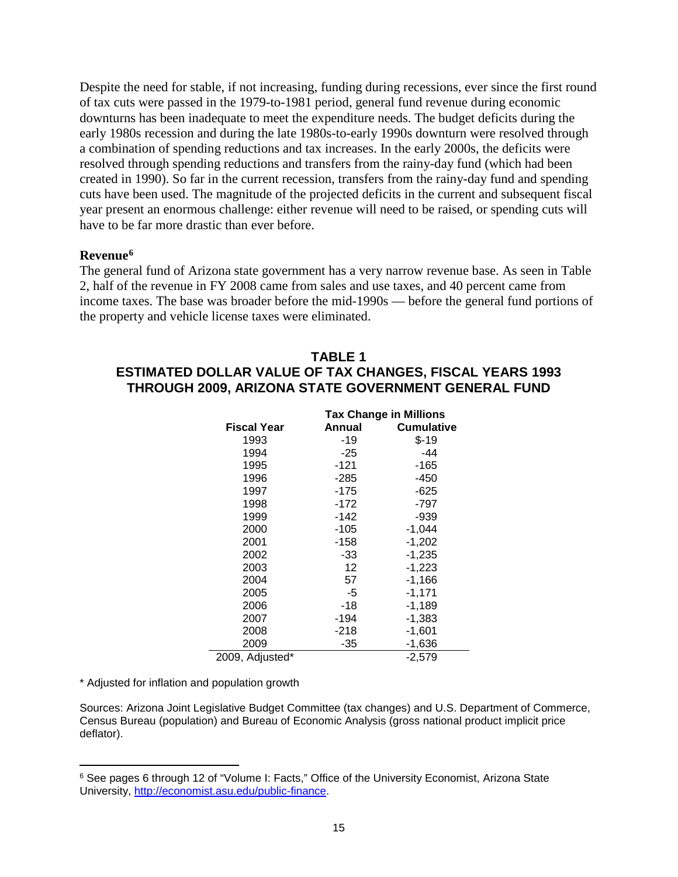Despite the need for stable, if not increasing, funding during recessions, ever since the first round of tax cuts were passed in the 1979-to-1981 period, general fund revenue during economic downturns has been inadequate to meet the expenditure needs. The budget deficits during the early 1980s recession and during the late 1980s-to-early 1990s downturn were resolved through a combination of spending reductions and tax increases. In the early 2000s, the deficits were resolved through spending reductions and transfers from the rainy-day fund (which had been created in 1990). So far in the current recession, transfers from the rainy-day fund and spending cuts have been used. The magnitude of the projected deficits in the current and subsequent fiscal year present an enormous challenge: either revenue will need to be raised, or spending cuts will have to be far more drastic than ever before.

**Revenue**[6]

The general fund of Arizona state government has a very narrow revenue base. As seen in Table 2, half of the revenue in FY 2008 came from sales and use taxes, and 40 percent came from income taxes. The base was broader before the mid-1990s — before the general fund portions of the property and vehicle license taxes were eliminated.

**TABLE 1**
**ESTIMATED DOLLAR VALUE OF TAX CHANGES, FISCAL YEARS 1993 THROUGH 2009, ARIZONA STATE GOVERNMENT GENERAL FUND**

| | Tax Change in Millions | |
|---|---|---|
| **Fiscal Year** | **Annual** | **Cumulative** |
| 1993 | -19 | $-19 |
| 1994 | -25 | -44 |
| 1995 | -121 | -165 |
| 1996 | -285 | -450 |
| 1997 | -175 | -625 |
| 1998 | -172 | -797 |
| 1999 | -142 | -939 |
| 2000 | -105 | -1,044 |
| 2001 | -158 | -1,202 |
| 2002 | -33 | -1,235 |
| 2003 | 12 | -1,223 |
| 2004 | 57 | -1,166 |
| 2005 | -5 | -1,171 |
| 2006 | -18 | -1,189 |
| 2007 | -194 | -1,383 |
| 2008 | -218 | -1,601 |
| 2009 | -35 | -1,636 |
| 2009, Adjusted* | | -2,579 |

\* Adjusted for inflation and population growth

Sources: Arizona Joint Legislative Budget Committee (tax changes) and U.S. Department of Commerce, Census Bureau (population) and Bureau of Economic Analysis (gross national product implicit price deflator).

[6] See pages 6 through 12 of "Volume I: Facts," Office of the University Economist, Arizona State University, http://economist.asu.edu/public-finance.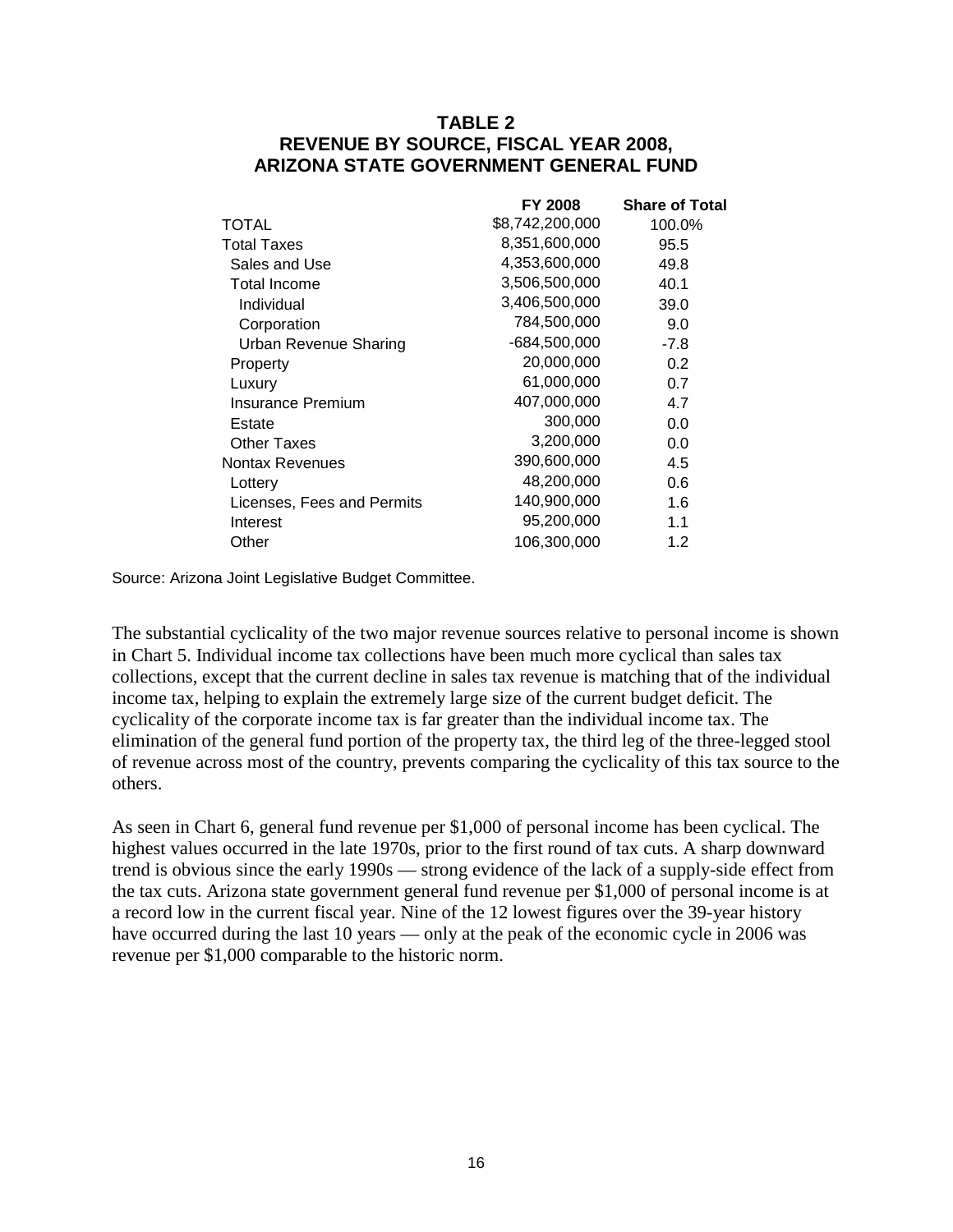# TABLE 2
## REVENUE BY SOURCE, FISCAL YEAR 2008, ARIZONA STATE GOVERNMENT GENERAL FUND

| | FY 2008 | Share of Total |
|---|---|---|
| TOTAL | $8,742,200,000 | 100.0% |
| Total Taxes | 8,351,600,000 | 95.5 |
| Sales and Use | 4,353,600,000 | 49.8 |
| Total Income | 3,506,500,000 | 40.1 |
| Individual | 3,406,500,000 | 39.0 |
| Corporation | 784,500,000 | 9.0 |
| Urban Revenue Sharing | -684,500,000 | -7.8 |
| Property | 20,000,000 | 0.2 |
| Luxury | 61,000,000 | 0.7 |
| Insurance Premium | 407,000,000 | 4.7 |
| Estate | 300,000 | 0.0 |
| Other Taxes | 3,200,000 | 0.0 |
| Nontax Revenues | 390,600,000 | 4.5 |
| Lottery | 48,200,000 | 0.6 |
| Licenses, Fees and Permits | 140,900,000 | 1.6 |
| Interest | 95,200,000 | 1.1 |
| Other | 106,300,000 | 1.2 |

Source: Arizona Joint Legislative Budget Committee.

The substantial cyclicality of the two major revenue sources relative to personal income is shown in Chart 5. Individual income tax collections have been much more cyclical than sales tax collections, except that the current decline in sales tax revenue is matching that of the individual income tax, helping to explain the extremely large size of the current budget deficit. The cyclicality of the corporate income tax is far greater than the individual income tax. The elimination of the general fund portion of the property tax, the third leg of the three-legged stool of revenue across most of the country, prevents comparing the cyclicality of this tax source to the others.

As seen in Chart 6, general fund revenue per $1,000 of personal income has been cyclical. The highest values occurred in the late 1970s, prior to the first round of tax cuts. A sharp downward trend is obvious since the early 1990s — strong evidence of the lack of a supply-side effect from the tax cuts. Arizona state government general fund revenue per $1,000 of personal income is at a record low in the current fiscal year. Nine of the 12 lowest figures over the 39-year history have occurred during the last 10 years — only at the peak of the economic cycle in 2006 was revenue per $1,000 comparable to the historic norm.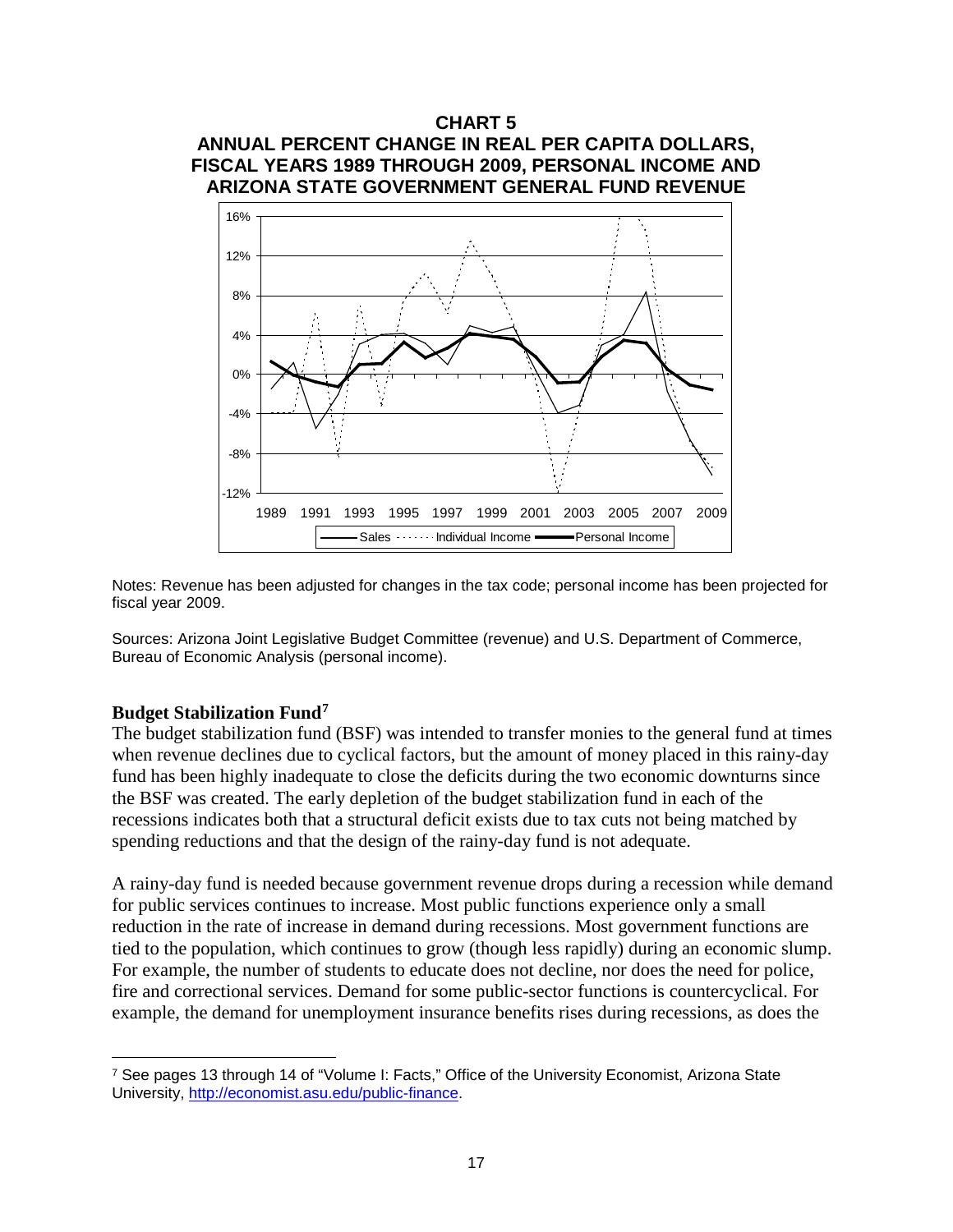**CHART 5**
**ANNUAL PERCENT CHANGE IN REAL PER CAPITA DOLLARS, FISCAL YEARS 1989 THROUGH 2009, PERSONAL INCOME AND ARIZONA STATE GOVERNMENT GENERAL FUND REVENUE**

Notes: Revenue has been adjusted for changes in the tax code; personal income has been projected for fiscal year 2009.

Sources: Arizona Joint Legislative Budget Committee (revenue) and U.S. Department of Commerce, Bureau of Economic Analysis (personal income).

### Budget Stabilization Fund[7]

The budget stabilization fund (BSF) was intended to transfer monies to the general fund at times when revenue declines due to cyclical factors, but the amount of money placed in this rainy-day fund has been highly inadequate to close the deficits during the two economic downturns since the BSF was created. The early depletion of the budget stabilization fund in each of the recessions indicates both that a structural deficit exists due to tax cuts not being matched by spending reductions and that the design of the rainy-day fund is not adequate.

A rainy-day fund is needed because government revenue drops during a recession while demand for public services continues to increase. Most public functions experience only a small reduction in the rate of increase in demand during recessions. Most government functions are tied to the population, which continues to grow (though less rapidly) during an economic slump. For example, the number of students to educate does not decline, nor does the need for police, fire and correctional services. Demand for some public-sector functions is countercyclical. For example, the demand for unemployment insurance benefits rises during recessions, as does the

[7] See pages 13 through 14 of "Volume I: Facts," Office of the University Economist, Arizona State University, http://economist.asu.edu/public-finance.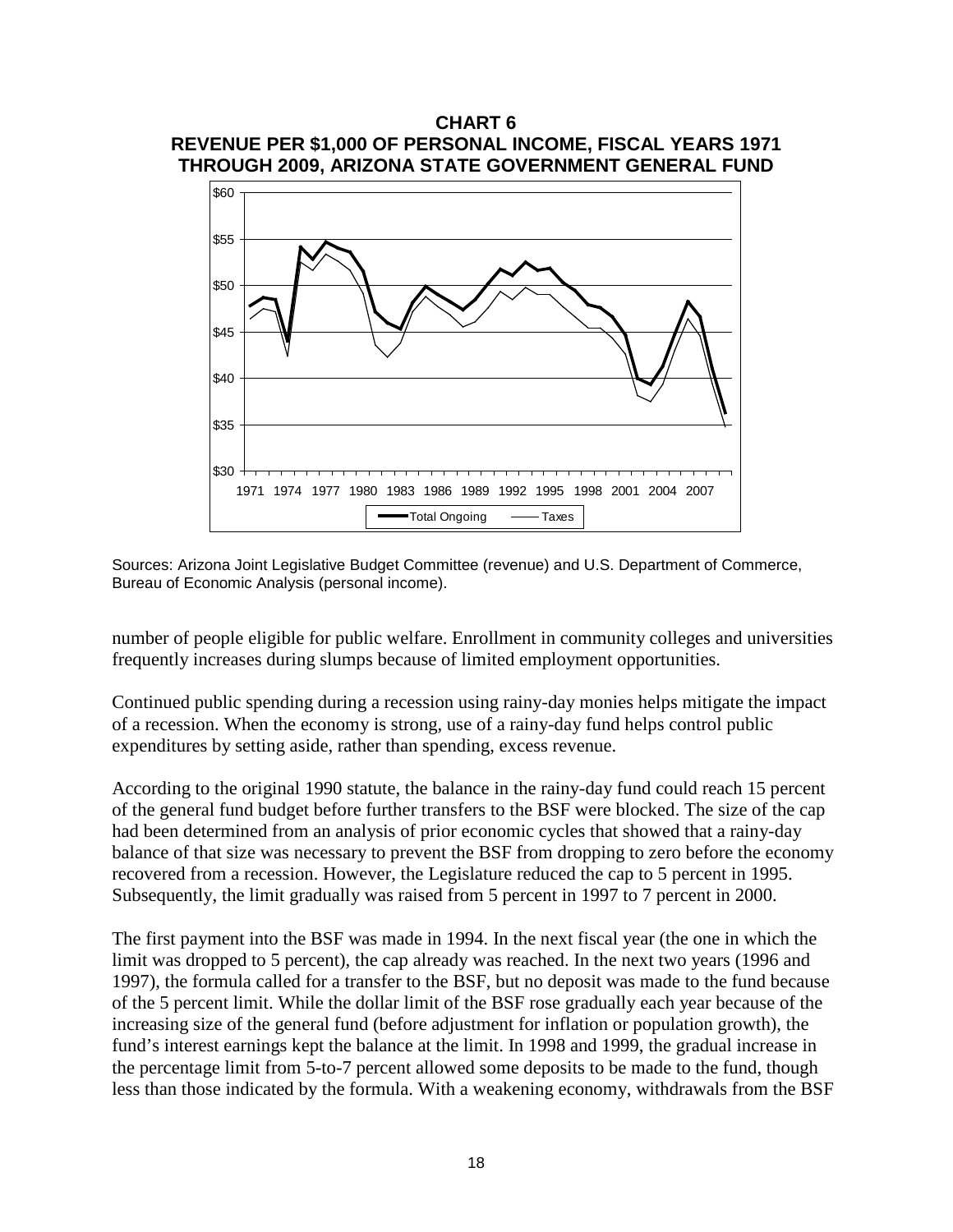**CHART 6**
**REVENUE PER $1,000 OF PERSONAL INCOME, FISCAL YEARS 1971 THROUGH 2009, ARIZONA STATE GOVERNMENT GENERAL FUND**

Sources: Arizona Joint Legislative Budget Committee (revenue) and U.S. Department of Commerce, Bureau of Economic Analysis (personal income).

number of people eligible for public welfare. Enrollment in community colleges and universities frequently increases during slumps because of limited employment opportunities.

Continued public spending during a recession using rainy-day monies helps mitigate the impact of a recession. When the economy is strong, use of a rainy-day fund helps control public expenditures by setting aside, rather than spending, excess revenue.

According to the original 1990 statute, the balance in the rainy-day fund could reach 15 percent of the general fund budget before further transfers to the BSF were blocked. The size of the cap had been determined from an analysis of prior economic cycles that showed that a rainy-day balance of that size was necessary to prevent the BSF from dropping to zero before the economy recovered from a recession. However, the Legislature reduced the cap to 5 percent in 1995. Subsequently, the limit gradually was raised from 5 percent in 1997 to 7 percent in 2000.

The first payment into the BSF was made in 1994. In the next fiscal year (the one in which the limit was dropped to 5 percent), the cap already was reached. In the next two years (1996 and 1997), the formula called for a transfer to the BSF, but no deposit was made to the fund because of the 5 percent limit. While the dollar limit of the BSF rose gradually each year because of the increasing size of the general fund (before adjustment for inflation or population growth), the fund's interest earnings kept the balance at the limit. In 1998 and 1999, the gradual increase in the percentage limit from 5-to-7 percent allowed some deposits to be made to the fund, though less than those indicated by the formula. With a weakening economy, withdrawals from the BSF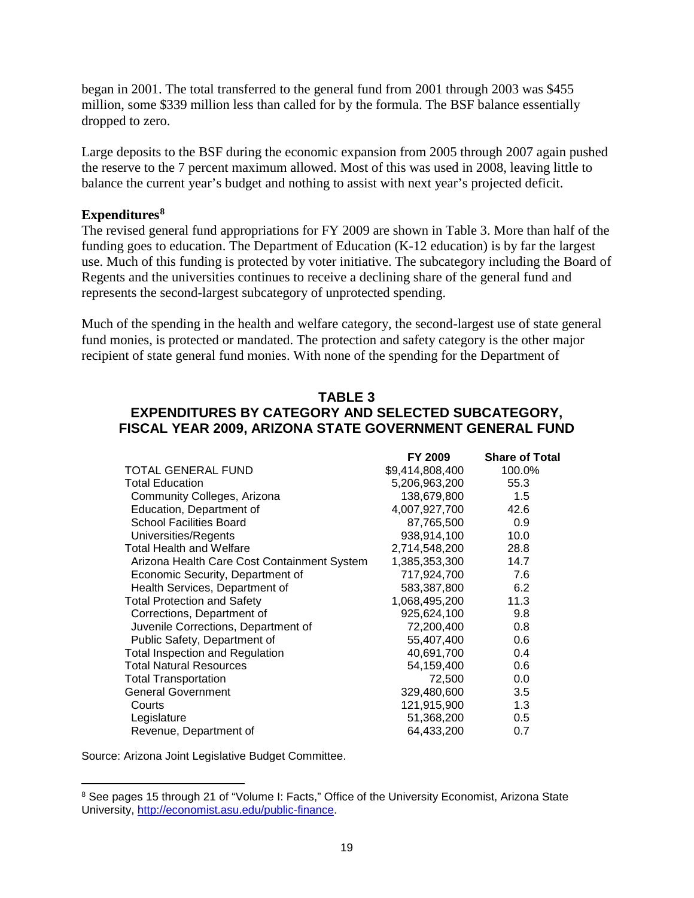began in 2001. The total transferred to the general fund from 2001 through 2003 was $455 million, some $339 million less than called for by the formula. The BSF balance essentially dropped to zero.

Large deposits to the BSF during the economic expansion from 2005 through 2007 again pushed the reserve to the 7 percent maximum allowed. Most of this was used in 2008, leaving little to balance the current year's budget and nothing to assist with next year's projected deficit.

**Expenditures**[8]

The revised general fund appropriations for FY 2009 are shown in Table 3. More than half of the funding goes to education. The Department of Education (K-12 education) is by far the largest use. Much of this funding is protected by voter initiative. The subcategory including the Board of Regents and the universities continues to receive a declining share of the general fund and represents the second-largest subcategory of unprotected spending.

Much of the spending in the health and welfare category, the second-largest use of state general fund monies, is protected or mandated. The protection and safety category is the other major recipient of state general fund monies. With none of the spending for the Department of

**TABLE 3**
**EXPENDITURES BY CATEGORY AND SELECTED SUBCATEGORY, FISCAL YEAR 2009, ARIZONA STATE GOVERNMENT GENERAL FUND**

| | FY 2009 | Share of Total |
|---|---|---|
| TOTAL GENERAL FUND | $9,414,808,400 | 100.0% |
| Total Education | 5,206,963,200 | 55.3 |
| Community Colleges, Arizona | 138,679,800 | 1.5 |
| Education, Department of | 4,007,927,700 | 42.6 |
| School Facilities Board | 87,765,500 | 0.9 |
| Universities/Regents | 938,914,100 | 10.0 |
| Total Health and Welfare | 2,714,548,200 | 28.8 |
| Arizona Health Care Cost Containment System | 1,385,353,300 | 14.7 |
| Economic Security, Department of | 717,924,700 | 7.6 |
| Health Services, Department of | 583,387,800 | 6.2 |
| Total Protection and Safety | 1,068,495,200 | 11.3 |
| Corrections, Department of | 925,624,100 | 9.8 |
| Juvenile Corrections, Department of | 72,200,400 | 0.8 |
| Public Safety, Department of | 55,407,400 | 0.6 |
| Total Inspection and Regulation | 40,691,700 | 0.4 |
| Total Natural Resources | 54,159,400 | 0.6 |
| Total Transportation | 72,500 | 0.0 |
| General Government | 329,480,600 | 3.5 |
| Courts | 121,915,900 | 1.3 |
| Legislature | 51,368,200 | 0.5 |
| Revenue, Department of | 64,433,200 | 0.7 |

Source: Arizona Joint Legislative Budget Committee.

[8] See pages 15 through 21 of "Volume I: Facts," Office of the University Economist, Arizona State University, http://economist.asu.edu/public-finance.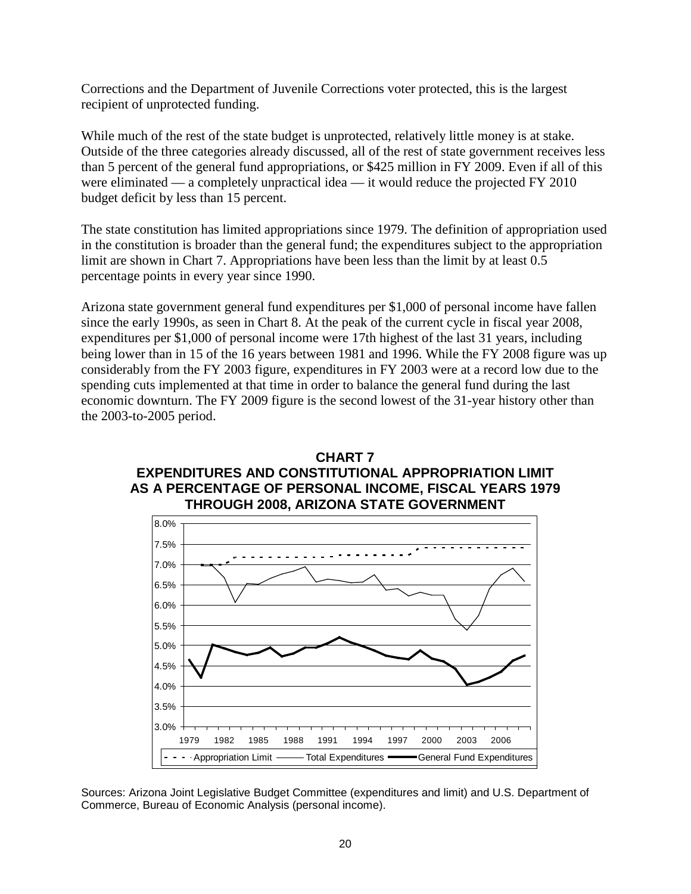Corrections and the Department of Juvenile Corrections voter protected, this is the largest recipient of unprotected funding.

While much of the rest of the state budget is unprotected, relatively little money is at stake. Outside of the three categories already discussed, all of the rest of state government receives less than 5 percent of the general fund appropriations, or $425 million in FY 2009. Even if all of this were eliminated — a completely unpractical idea — it would reduce the projected FY 2010 budget deficit by less than 15 percent.

The state constitution has limited appropriations since 1979. The definition of appropriation used in the constitution is broader than the general fund; the expenditures subject to the appropriation limit are shown in Chart 7. Appropriations have been less than the limit by at least 0.5 percentage points in every year since 1990.

Arizona state government general fund expenditures per $1,000 of personal income have fallen since the early 1990s, as seen in Chart 8. At the peak of the current cycle in fiscal year 2008, expenditures per $1,000 of personal income were 17th highest of the last 31 years, including being lower than in 15 of the 16 years between 1981 and 1996. While the FY 2008 figure was up considerably from the FY 2003 figure, expenditures in FY 2003 were at a record low due to the spending cuts implemented at that time in order to balance the general fund during the last economic downturn. The FY 2009 figure is the second lowest of the 31-year history other than the 2003-to-2005 period.

**CHART 7**
**EXPENDITURES AND CONSTITUTIONAL APPROPRIATION LIMIT AS A PERCENTAGE OF PERSONAL INCOME, FISCAL YEARS 1979 THROUGH 2008, ARIZONA STATE GOVERNMENT**

Sources: Arizona Joint Legislative Budget Committee (expenditures and limit) and U.S. Department of Commerce, Bureau of Economic Analysis (personal income).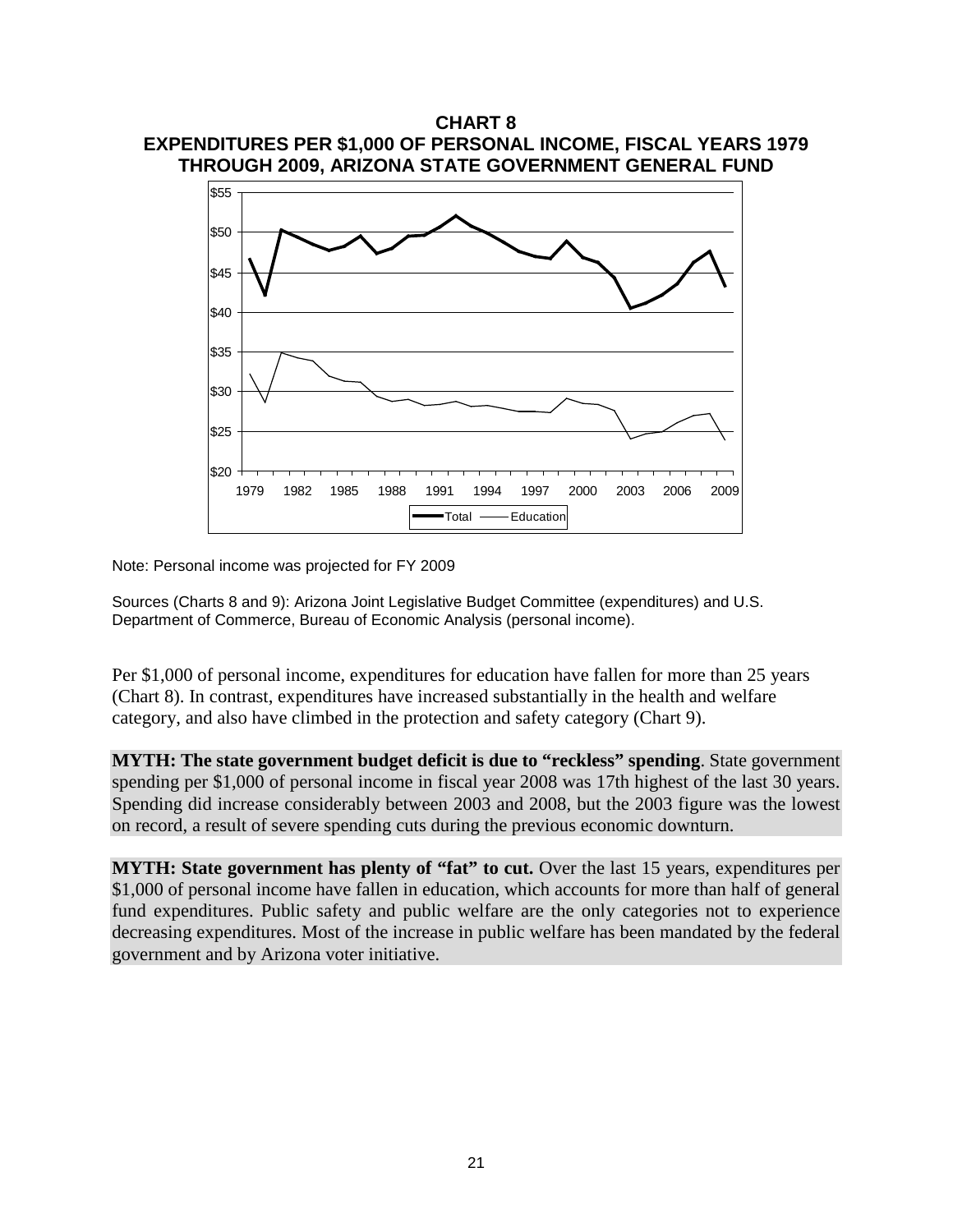**CHART 8**
**EXPENDITURES PER $1,000 OF PERSONAL INCOME, FISCAL YEARS 1979 THROUGH 2009, ARIZONA STATE GOVERNMENT GENERAL FUND**

Note: Personal income was projected for FY 2009

Sources (Charts 8 and 9): Arizona Joint Legislative Budget Committee (expenditures) and U.S. Department of Commerce, Bureau of Economic Analysis (personal income).

Per $1,000 of personal income, expenditures for education have fallen for more than 25 years (Chart 8). In contrast, expenditures have increased substantially in the health and welfare category, and also have climbed in the protection and safety category (Chart 9).

**MYTH: The state government budget deficit is due to "reckless" spending**. State government spending per $1,000 of personal income in fiscal year 2008 was 17th highest of the last 30 years. Spending did increase considerably between 2003 and 2008, but the 2003 figure was the lowest on record, a result of severe spending cuts during the previous economic downturn.

**MYTH: State government has plenty of "fat" to cut.** Over the last 15 years, expenditures per $1,000 of personal income have fallen in education, which accounts for more than half of general fund expenditures. Public safety and public welfare are the only categories not to experience decreasing expenditures. Most of the increase in public welfare has been mandated by the federal government and by Arizona voter initiative.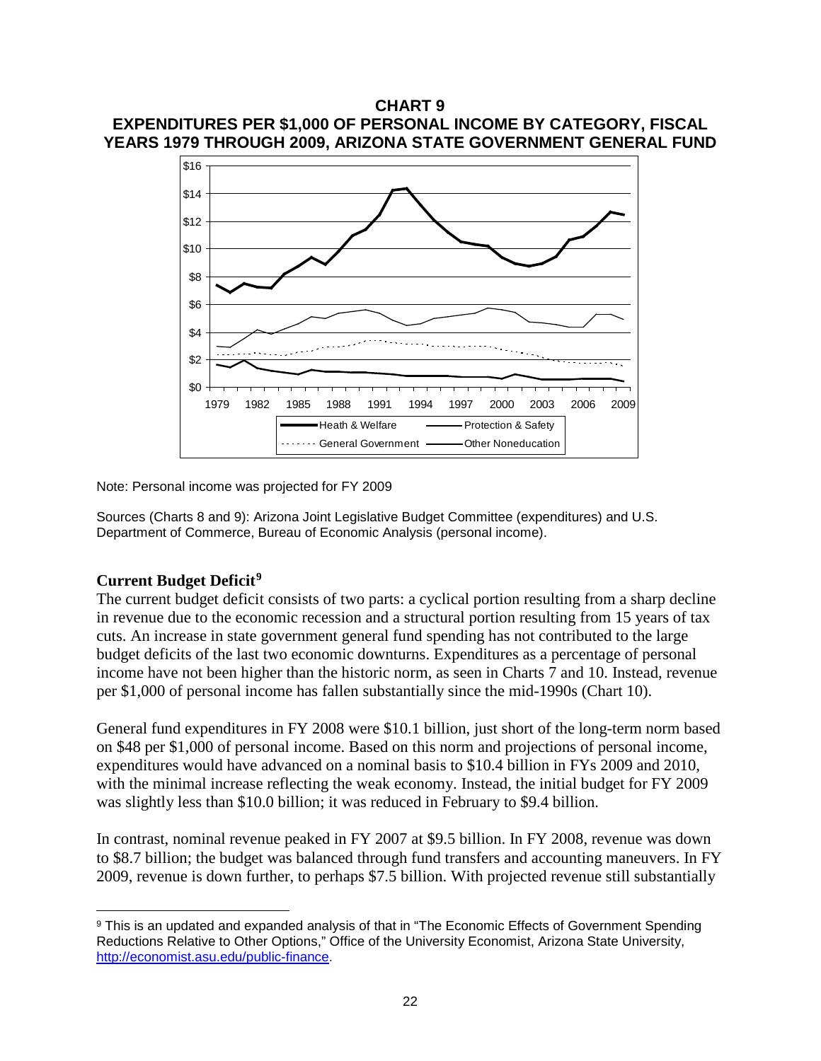**CHART 9**
**EXPENDITURES PER $1,000 OF PERSONAL INCOME BY CATEGORY, FISCAL YEARS 1979 THROUGH 2009, ARIZONA STATE GOVERNMENT GENERAL FUND**

Note: Personal income was projected for FY 2009

Sources (Charts 8 and 9): Arizona Joint Legislative Budget Committee (expenditures) and U.S. Department of Commerce, Bureau of Economic Analysis (personal income).

### Current Budget Deficit[9]

The current budget deficit consists of two parts: a cyclical portion resulting from a sharp decline in revenue due to the economic recession and a structural portion resulting from 15 years of tax cuts. An increase in state government general fund spending has not contributed to the large budget deficits of the last two economic downturns. Expenditures as a percentage of personal income have not been higher than the historic norm, as seen in Charts 7 and 10. Instead, revenue per $1,000 of personal income has fallen substantially since the mid-1990s (Chart 10).

General fund expenditures in FY 2008 were $10.1 billion, just short of the long-term norm based on $48 per $1,000 of personal income. Based on this norm and projections of personal income, expenditures would have advanced on a nominal basis to $10.4 billion in FYs 2009 and 2010, with the minimal increase reflecting the weak economy. Instead, the initial budget for FY 2009 was slightly less than $10.0 billion; it was reduced in February to $9.4 billion.

In contrast, nominal revenue peaked in FY 2007 at $9.5 billion. In FY 2008, revenue was down to $8.7 billion; the budget was balanced through fund transfers and accounting maneuvers. In FY 2009, revenue is down further, to perhaps $7.5 billion. With projected revenue still substantially

[9] This is an updated and expanded analysis of that in "The Economic Effects of Government Spending Reductions Relative to Other Options," Office of the University Economist, Arizona State University, http://economist.asu.edu/public-finance.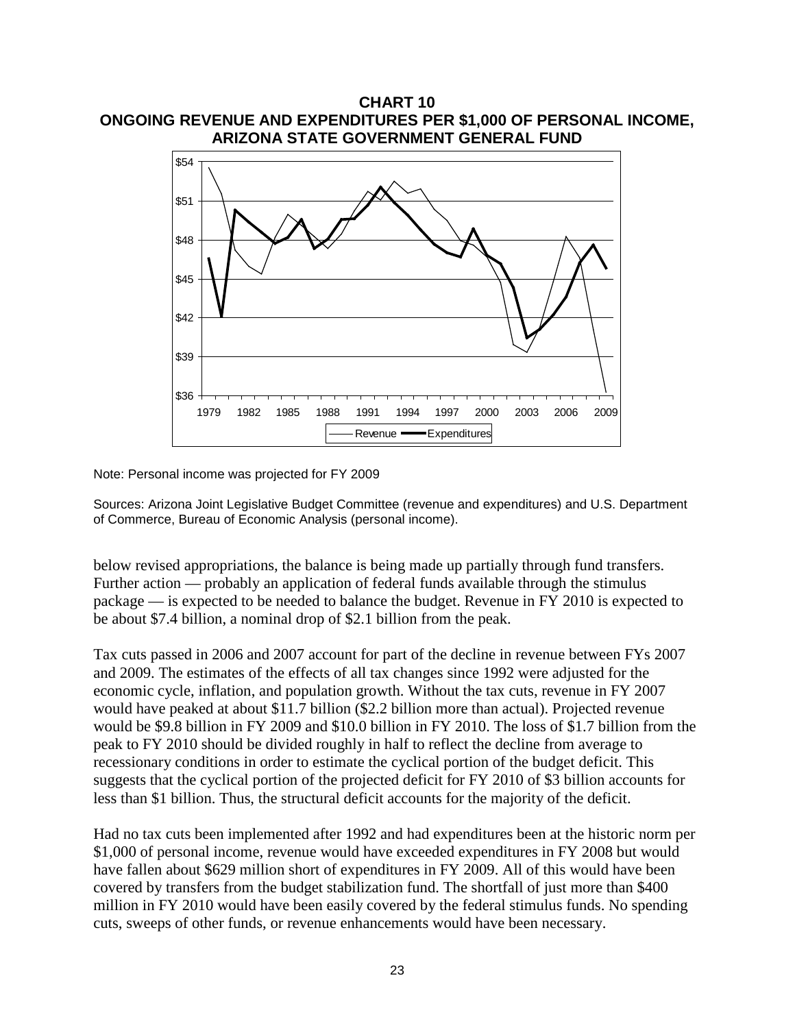**CHART 10**
**ONGOING REVENUE AND EXPENDITURES PER $1,000 OF PERSONAL INCOME, ARIZONA STATE GOVERNMENT GENERAL FUND**

Note: Personal income was projected for FY 2009

Sources: Arizona Joint Legislative Budget Committee (revenue and expenditures) and U.S. Department of Commerce, Bureau of Economic Analysis (personal income).

below revised appropriations, the balance is being made up partially through fund transfers. Further action — probably an application of federal funds available through the stimulus package — is expected to be needed to balance the budget. Revenue in FY 2010 is expected to be about $7.4 billion, a nominal drop of $2.1 billion from the peak.

Tax cuts passed in 2006 and 2007 account for part of the decline in revenue between FYs 2007 and 2009. The estimates of the effects of all tax changes since 1992 were adjusted for the economic cycle, inflation, and population growth. Without the tax cuts, revenue in FY 2007 would have peaked at about $11.7 billion ($2.2 billion more than actual). Projected revenue would be $9.8 billion in FY 2009 and $10.0 billion in FY 2010. The loss of $1.7 billion from the peak to FY 2010 should be divided roughly in half to reflect the decline from average to recessionary conditions in order to estimate the cyclical portion of the budget deficit. This suggests that the cyclical portion of the projected deficit for FY 2010 of $3 billion accounts for less than $1 billion. Thus, the structural deficit accounts for the majority of the deficit.

Had no tax cuts been implemented after 1992 and had expenditures been at the historic norm per $1,000 of personal income, revenue would have exceeded expenditures in FY 2008 but would have fallen about $629 million short of expenditures in FY 2009. All of this would have been covered by transfers from the budget stabilization fund. The shortfall of just more than $400 million in FY 2010 would have been easily covered by the federal stimulus funds. No spending cuts, sweeps of other funds, or revenue enhancements would have been necessary.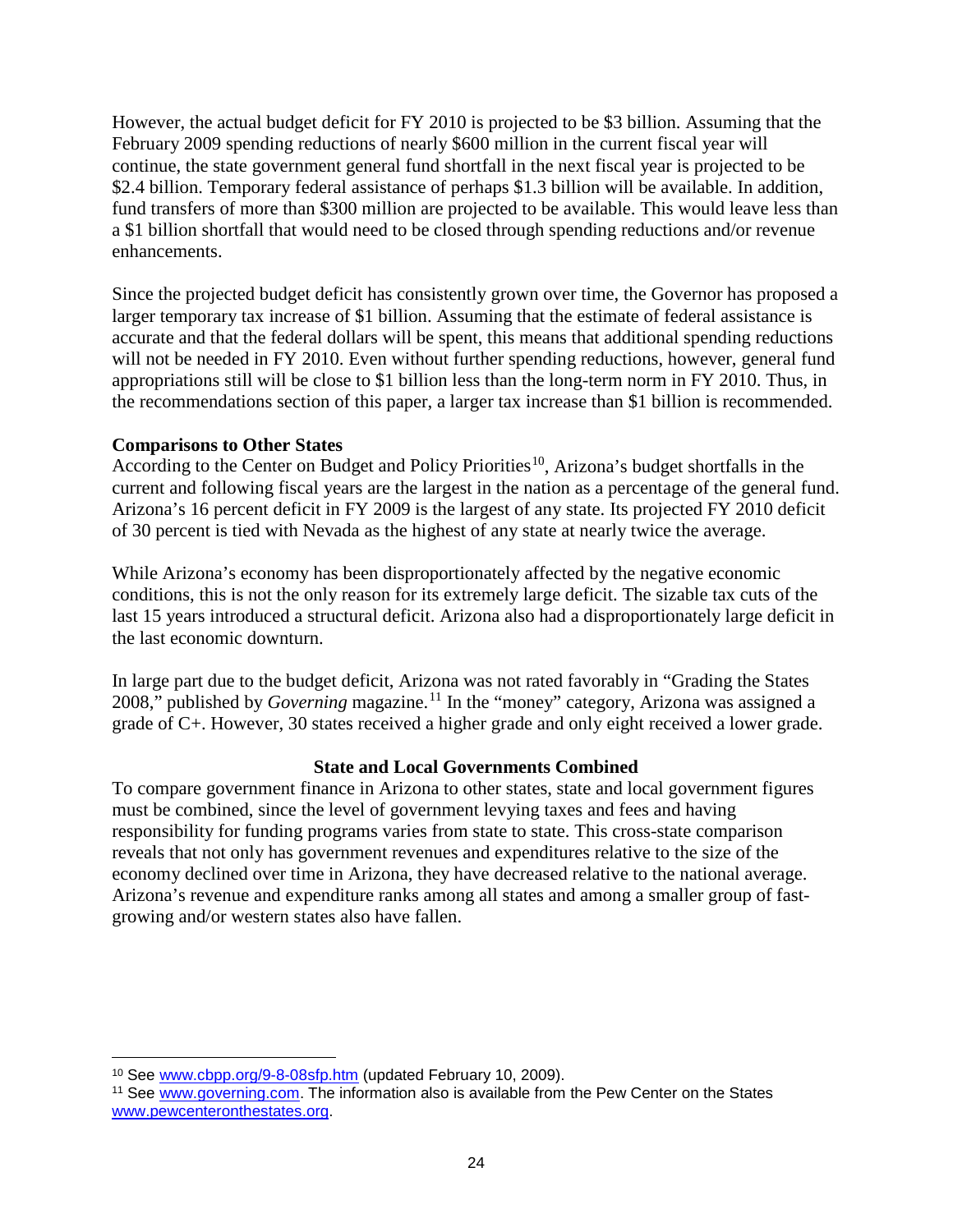However, the actual budget deficit for FY 2010 is projected to be $3 billion. Assuming that the February 2009 spending reductions of nearly $600 million in the current fiscal year will continue, the state government general fund shortfall in the next fiscal year is projected to be $2.4 billion. Temporary federal assistance of perhaps $1.3 billion will be available. In addition, fund transfers of more than $300 million are projected to be available. This would leave less than a $1 billion shortfall that would need to be closed through spending reductions and/or revenue enhancements.

Since the projected budget deficit has consistently grown over time, the Governor has proposed a larger temporary tax increase of $1 billion. Assuming that the estimate of federal assistance is accurate and that the federal dollars will be spent, this means that additional spending reductions will not be needed in FY 2010. Even without further spending reductions, however, general fund appropriations still will be close to $1 billion less than the long-term norm in FY 2010. Thus, in the recommendations section of this paper, a larger tax increase than $1 billion is recommended.

**Comparisons to Other States**

According to the Center on Budget and Policy Priorities[10], Arizona's budget shortfalls in the current and following fiscal years are the largest in the nation as a percentage of the general fund. Arizona's 16 percent deficit in FY 2009 is the largest of any state. Its projected FY 2010 deficit of 30 percent is tied with Nevada as the highest of any state at nearly twice the average.

While Arizona's economy has been disproportionately affected by the negative economic conditions, this is not the only reason for its extremely large deficit. The sizable tax cuts of the last 15 years introduced a structural deficit. Arizona also had a disproportionately large deficit in the last economic downturn.

In large part due to the budget deficit, Arizona was not rated favorably in "Grading the States 2008," published by *Governing* magazine.[11] In the "money" category, Arizona was assigned a grade of C+. However, 30 states received a higher grade and only eight received a lower grade.

## State and Local Governments Combined

To compare government finance in Arizona to other states, state and local government figures must be combined, since the level of government levying taxes and fees and having responsibility for funding programs varies from state to state. This cross-state comparison reveals that not only has government revenues and expenditures relative to the size of the economy declined over time in Arizona, they have decreased relative to the national average. Arizona's revenue and expenditure ranks among all states and among a smaller group of fast-growing and/or western states also have fallen.

---

[10] See www.cbpp.org/9-8-08sfp.htm (updated February 10, 2009).

[11] See www.governing.com. The information also is available from the Pew Center on the States www.pewcenteronthestates.org.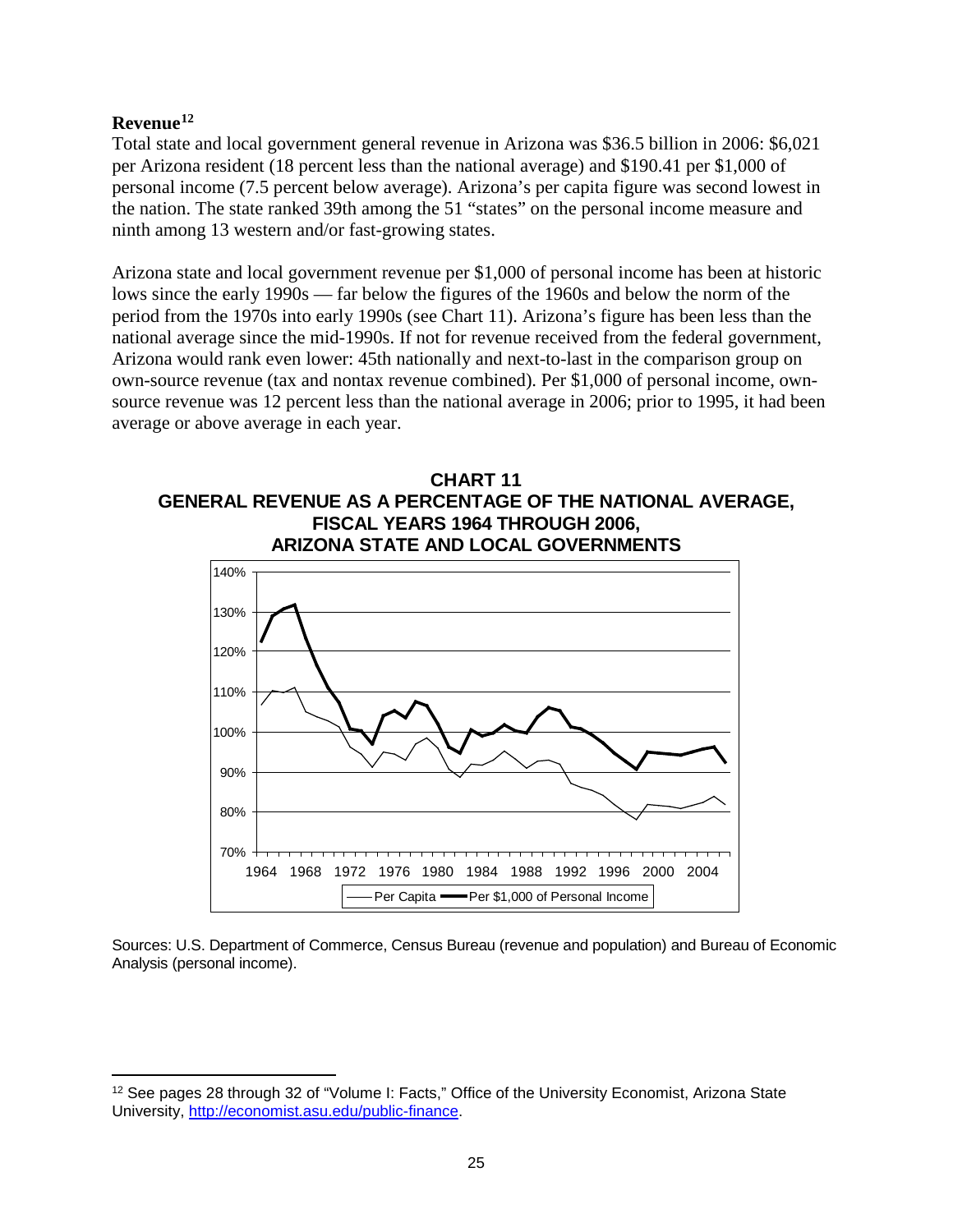### Revenue[12]

Total state and local government general revenue in Arizona was $36.5 billion in 2006: $6,021 per Arizona resident (18 percent less than the national average) and $190.41 per $1,000 of personal income (7.5 percent below average). Arizona's per capita figure was second lowest in the nation. The state ranked 39th among the 51 "states" on the personal income measure and ninth among 13 western and/or fast-growing states.

Arizona state and local government revenue per $1,000 of personal income has been at historic lows since the early 1990s — far below the figures of the 1960s and below the norm of the period from the 1970s into early 1990s (see Chart 11). Arizona's figure has been less than the national average since the mid-1990s. If not for revenue received from the federal government, Arizona would rank even lower: 45th nationally and next-to-last in the comparison group on own-source revenue (tax and nontax revenue combined). Per $1,000 of personal income, own-source revenue was 12 percent less than the national average in 2006; prior to 1995, it had been average or above average in each year.

**CHART 11**
**GENERAL REVENUE AS A PERCENTAGE OF THE NATIONAL AVERAGE, FISCAL YEARS 1964 THROUGH 2006, ARIZONA STATE AND LOCAL GOVERNMENTS**

Sources: U.S. Department of Commerce, Census Bureau (revenue and population) and Bureau of Economic Analysis (personal income).

---

[12] See pages 28 through 32 of "Volume I: Facts," Office of the University Economist, Arizona State University, http://economist.asu.edu/public-finance.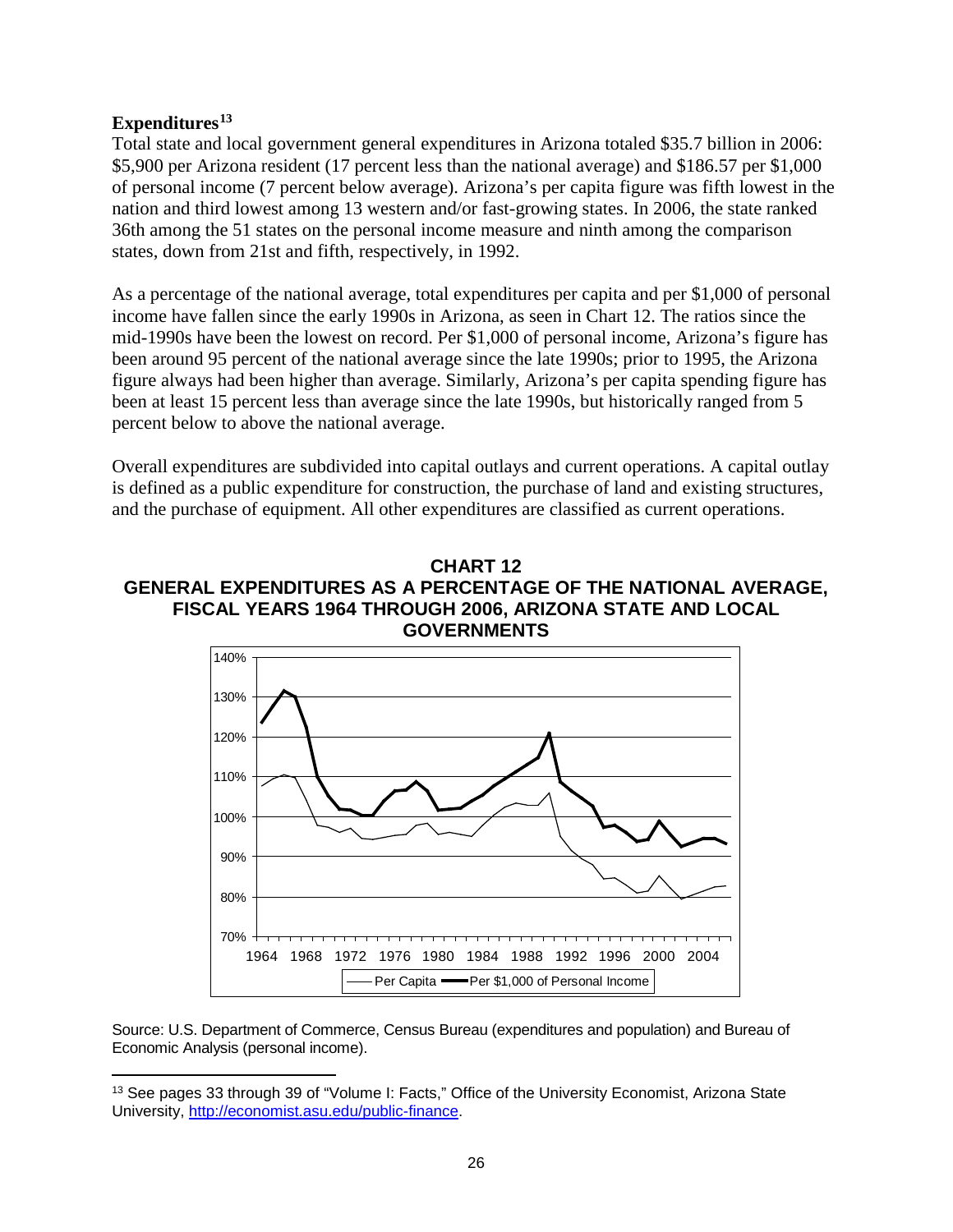## Expenditures[13]

Total state and local government general expenditures in Arizona totaled $35.7 billion in 2006: $5,900 per Arizona resident (17 percent less than the national average) and $186.57 per $1,000 of personal income (7 percent below average). Arizona's per capita figure was fifth lowest in the nation and third lowest among 13 western and/or fast-growing states. In 2006, the state ranked 36th among the 51 states on the personal income measure and ninth among the comparison states, down from 21st and fifth, respectively, in 1992.

As a percentage of the national average, total expenditures per capita and per $1,000 of personal income have fallen since the early 1990s in Arizona, as seen in Chart 12. The ratios since the mid-1990s have been the lowest on record. Per $1,000 of personal income, Arizona's figure has been around 95 percent of the national average since the late 1990s; prior to 1995, the Arizona figure always had been higher than average. Similarly, Arizona's per capita spending figure has been at least 15 percent less than average since the late 1990s, but historically ranged from 5 percent below to above the national average.

Overall expenditures are subdivided into capital outlays and current operations. A capital outlay is defined as a public expenditure for construction, the purchase of land and existing structures, and the purchase of equipment. All other expenditures are classified as current operations.

**CHART 12**
**GENERAL EXPENDITURES AS A PERCENTAGE OF THE NATIONAL AVERAGE, FISCAL YEARS 1964 THROUGH 2006, ARIZONA STATE AND LOCAL GOVERNMENTS**

Source: U.S. Department of Commerce, Census Bureau (expenditures and population) and Bureau of Economic Analysis (personal income).

[13] See pages 33 through 39 of "Volume I: Facts," Office of the University Economist, Arizona State University, http://economist.asu.edu/public-finance.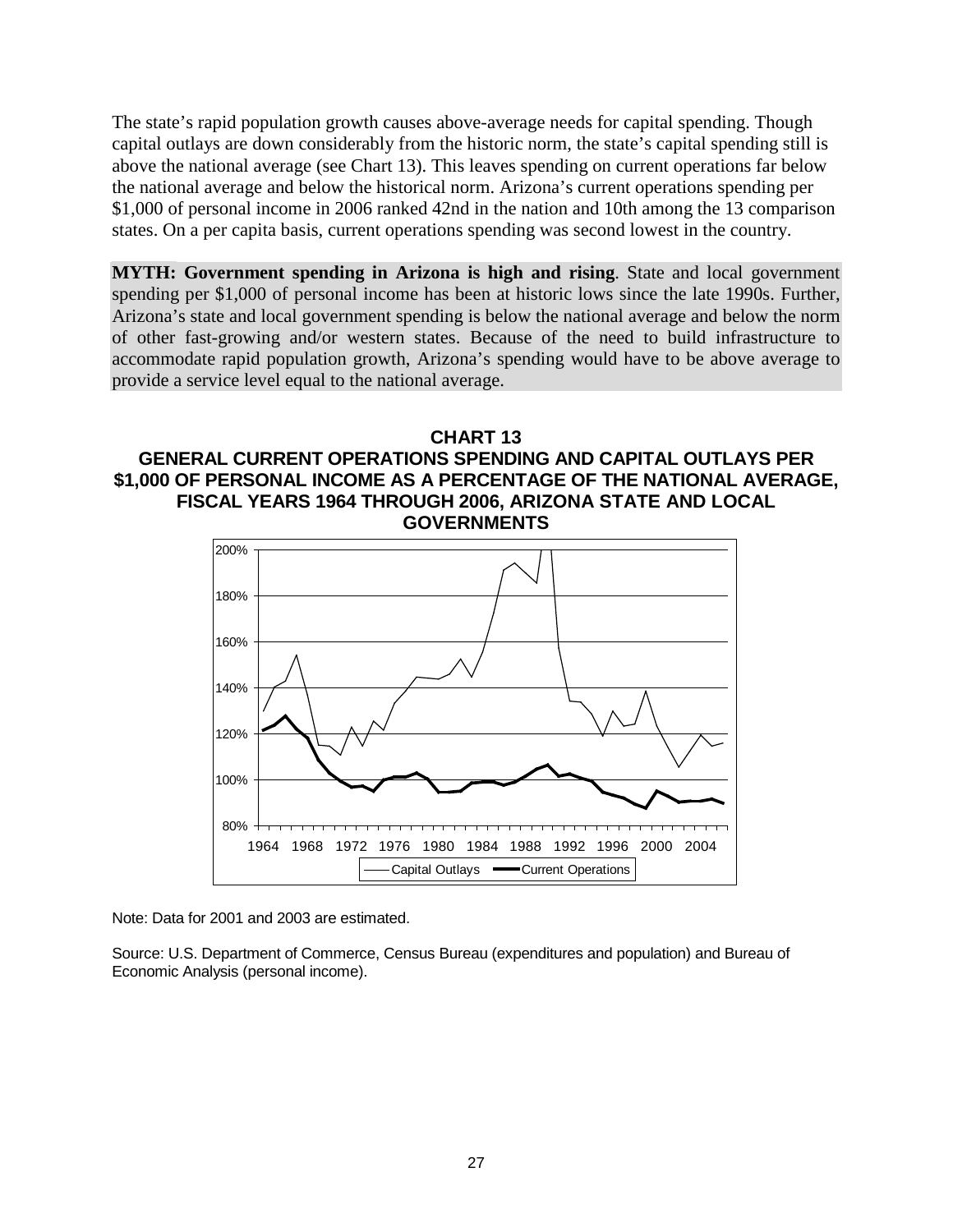The state's rapid population growth causes above-average needs for capital spending. Though capital outlays are down considerably from the historic norm, the state's capital spending still is above the national average (see Chart 13). This leaves spending on current operations far below the national average and below the historical norm. Arizona's current operations spending per $1,000 of personal income in 2006 ranked 42nd in the nation and 10th among the 13 comparison states. On a per capita basis, current operations spending was second lowest in the country.

**MYTH: Government spending in Arizona is high and rising**. State and local government spending per $1,000 of personal income has been at historic lows since the late 1990s. Further, Arizona's state and local government spending is below the national average and below the norm of other fast-growing and/or western states. Because of the need to build infrastructure to accommodate rapid population growth, Arizona's spending would have to be above average to provide a service level equal to the national average.

**CHART 13**
**GENERAL CURRENT OPERATIONS SPENDING AND CAPITAL OUTLAYS PER $1,000 OF PERSONAL INCOME AS A PERCENTAGE OF THE NATIONAL AVERAGE, FISCAL YEARS 1964 THROUGH 2006, ARIZONA STATE AND LOCAL GOVERNMENTS**

Note: Data for 2001 and 2003 are estimated.

Source: U.S. Department of Commerce, Census Bureau (expenditures and population) and Bureau of Economic Analysis (personal income).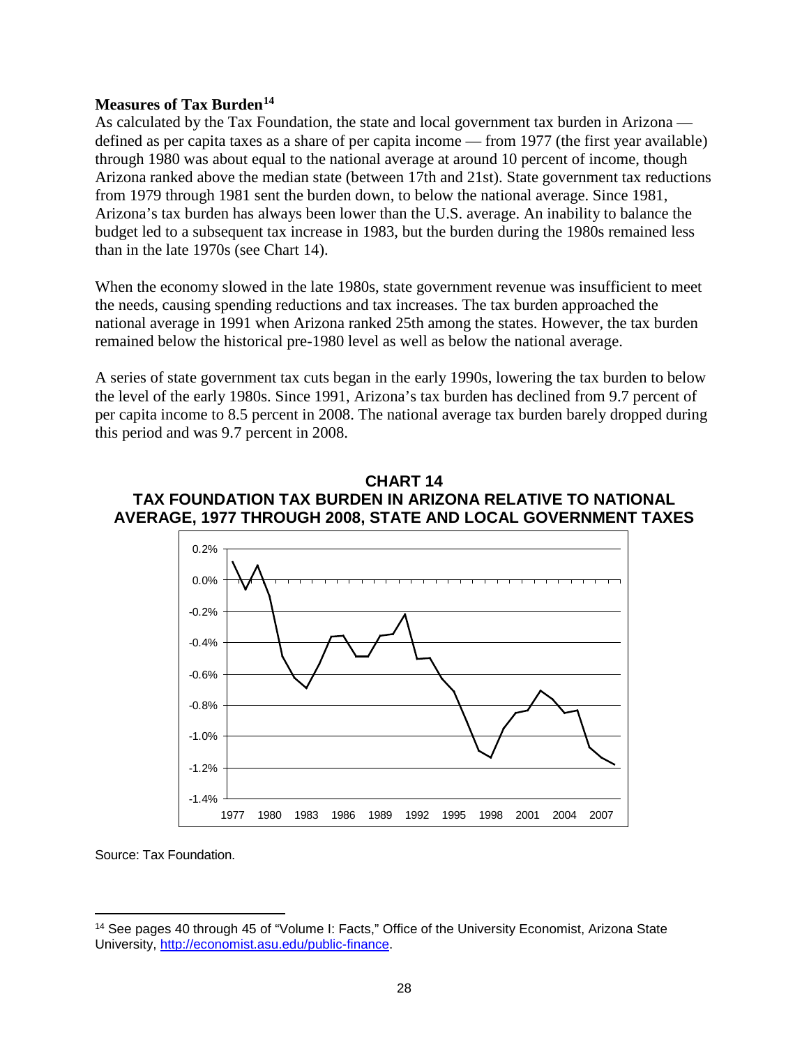### Measures of Tax Burden[14]

As calculated by the Tax Foundation, the state and local government tax burden in Arizona — defined as per capita taxes as a share of per capita income — from 1977 (the first year available) through 1980 was about equal to the national average at around 10 percent of income, though Arizona ranked above the median state (between 17th and 21st). State government tax reductions from 1979 through 1981 sent the burden down, to below the national average. Since 1981, Arizona's tax burden has always been lower than the U.S. average. An inability to balance the budget led to a subsequent tax increase in 1983, but the burden during the 1980s remained less than in the late 1970s (see Chart 14).

When the economy slowed in the late 1980s, state government revenue was insufficient to meet the needs, causing spending reductions and tax increases. The tax burden approached the national average in 1991 when Arizona ranked 25th among the states. However, the tax burden remained below the historical pre-1980 level as well as below the national average.

A series of state government tax cuts began in the early 1990s, lowering the tax burden to below the level of the early 1980s. Since 1991, Arizona's tax burden has declined from 9.7 percent of per capita income to 8.5 percent in 2008. The national average tax burden barely dropped during this period and was 9.7 percent in 2008.

**CHART 14**
**TAX FOUNDATION TAX BURDEN IN ARIZONA RELATIVE TO NATIONAL AVERAGE, 1977 THROUGH 2008, STATE AND LOCAL GOVERNMENT TAXES**

Source: Tax Foundation.

[14] See pages 40 through 45 of "Volume I: Facts," Office of the University Economist, Arizona State University, http://economist.asu.edu/public-finance.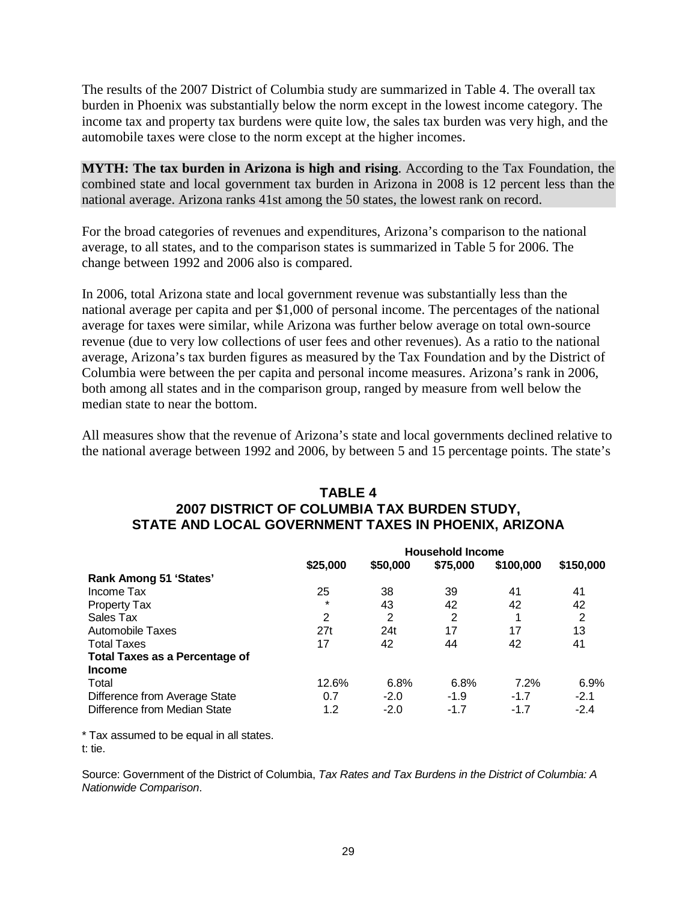The results of the 2007 District of Columbia study are summarized in Table 4. The overall tax burden in Phoenix was substantially below the norm except in the lowest income category. The income tax and property tax burdens were quite low, the sales tax burden was very high, and the automobile taxes were close to the norm except at the higher incomes.

**MYTH: The tax burden in Arizona is high and rising**. According to the Tax Foundation, the combined state and local government tax burden in Arizona in 2008 is 12 percent less than the national average. Arizona ranks 41st among the 50 states, the lowest rank on record.

For the broad categories of revenues and expenditures, Arizona's comparison to the national average, to all states, and to the comparison states is summarized in Table 5 for 2006. The change between 1992 and 2006 also is compared.

In 2006, total Arizona state and local government revenue was substantially less than the national average per capita and per $1,000 of personal income. The percentages of the national average for taxes were similar, while Arizona was further below average on total own-source revenue (due to very low collections of user fees and other revenues). As a ratio to the national average, Arizona's tax burden figures as measured by the Tax Foundation and by the District of Columbia were between the per capita and personal income measures. Arizona's rank in 2006, both among all states and in the comparison group, ranged by measure from well below the median state to near the bottom.

All measures show that the revenue of Arizona's state and local governments declined relative to the national average between 1992 and 2006, by between 5 and 15 percentage points. The state's

**TABLE 4**
**2007 DISTRICT OF COLUMBIA TAX BURDEN STUDY, STATE AND LOCAL GOVERNMENT TAXES IN PHOENIX, ARIZONA**

| | Household Income | | | | |
|---|---|---|---|---|---|
| | **$25,000** | **$50,000** | **$75,000** | **$100,000** | **$150,000** |
| **Rank Among 51 'States'** | | | | | |
| Income Tax | 25 | 38 | 39 | 41 | 41 |
| Property Tax | * | 43 | 42 | 42 | 42 |
| Sales Tax | 2 | 2 | 2 | 1 | 2 |
| Automobile Taxes | 27t | 24t | 17 | 17 | 13 |
| Total Taxes | 17 | 42 | 44 | 42 | 41 |
| **Total Taxes as a Percentage of Income** | | | | | |
| Total | 12.6% | 6.8% | 6.8% | 7.2% | 6.9% |
| Difference from Average State | 0.7 | -2.0 | -1.9 | -1.7 | -2.1 |
| Difference from Median State | 1.2 | -2.0 | -1.7 | -1.7 | -2.4 |

* Tax assumed to be equal in all states.
t: tie.

Source: Government of the District of Columbia, *Tax Rates and Tax Burdens in the District of Columbia: A Nationwide Comparison*.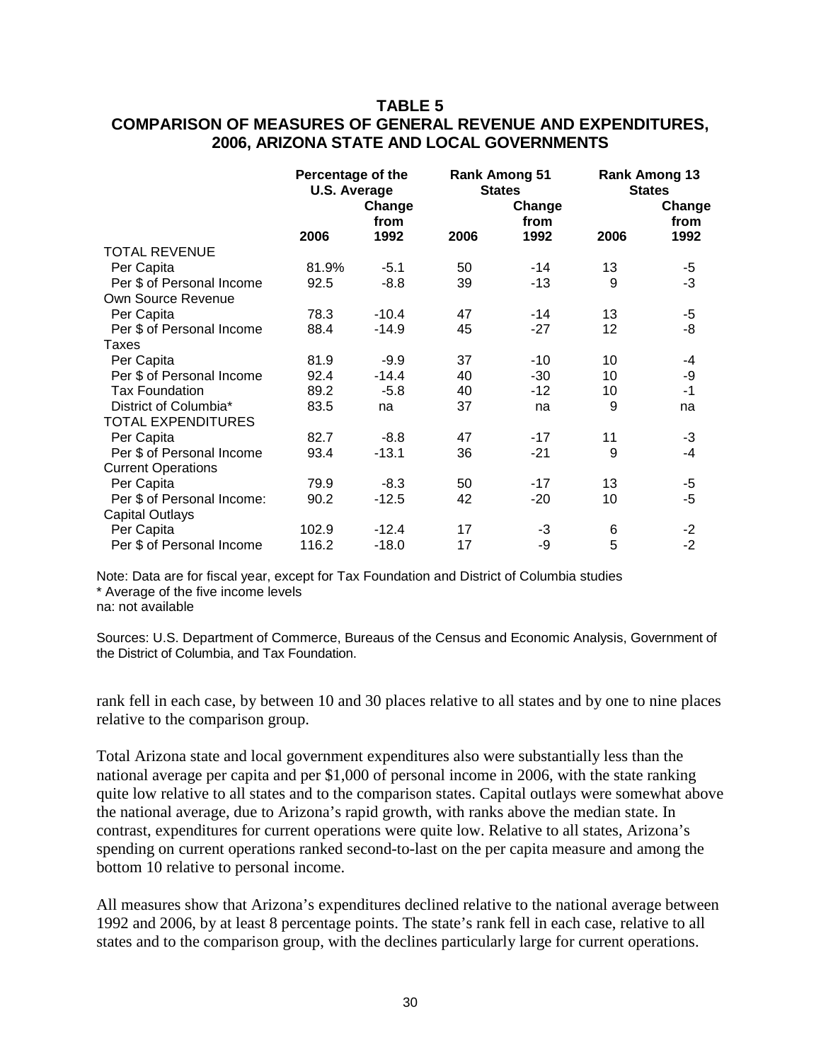# TABLE 5
## COMPARISON OF MEASURES OF GENERAL REVENUE AND EXPENDITURES, 2006, ARIZONA STATE AND LOCAL GOVERNMENTS

| | Percentage of the U.S. Average | | Rank Among 51 States | | Rank Among 13 States | |
|---|---|---|---|---|---|---|
| | 2006 | Change from 1992 | 2006 | Change from 1992 | 2006 | Change from 1992 |
| TOTAL REVENUE | | | | | | |
| Per Capita | 81.9% | -5.1 | 50 | -14 | 13 | -5 |
| Per $ of Personal Income | 92.5 | -8.8 | 39 | -13 | 9 | -3 |
| Own Source Revenue | | | | | | |
| Per Capita | 78.3 | -10.4 | 47 | -14 | 13 | -5 |
| Per $ of Personal Income | 88.4 | -14.9 | 45 | -27 | 12 | -8 |
| Taxes | | | | | | |
| Per Capita | 81.9 | -9.9 | 37 | -10 | 10 | -4 |
| Per $ of Personal Income | 92.4 | -14.4 | 40 | -30 | 10 | -9 |
| Tax Foundation | 89.2 | -5.8 | 40 | -12 | 10 | -1 |
| District of Columbia* | 83.5 | na | 37 | na | 9 | na |
| TOTAL EXPENDITURES | | | | | | |
| Per Capita | 82.7 | -8.8 | 47 | -17 | 11 | -3 |
| Per $ of Personal Income | 93.4 | -13.1 | 36 | -21 | 9 | -4 |
| Current Operations | | | | | | |
| Per Capita | 79.9 | -8.3 | 50 | -17 | 13 | -5 |
| Per $ of Personal Income: | 90.2 | -12.5 | 42 | -20 | 10 | -5 |
| Capital Outlays | | | | | | |
| Per Capita | 102.9 | -12.4 | 17 | -3 | 6 | -2 |
| Per $ of Personal Income | 116.2 | -18.0 | 17 | -9 | 5 | -2 |

Note: Data are for fiscal year, except for Tax Foundation and District of Columbia studies
* Average of the five income levels
na: not available

Sources: U.S. Department of Commerce, Bureaus of the Census and Economic Analysis, Government of the District of Columbia, and Tax Foundation.

rank fell in each case, by between 10 and 30 places relative to all states and by one to nine places relative to the comparison group.

Total Arizona state and local government expenditures also were substantially less than the national average per capita and per $1,000 of personal income in 2006, with the state ranking quite low relative to all states and to the comparison states. Capital outlays were somewhat above the national average, due to Arizona's rapid growth, with ranks above the median state. In contrast, expenditures for current operations were quite low. Relative to all states, Arizona's spending on current operations ranked second-to-last on the per capita measure and among the bottom 10 relative to personal income.

All measures show that Arizona's expenditures declined relative to the national average between 1992 and 2006, by at least 8 percentage points. The state's rank fell in each case, relative to all states and to the comparison group, with the declines particularly large for current operations.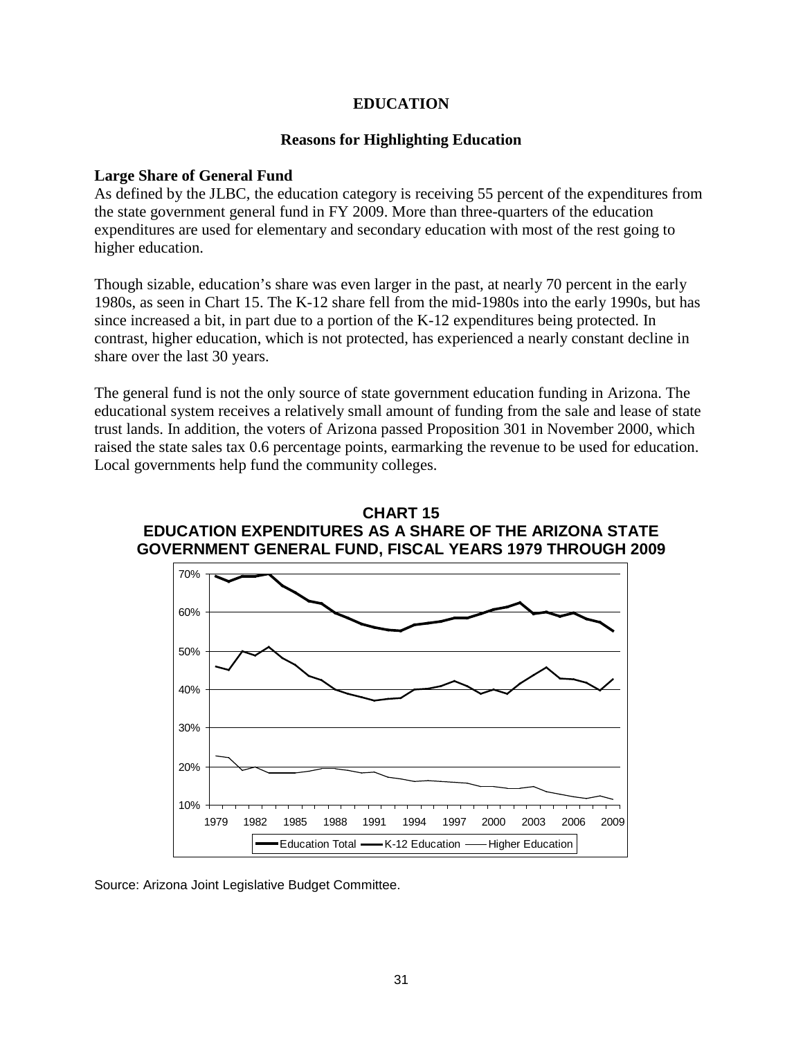## EDUCATION

### Reasons for Highlighting Education

**Large Share of General Fund**

As defined by the JLBC, the education category is receiving 55 percent of the expenditures from the state government general fund in FY 2009. More than three-quarters of the education expenditures are used for elementary and secondary education with most of the rest going to higher education.

Though sizable, education's share was even larger in the past, at nearly 70 percent in the early 1980s, as seen in Chart 15. The K-12 share fell from the mid-1980s into the early 1990s, but has since increased a bit, in part due to a portion of the K-12 expenditures being protected. In contrast, higher education, which is not protected, has experienced a nearly constant decline in share over the last 30 years.

The general fund is not the only source of state government education funding in Arizona. The educational system receives a relatively small amount of funding from the sale and lease of state trust lands. In addition, the voters of Arizona passed Proposition 301 in November 2000, which raised the state sales tax 0.6 percentage points, earmarking the revenue to be used for education. Local governments help fund the community colleges.

**CHART 15**
**EDUCATION EXPENDITURES AS A SHARE OF THE ARIZONA STATE GOVERNMENT GENERAL FUND, FISCAL YEARS 1979 THROUGH 2009**

Source: Arizona Joint Legislative Budget Committee.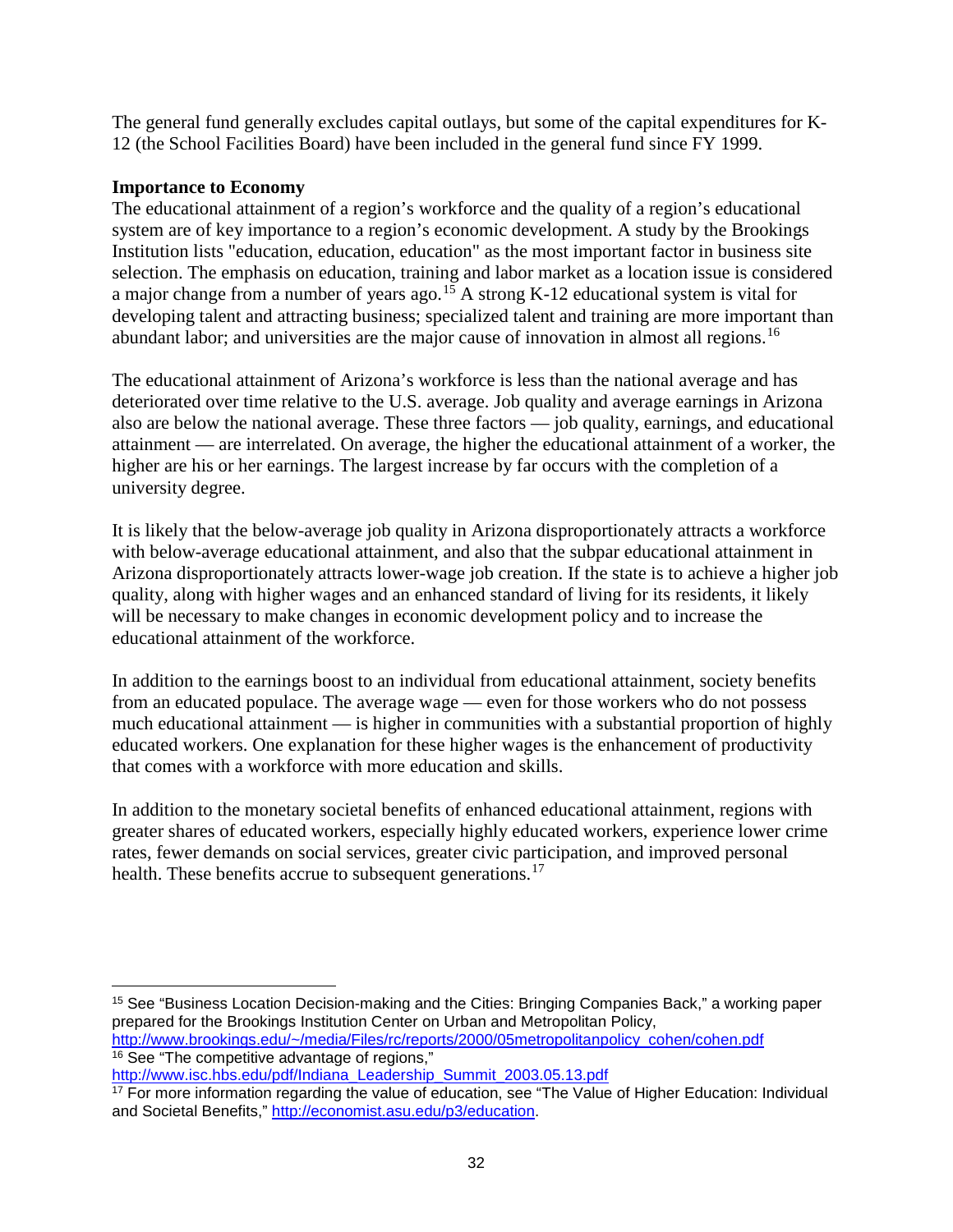The general fund generally excludes capital outlays, but some of the capital expenditures for K-12 (the School Facilities Board) have been included in the general fund since FY 1999.

**Importance to Economy**

The educational attainment of a region's workforce and the quality of a region's educational system are of key importance to a region's economic development. A study by the Brookings Institution lists "education, education, education" as the most important factor in business site selection. The emphasis on education, training and labor market as a location issue is considered a major change from a number of years ago.[15] A strong K-12 educational system is vital for developing talent and attracting business; specialized talent and training are more important than abundant labor; and universities are the major cause of innovation in almost all regions.[16]

The educational attainment of Arizona's workforce is less than the national average and has deteriorated over time relative to the U.S. average. Job quality and average earnings in Arizona also are below the national average. These three factors — job quality, earnings, and educational attainment — are interrelated. On average, the higher the educational attainment of a worker, the higher are his or her earnings. The largest increase by far occurs with the completion of a university degree.

It is likely that the below-average job quality in Arizona disproportionately attracts a workforce with below-average educational attainment, and also that the subpar educational attainment in Arizona disproportionately attracts lower-wage job creation. If the state is to achieve a higher job quality, along with higher wages and an enhanced standard of living for its residents, it likely will be necessary to make changes in economic development policy and to increase the educational attainment of the workforce.

In addition to the earnings boost to an individual from educational attainment, society benefits from an educated populace. The average wage — even for those workers who do not possess much educational attainment — is higher in communities with a substantial proportion of highly educated workers. One explanation for these higher wages is the enhancement of productivity that comes with a workforce with more education and skills.

In addition to the monetary societal benefits of enhanced educational attainment, regions with greater shares of educated workers, especially highly educated workers, experience lower crime rates, fewer demands on social services, greater civic participation, and improved personal health. These benefits accrue to subsequent generations.[17]

---

[15] See "Business Location Decision-making and the Cities: Bringing Companies Back," a working paper prepared for the Brookings Institution Center on Urban and Metropolitan Policy, http://www.brookings.edu/~/media/Files/rc/reports/2000/05metropolitanpolicy_cohen/cohen.pdf

[16] See "The competitive advantage of regions," http://www.isc.hbs.edu/pdf/Indiana_Leadership_Summit_2003.05.13.pdf

[17] For more information regarding the value of education, see "The Value of Higher Education: Individual and Societal Benefits," http://economist.asu.edu/p3/education.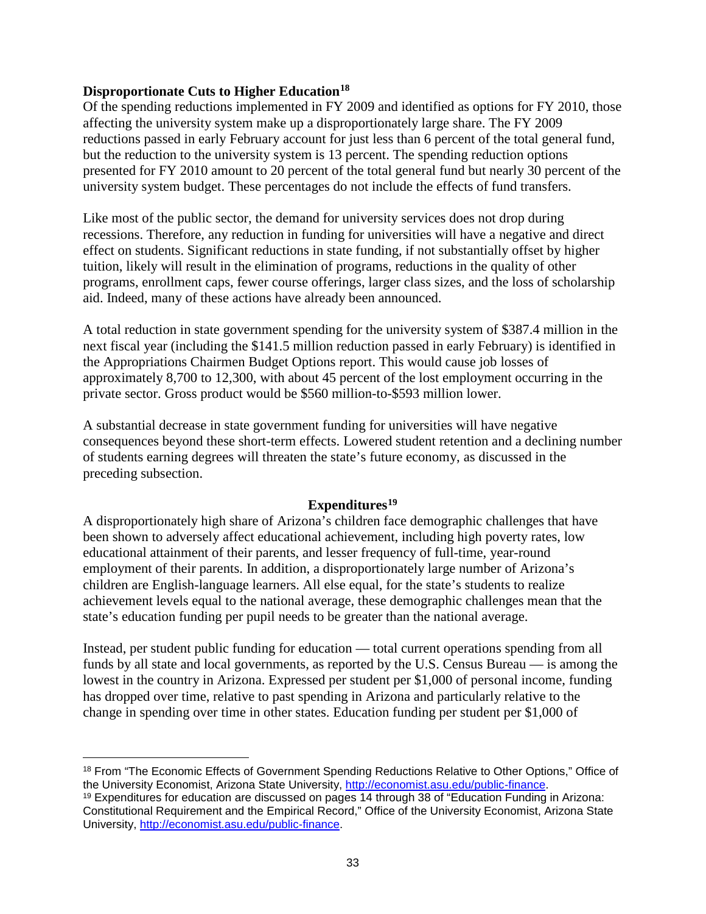**Disproportionate Cuts to Higher Education**[18]

Of the spending reductions implemented in FY 2009 and identified as options for FY 2010, those affecting the university system make up a disproportionately large share. The FY 2009 reductions passed in early February account for just less than 6 percent of the total general fund, but the reduction to the university system is 13 percent. The spending reduction options presented for FY 2010 amount to 20 percent of the total general fund but nearly 30 percent of the university system budget. These percentages do not include the effects of fund transfers.

Like most of the public sector, the demand for university services does not drop during recessions. Therefore, any reduction in funding for universities will have a negative and direct effect on students. Significant reductions in state funding, if not substantially offset by higher tuition, likely will result in the elimination of programs, reductions in the quality of other programs, enrollment caps, fewer course offerings, larger class sizes, and the loss of scholarship aid. Indeed, many of these actions have already been announced.

A total reduction in state government spending for the university system of $387.4 million in the next fiscal year (including the $141.5 million reduction passed in early February) is identified in the Appropriations Chairmen Budget Options report. This would cause job losses of approximately 8,700 to 12,300, with about 45 percent of the lost employment occurring in the private sector. Gross product would be $560 million-to-$593 million lower.

A substantial decrease in state government funding for universities will have negative consequences beyond these short-term effects. Lowered student retention and a declining number of students earning degrees will threaten the state's future economy, as discussed in the preceding subsection.

## Expenditures[19]

A disproportionately high share of Arizona's children face demographic challenges that have been shown to adversely affect educational achievement, including high poverty rates, low educational attainment of their parents, and lesser frequency of full-time, year-round employment of their parents. In addition, a disproportionately large number of Arizona's children are English-language learners. All else equal, for the state's students to realize achievement levels equal to the national average, these demographic challenges mean that the state's education funding per pupil needs to be greater than the national average.

Instead, per student public funding for education — total current operations spending from all funds by all state and local governments, as reported by the U.S. Census Bureau — is among the lowest in the country in Arizona. Expressed per student per $1,000 of personal income, funding has dropped over time, relative to past spending in Arizona and particularly relative to the change in spending over time in other states. Education funding per student per $1,000 of

---

[18] From "The Economic Effects of Government Spending Reductions Relative to Other Options," Office of the University Economist, Arizona State University, http://economist.asu.edu/public-finance.

[19] Expenditures for education are discussed on pages 14 through 38 of "Education Funding in Arizona: Constitutional Requirement and the Empirical Record," Office of the University Economist, Arizona State University, http://economist.asu.edu/public-finance.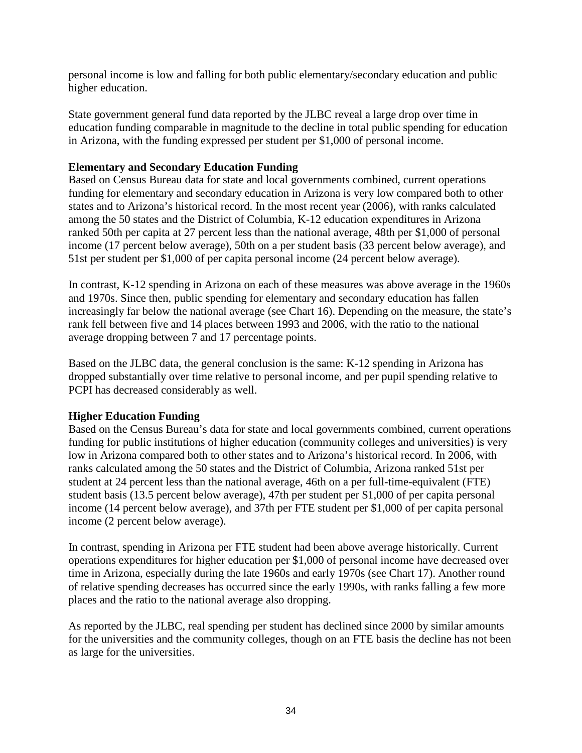personal income is low and falling for both public elementary/secondary education and public higher education.

State government general fund data reported by the JLBC reveal a large drop over time in education funding comparable in magnitude to the decline in total public spending for education in Arizona, with the funding expressed per student per $1,000 of personal income.

**Elementary and Secondary Education Funding**

Based on Census Bureau data for state and local governments combined, current operations funding for elementary and secondary education in Arizona is very low compared both to other states and to Arizona's historical record. In the most recent year (2006), with ranks calculated among the 50 states and the District of Columbia, K-12 education expenditures in Arizona ranked 50th per capita at 27 percent less than the national average, 48th per $1,000 of personal income (17 percent below average), 50th on a per student basis (33 percent below average), and 51st per student per $1,000 of per capita personal income (24 percent below average).

In contrast, K-12 spending in Arizona on each of these measures was above average in the 1960s and 1970s. Since then, public spending for elementary and secondary education has fallen increasingly far below the national average (see Chart 16). Depending on the measure, the state's rank fell between five and 14 places between 1993 and 2006, with the ratio to the national average dropping between 7 and 17 percentage points.

Based on the JLBC data, the general conclusion is the same: K-12 spending in Arizona has dropped substantially over time relative to personal income, and per pupil spending relative to PCPI has decreased considerably as well.

**Higher Education Funding**

Based on the Census Bureau's data for state and local governments combined, current operations funding for public institutions of higher education (community colleges and universities) is very low in Arizona compared both to other states and to Arizona's historical record. In 2006, with ranks calculated among the 50 states and the District of Columbia, Arizona ranked 51st per student at 24 percent less than the national average, 46th on a per full-time-equivalent (FTE) student basis (13.5 percent below average), 47th per student per $1,000 of per capita personal income (14 percent below average), and 37th per FTE student per $1,000 of per capita personal income (2 percent below average).

In contrast, spending in Arizona per FTE student had been above average historically. Current operations expenditures for higher education per $1,000 of personal income have decreased over time in Arizona, especially during the late 1960s and early 1970s (see Chart 17). Another round of relative spending decreases has occurred since the early 1990s, with ranks falling a few more places and the ratio to the national average also dropping.

As reported by the JLBC, real spending per student has declined since 2000 by similar amounts for the universities and the community colleges, though on an FTE basis the decline has not been as large for the universities.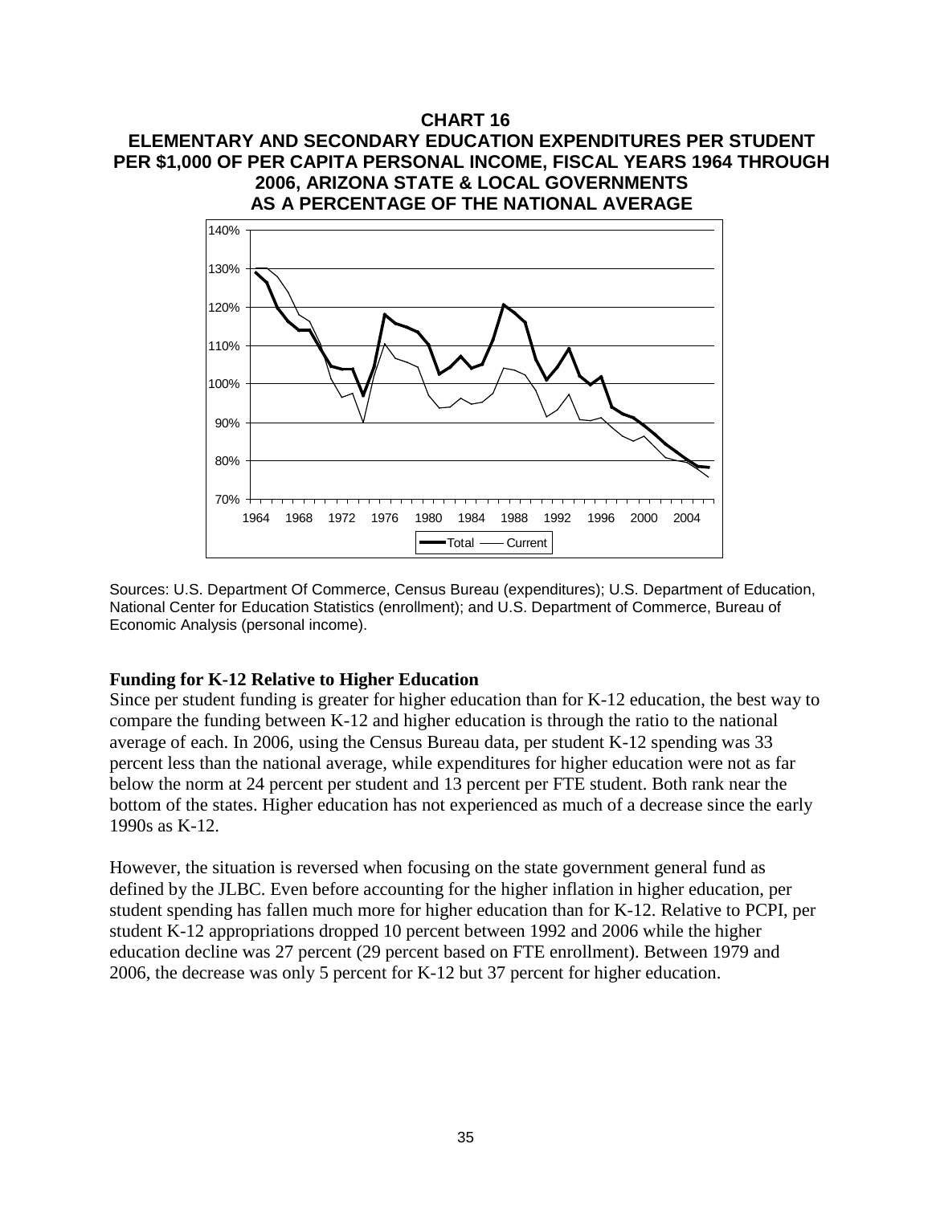**CHART 16**

**ELEMENTARY AND SECONDARY EDUCATION EXPENDITURES PER STUDENT PER $1,000 OF PER CAPITA PERSONAL INCOME, FISCAL YEARS 1964 THROUGH 2006, ARIZONA STATE & LOCAL GOVERNMENTS AS A PERCENTAGE OF THE NATIONAL AVERAGE**

Sources: U.S. Department Of Commerce, Census Bureau (expenditures); U.S. Department of Education, National Center for Education Statistics (enrollment); and U.S. Department of Commerce, Bureau of Economic Analysis (personal income).

**Funding for K-12 Relative to Higher Education**

Since per student funding is greater for higher education than for K-12 education, the best way to compare the funding between K-12 and higher education is through the ratio to the national average of each. In 2006, using the Census Bureau data, per student K-12 spending was 33 percent less than the national average, while expenditures for higher education were not as far below the norm at 24 percent per student and 13 percent per FTE student. Both rank near the bottom of the states. Higher education has not experienced as much of a decrease since the early 1990s as K-12.

However, the situation is reversed when focusing on the state government general fund as defined by the JLBC. Even before accounting for the higher inflation in higher education, per student spending has fallen much more for higher education than for K-12. Relative to PCPI, per student K-12 appropriations dropped 10 percent between 1992 and 2006 while the higher education decline was 27 percent (29 percent based on FTE enrollment). Between 1979 and 2006, the decrease was only 5 percent for K-12 but 37 percent for higher education.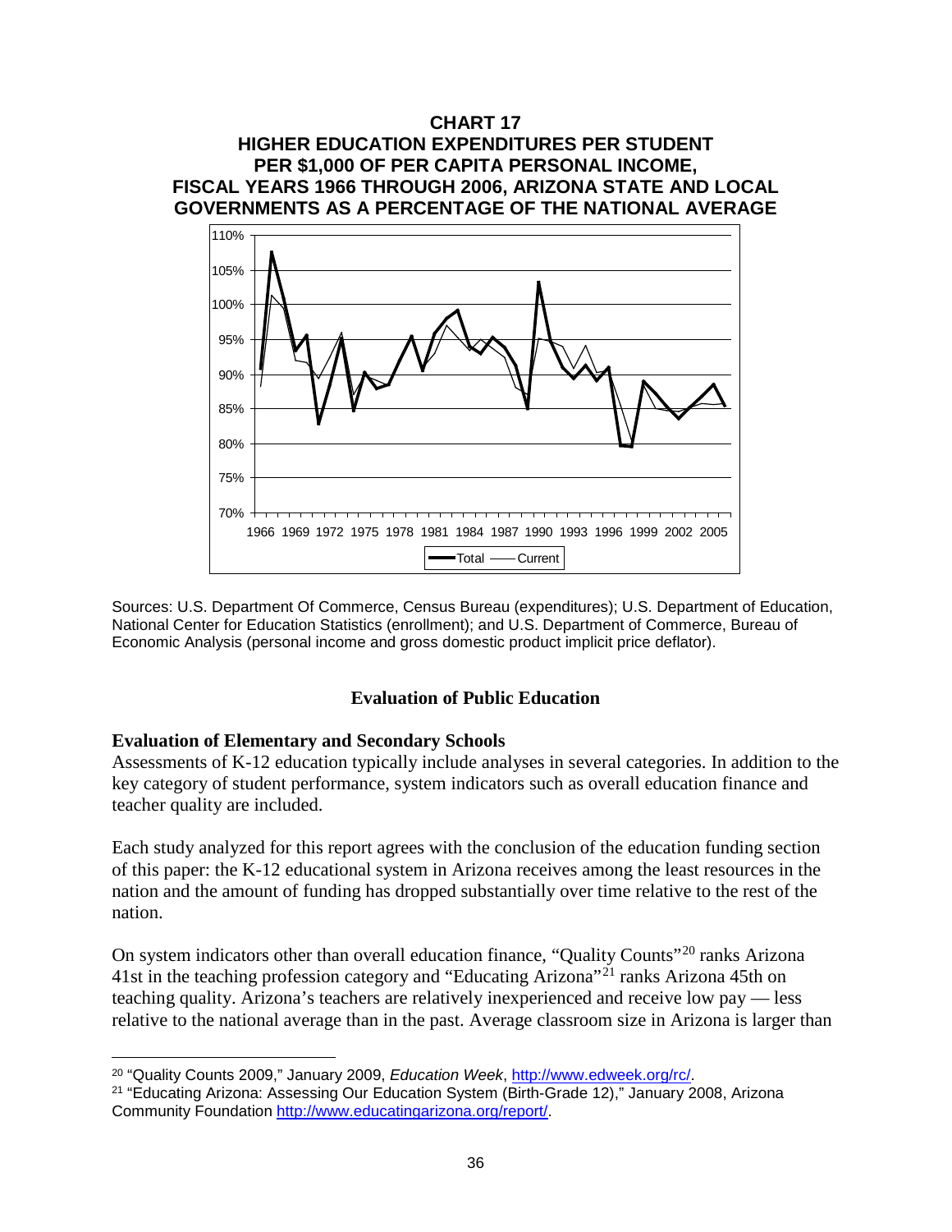**CHART 17**
**HIGHER EDUCATION EXPENDITURES PER STUDENT PER $1,000 OF PER CAPITA PERSONAL INCOME, FISCAL YEARS 1966 THROUGH 2006, ARIZONA STATE AND LOCAL GOVERNMENTS AS A PERCENTAGE OF THE NATIONAL AVERAGE**

Sources: U.S. Department Of Commerce, Census Bureau (expenditures); U.S. Department of Education, National Center for Education Statistics (enrollment); and U.S. Department of Commerce, Bureau of Economic Analysis (personal income and gross domestic product implicit price deflator).

## Evaluation of Public Education

### Evaluation of Elementary and Secondary Schools

Assessments of K-12 education typically include analyses in several categories. In addition to the key category of student performance, system indicators such as overall education finance and teacher quality are included.

Each study analyzed for this report agrees with the conclusion of the education funding section of this paper: the K-12 educational system in Arizona receives among the least resources in the nation and the amount of funding has dropped substantially over time relative to the rest of the nation.

On system indicators other than overall education finance, "Quality Counts"[20] ranks Arizona 41st in the teaching profession category and "Educating Arizona"[21] ranks Arizona 45th on teaching quality. Arizona's teachers are relatively inexperienced and receive low pay — less relative to the national average than in the past. Average classroom size in Arizona is larger than

---

[20] "Quality Counts 2009," January 2009, *Education Week*, http://www.edweek.org/rc/.

[21] "Educating Arizona: Assessing Our Education System (Birth-Grade 12)," January 2008, Arizona Community Foundation http://www.educatingarizona.org/report/.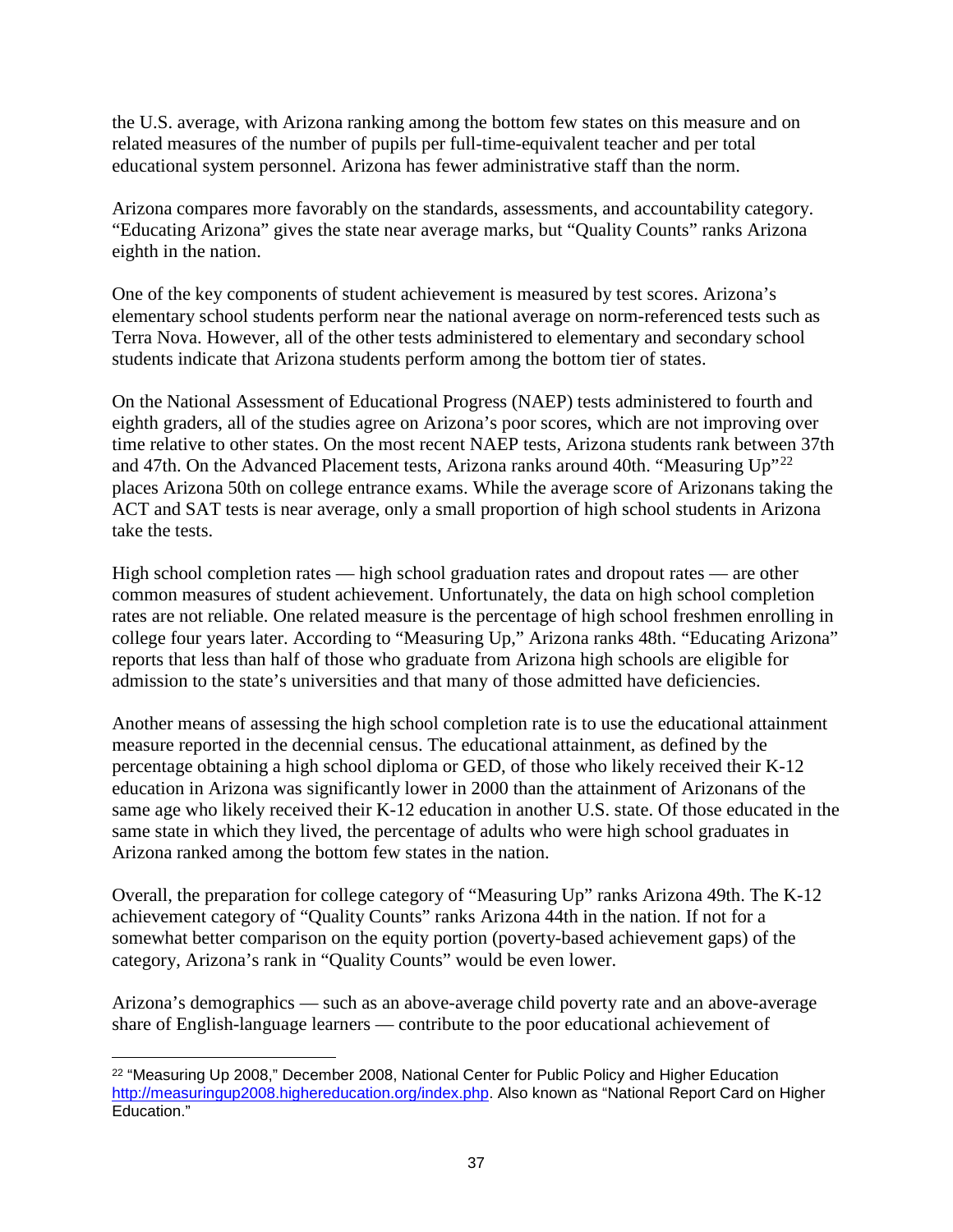the U.S. average, with Arizona ranking among the bottom few states on this measure and on related measures of the number of pupils per full-time-equivalent teacher and per total educational system personnel. Arizona has fewer administrative staff than the norm.

Arizona compares more favorably on the standards, assessments, and accountability category. "Educating Arizona" gives the state near average marks, but "Quality Counts" ranks Arizona eighth in the nation.

One of the key components of student achievement is measured by test scores. Arizona's elementary school students perform near the national average on norm-referenced tests such as Terra Nova. However, all of the other tests administered to elementary and secondary school students indicate that Arizona students perform among the bottom tier of states.

On the National Assessment of Educational Progress (NAEP) tests administered to fourth and eighth graders, all of the studies agree on Arizona's poor scores, which are not improving over time relative to other states. On the most recent NAEP tests, Arizona students rank between 37th and 47th. On the Advanced Placement tests, Arizona ranks around 40th. "Measuring Up"[22] places Arizona 50th on college entrance exams. While the average score of Arizonans taking the ACT and SAT tests is near average, only a small proportion of high school students in Arizona take the tests.

High school completion rates — high school graduation rates and dropout rates — are other common measures of student achievement. Unfortunately, the data on high school completion rates are not reliable. One related measure is the percentage of high school freshmen enrolling in college four years later. According to "Measuring Up," Arizona ranks 48th. "Educating Arizona" reports that less than half of those who graduate from Arizona high schools are eligible for admission to the state's universities and that many of those admitted have deficiencies.

Another means of assessing the high school completion rate is to use the educational attainment measure reported in the decennial census. The educational attainment, as defined by the percentage obtaining a high school diploma or GED, of those who likely received their K-12 education in Arizona was significantly lower in 2000 than the attainment of Arizonans of the same age who likely received their K-12 education in another U.S. state. Of those educated in the same state in which they lived, the percentage of adults who were high school graduates in Arizona ranked among the bottom few states in the nation.

Overall, the preparation for college category of "Measuring Up" ranks Arizona 49th. The K-12 achievement category of "Quality Counts" ranks Arizona 44th in the nation. If not for a somewhat better comparison on the equity portion (poverty-based achievement gaps) of the category, Arizona's rank in "Quality Counts" would be even lower.

Arizona's demographics — such as an above-average child poverty rate and an above-average share of English-language learners — contribute to the poor educational achievement of

---

[22] "Measuring Up 2008," December 2008, National Center for Public Policy and Higher Education http://measuringup2008.highereducation.org/index.php. Also known as "National Report Card on Higher Education."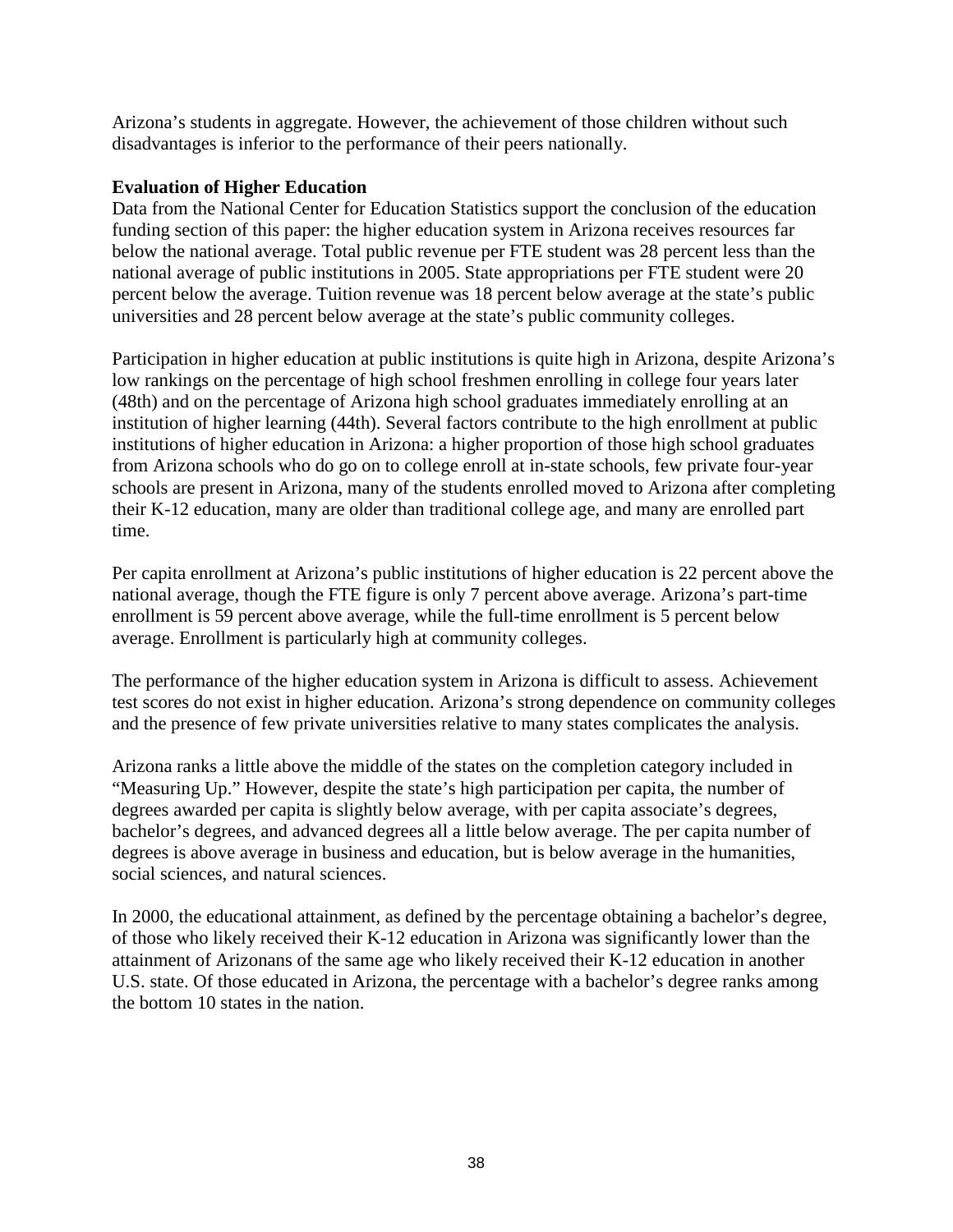Arizona's students in aggregate. However, the achievement of those children without such disadvantages is inferior to the performance of their peers nationally.

**Evaluation of Higher Education**

Data from the National Center for Education Statistics support the conclusion of the education funding section of this paper: the higher education system in Arizona receives resources far below the national average. Total public revenue per FTE student was 28 percent less than the national average of public institutions in 2005. State appropriations per FTE student were 20 percent below the average. Tuition revenue was 18 percent below average at the state's public universities and 28 percent below average at the state's public community colleges.

Participation in higher education at public institutions is quite high in Arizona, despite Arizona's low rankings on the percentage of high school freshmen enrolling in college four years later (48th) and on the percentage of Arizona high school graduates immediately enrolling at an institution of higher learning (44th). Several factors contribute to the high enrollment at public institutions of higher education in Arizona: a higher proportion of those high school graduates from Arizona schools who do go on to college enroll at in-state schools, few private four-year schools are present in Arizona, many of the students enrolled moved to Arizona after completing their K-12 education, many are older than traditional college age, and many are enrolled part time.

Per capita enrollment at Arizona's public institutions of higher education is 22 percent above the national average, though the FTE figure is only 7 percent above average. Arizona's part-time enrollment is 59 percent above average, while the full-time enrollment is 5 percent below average. Enrollment is particularly high at community colleges.

The performance of the higher education system in Arizona is difficult to assess. Achievement test scores do not exist in higher education. Arizona's strong dependence on community colleges and the presence of few private universities relative to many states complicates the analysis.

Arizona ranks a little above the middle of the states on the completion category included in "Measuring Up." However, despite the state's high participation per capita, the number of degrees awarded per capita is slightly below average, with per capita associate's degrees, bachelor's degrees, and advanced degrees all a little below average. The per capita number of degrees is above average in business and education, but is below average in the humanities, social sciences, and natural sciences.

In 2000, the educational attainment, as defined by the percentage obtaining a bachelor's degree, of those who likely received their K-12 education in Arizona was significantly lower than the attainment of Arizonans of the same age who likely received their K-12 education in another U.S. state. Of those educated in Arizona, the percentage with a bachelor's degree ranks among the bottom 10 states in the nation.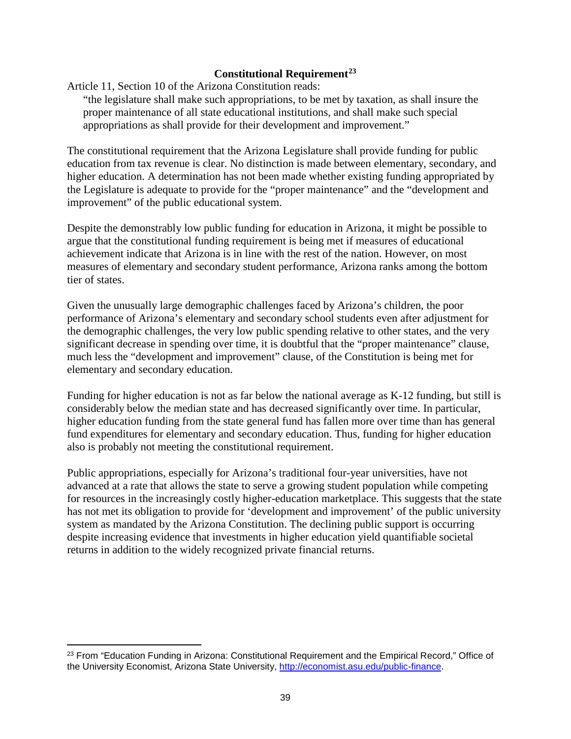## Constitutional Requirement[23]

Article 11, Section 10 of the Arizona Constitution reads:

> "the legislature shall make such appropriations, to be met by taxation, as shall insure the proper maintenance of all state educational institutions, and shall make such special appropriations as shall provide for their development and improvement."

The constitutional requirement that the Arizona Legislature shall provide funding for public education from tax revenue is clear. No distinction is made between elementary, secondary, and higher education. A determination has not been made whether existing funding appropriated by the Legislature is adequate to provide for the "proper maintenance" and the "development and improvement" of the public educational system.

Despite the demonstrably low public funding for education in Arizona, it might be possible to argue that the constitutional funding requirement is being met if measures of educational achievement indicate that Arizona is in line with the rest of the nation. However, on most measures of elementary and secondary student performance, Arizona ranks among the bottom tier of states.

Given the unusually large demographic challenges faced by Arizona's children, the poor performance of Arizona's elementary and secondary school students even after adjustment for the demographic challenges, the very low public spending relative to other states, and the very significant decrease in spending over time, it is doubtful that the "proper maintenance" clause, much less the "development and improvement" clause, of the Constitution is being met for elementary and secondary education.

Funding for higher education is not as far below the national average as K-12 funding, but still is considerably below the median state and has decreased significantly over time. In particular, higher education funding from the state general fund has fallen more over time than has general fund expenditures for elementary and secondary education. Thus, funding for higher education also is probably not meeting the constitutional requirement.

Public appropriations, especially for Arizona's traditional four-year universities, have not advanced at a rate that allows the state to serve a growing student population while competing for resources in the increasingly costly higher-education marketplace. This suggests that the state has not met its obligation to provide for 'development and improvement' of the public university system as mandated by the Arizona Constitution. The declining public support is occurring despite increasing evidence that investments in higher education yield quantifiable societal returns in addition to the widely recognized private financial returns.

---

[23] From "Education Funding in Arizona: Constitutional Requirement and the Empirical Record," Office of the University Economist, Arizona State University, http://economist.asu.edu/public-finance.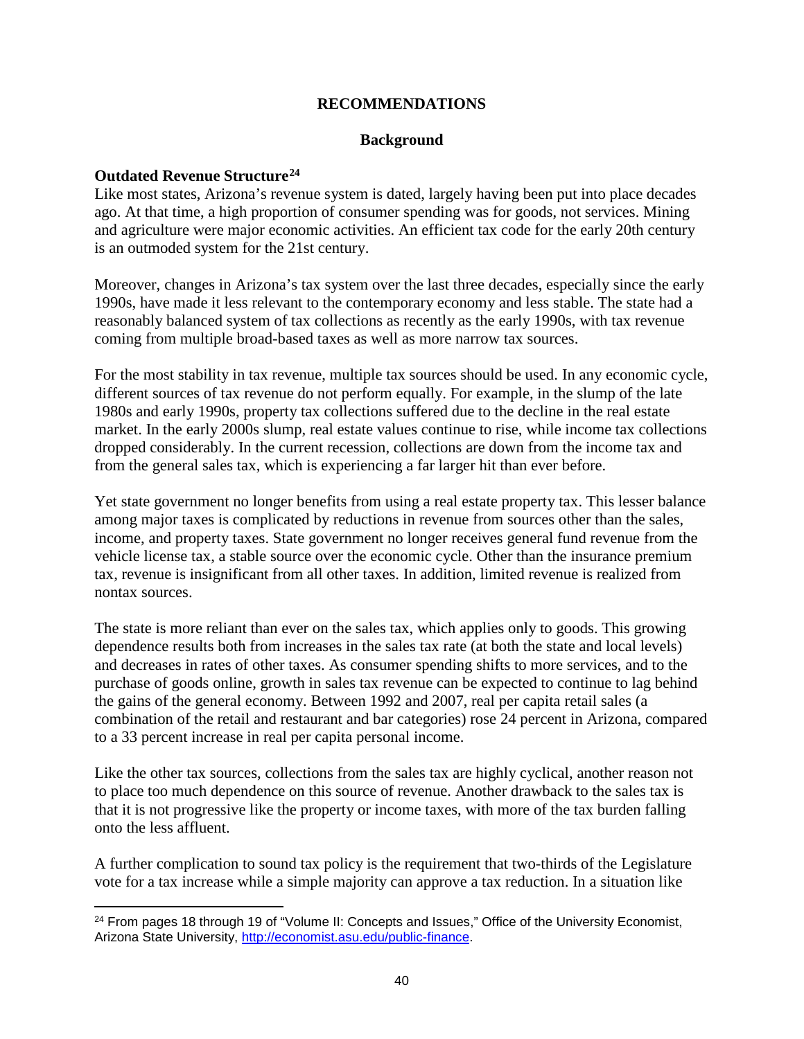# RECOMMENDATIONS

## Background

### Outdated Revenue Structure[24]

Like most states, Arizona's revenue system is dated, largely having been put into place decades ago. At that time, a high proportion of consumer spending was for goods, not services. Mining and agriculture were major economic activities. An efficient tax code for the early 20th century is an outmoded system for the 21st century.

Moreover, changes in Arizona's tax system over the last three decades, especially since the early 1990s, have made it less relevant to the contemporary economy and less stable. The state had a reasonably balanced system of tax collections as recently as the early 1990s, with tax revenue coming from multiple broad-based taxes as well as more narrow tax sources.

For the most stability in tax revenue, multiple tax sources should be used. In any economic cycle, different sources of tax revenue do not perform equally. For example, in the slump of the late 1980s and early 1990s, property tax collections suffered due to the decline in the real estate market. In the early 2000s slump, real estate values continue to rise, while income tax collections dropped considerably. In the current recession, collections are down from the income tax and from the general sales tax, which is experiencing a far larger hit than ever before.

Yet state government no longer benefits from using a real estate property tax. This lesser balance among major taxes is complicated by reductions in revenue from sources other than the sales, income, and property taxes. State government no longer receives general fund revenue from the vehicle license tax, a stable source over the economic cycle. Other than the insurance premium tax, revenue is insignificant from all other taxes. In addition, limited revenue is realized from nontax sources.

The state is more reliant than ever on the sales tax, which applies only to goods. This growing dependence results both from increases in the sales tax rate (at both the state and local levels) and decreases in rates of other taxes. As consumer spending shifts to more services, and to the purchase of goods online, growth in sales tax revenue can be expected to continue to lag behind the gains of the general economy. Between 1992 and 2007, real per capita retail sales (a combination of the retail and restaurant and bar categories) rose 24 percent in Arizona, compared to a 33 percent increase in real per capita personal income.

Like the other tax sources, collections from the sales tax are highly cyclical, another reason not to place too much dependence on this source of revenue. Another drawback to the sales tax is that it is not progressive like the property or income taxes, with more of the tax burden falling onto the less affluent.

A further complication to sound tax policy is the requirement that two-thirds of the Legislature vote for a tax increase while a simple majority can approve a tax reduction. In a situation like

[24] From pages 18 through 19 of "Volume II: Concepts and Issues," Office of the University Economist, Arizona State University, http://economist.asu.edu/public-finance.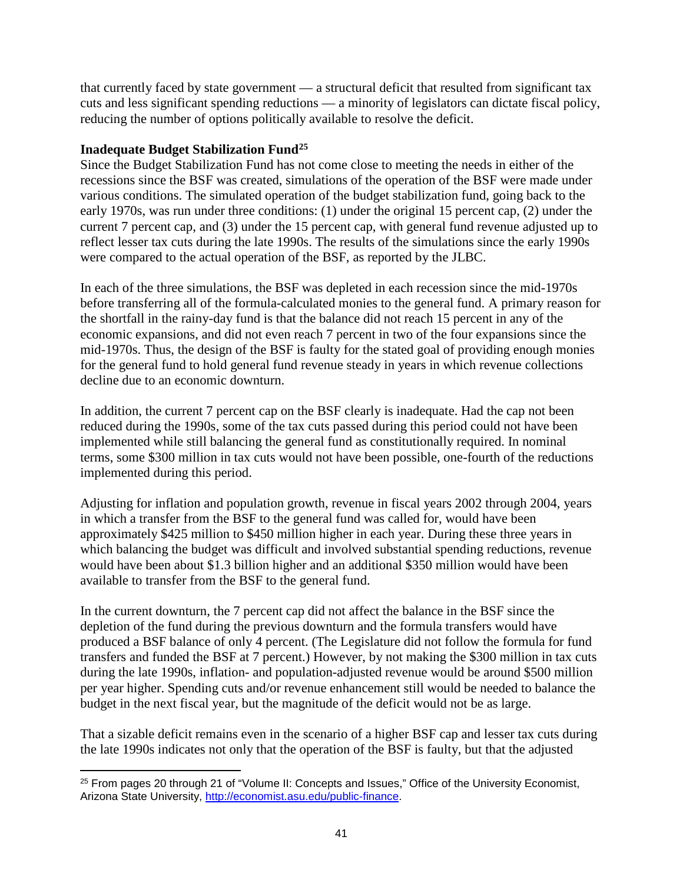that currently faced by state government — a structural deficit that resulted from significant tax cuts and less significant spending reductions — a minority of legislators can dictate fiscal policy, reducing the number of options politically available to resolve the deficit.

**Inadequate Budget Stabilization Fund[25]**

Since the Budget Stabilization Fund has not come close to meeting the needs in either of the recessions since the BSF was created, simulations of the operation of the BSF were made under various conditions. The simulated operation of the budget stabilization fund, going back to the early 1970s, was run under three conditions: (1) under the original 15 percent cap, (2) under the current 7 percent cap, and (3) under the 15 percent cap, with general fund revenue adjusted up to reflect lesser tax cuts during the late 1990s. The results of the simulations since the early 1990s were compared to the actual operation of the BSF, as reported by the JLBC.

In each of the three simulations, the BSF was depleted in each recession since the mid-1970s before transferring all of the formula-calculated monies to the general fund. A primary reason for the shortfall in the rainy-day fund is that the balance did not reach 15 percent in any of the economic expansions, and did not even reach 7 percent in two of the four expansions since the mid-1970s. Thus, the design of the BSF is faulty for the stated goal of providing enough monies for the general fund to hold general fund revenue steady in years in which revenue collections decline due to an economic downturn.

In addition, the current 7 percent cap on the BSF clearly is inadequate. Had the cap not been reduced during the 1990s, some of the tax cuts passed during this period could not have been implemented while still balancing the general fund as constitutionally required. In nominal terms, some $300 million in tax cuts would not have been possible, one-fourth of the reductions implemented during this period.

Adjusting for inflation and population growth, revenue in fiscal years 2002 through 2004, years in which a transfer from the BSF to the general fund was called for, would have been approximately $425 million to $450 million higher in each year. During these three years in which balancing the budget was difficult and involved substantial spending reductions, revenue would have been about $1.3 billion higher and an additional $350 million would have been available to transfer from the BSF to the general fund.

In the current downturn, the 7 percent cap did not affect the balance in the BSF since the depletion of the fund during the previous downturn and the formula transfers would have produced a BSF balance of only 4 percent. (The Legislature did not follow the formula for fund transfers and funded the BSF at 7 percent.) However, by not making the $300 million in tax cuts during the late 1990s, inflation- and population-adjusted revenue would be around $500 million per year higher. Spending cuts and/or revenue enhancement still would be needed to balance the budget in the next fiscal year, but the magnitude of the deficit would not be as large.

That a sizable deficit remains even in the scenario of a higher BSF cap and lesser tax cuts during the late 1990s indicates not only that the operation of the BSF is faulty, but that the adjusted

[25] From pages 20 through 21 of "Volume II: Concepts and Issues," Office of the University Economist, Arizona State University, http://economist.asu.edu/public-finance.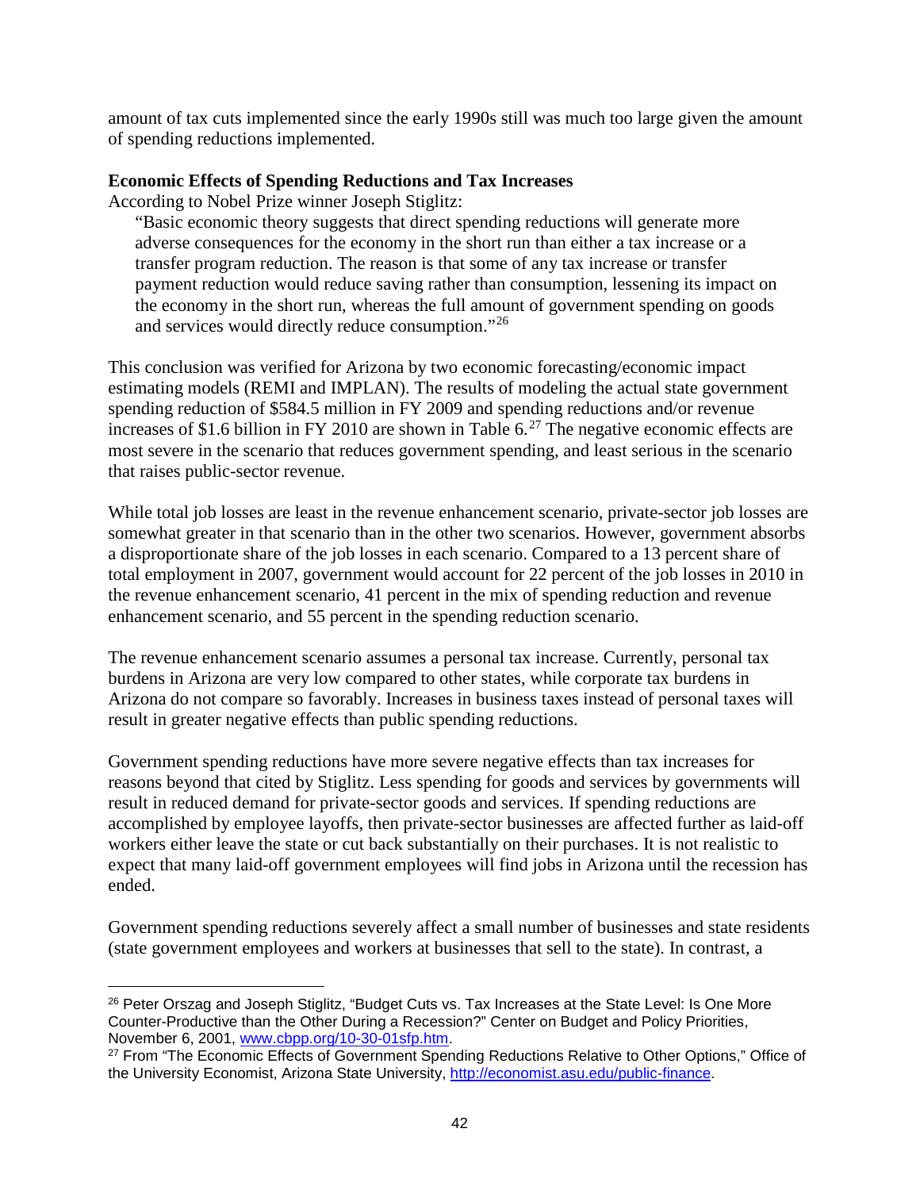amount of tax cuts implemented since the early 1990s still was much too large given the amount of spending reductions implemented.

**Economic Effects of Spending Reductions and Tax Increases**

According to Nobel Prize winner Joseph Stiglitz:

> "Basic economic theory suggests that direct spending reductions will generate more adverse consequences for the economy in the short run than either a tax increase or a transfer program reduction. The reason is that some of any tax increase or transfer payment reduction would reduce saving rather than consumption, lessening its impact on the economy in the short run, whereas the full amount of government spending on goods and services would directly reduce consumption."[26]

This conclusion was verified for Arizona by two economic forecasting/economic impact estimating models (REMI and IMPLAN). The results of modeling the actual state government spending reduction of $584.5 million in FY 2009 and spending reductions and/or revenue increases of $1.6 billion in FY 2010 are shown in Table 6.[27] The negative economic effects are most severe in the scenario that reduces government spending, and least serious in the scenario that raises public-sector revenue.

While total job losses are least in the revenue enhancement scenario, private-sector job losses are somewhat greater in that scenario than in the other two scenarios. However, government absorbs a disproportionate share of the job losses in each scenario. Compared to a 13 percent share of total employment in 2007, government would account for 22 percent of the job losses in 2010 in the revenue enhancement scenario, 41 percent in the mix of spending reduction and revenue enhancement scenario, and 55 percent in the spending reduction scenario.

The revenue enhancement scenario assumes a personal tax increase. Currently, personal tax burdens in Arizona are very low compared to other states, while corporate tax burdens in Arizona do not compare so favorably. Increases in business taxes instead of personal taxes will result in greater negative effects than public spending reductions.

Government spending reductions have more severe negative effects than tax increases for reasons beyond that cited by Stiglitz. Less spending for goods and services by governments will result in reduced demand for private-sector goods and services. If spending reductions are accomplished by employee layoffs, then private-sector businesses are affected further as laid-off workers either leave the state or cut back substantially on their purchases. It is not realistic to expect that many laid-off government employees will find jobs in Arizona until the recession has ended.

Government spending reductions severely affect a small number of businesses and state residents (state government employees and workers at businesses that sell to the state). In contrast, a

---

[26] Peter Orszag and Joseph Stiglitz, "Budget Cuts vs. Tax Increases at the State Level: Is One More Counter-Productive than the Other During a Recession?" Center on Budget and Policy Priorities, November 6, 2001, www.cbpp.org/10-30-01sfp.htm.

[27] From "The Economic Effects of Government Spending Reductions Relative to Other Options," Office of the University Economist, Arizona State University, http://economist.asu.edu/public-finance.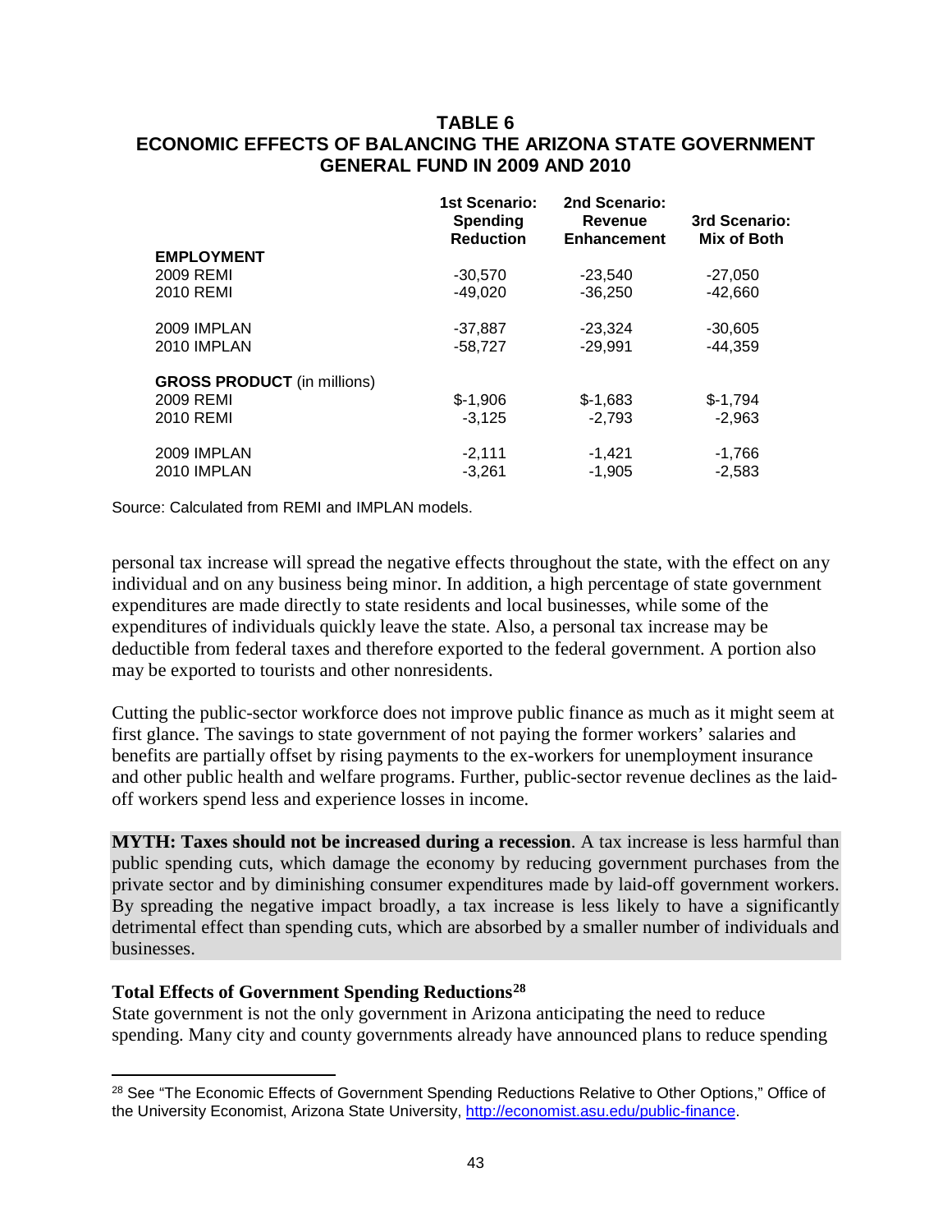**TABLE 6**
**ECONOMIC EFFECTS OF BALANCING THE ARIZONA STATE GOVERNMENT GENERAL FUND IN 2009 AND 2010**

| | 1st Scenario: Spending Reduction | 2nd Scenario: Revenue Enhancement | 3rd Scenario: Mix of Both |
|---|---|---|---|
| **EMPLOYMENT** | | | |
| 2009 REMI | -30,570 | -23,540 | -27,050 |
| 2010 REMI | -49,020 | -36,250 | -42,660 |
| 2009 IMPLAN | -37,887 | -23,324 | -30,605 |
| 2010 IMPLAN | -58,727 | -29,991 | -44,359 |
| **GROSS PRODUCT** (in millions) | | | |
| 2009 REMI | $-1,906 | $-1,683 | $-1,794 |
| 2010 REMI | -3,125 | -2,793 | -2,963 |
| 2009 IMPLAN | -2,111 | -1,421 | -1,766 |
| 2010 IMPLAN | -3,261 | -1,905 | -2,583 |

Source: Calculated from REMI and IMPLAN models.

personal tax increase will spread the negative effects throughout the state, with the effect on any individual and on any business being minor. In addition, a high percentage of state government expenditures are made directly to state residents and local businesses, while some of the expenditures of individuals quickly leave the state. Also, a personal tax increase may be deductible from federal taxes and therefore exported to the federal government. A portion also may be exported to tourists and other nonresidents.

Cutting the public-sector workforce does not improve public finance as much as it might seem at first glance. The savings to state government of not paying the former workers' salaries and benefits are partially offset by rising payments to the ex-workers for unemployment insurance and other public health and welfare programs. Further, public-sector revenue declines as the laid-off workers spend less and experience losses in income.

**MYTH: Taxes should not be increased during a recession**. A tax increase is less harmful than public spending cuts, which damage the economy by reducing government purchases from the private sector and by diminishing consumer expenditures made by laid-off government workers. By spreading the negative impact broadly, a tax increase is less likely to have a significantly detrimental effect than spending cuts, which are absorbed by a smaller number of individuals and businesses.

**Total Effects of Government Spending Reductions**[28]

State government is not the only government in Arizona anticipating the need to reduce spending. Many city and county governments already have announced plans to reduce spending

[28] See "The Economic Effects of Government Spending Reductions Relative to Other Options," Office of the University Economist, Arizona State University, http://economist.asu.edu/public-finance.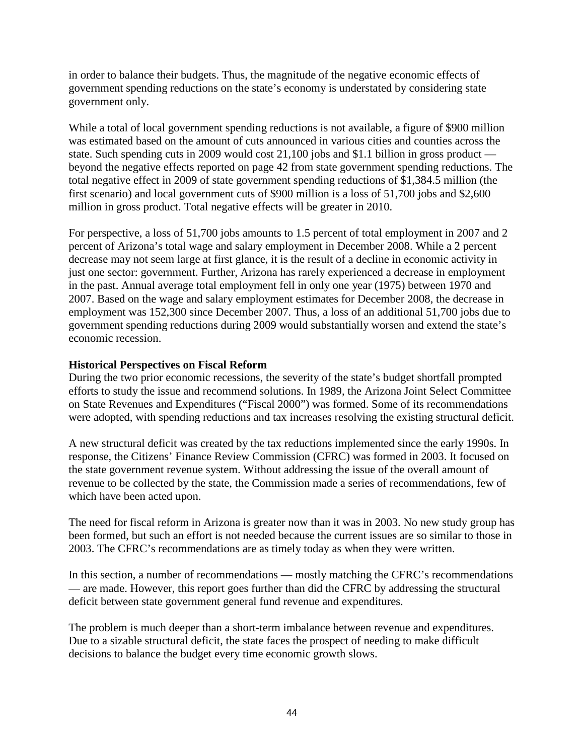in order to balance their budgets. Thus, the magnitude of the negative economic effects of government spending reductions on the state's economy is understated by considering state government only.

While a total of local government spending reductions is not available, a figure of $900 million was estimated based on the amount of cuts announced in various cities and counties across the state. Such spending cuts in 2009 would cost 21,100 jobs and $1.1 billion in gross product — beyond the negative effects reported on page 42 from state government spending reductions. The total negative effect in 2009 of state government spending reductions of $1,384.5 million (the first scenario) and local government cuts of $900 million is a loss of 51,700 jobs and $2,600 million in gross product. Total negative effects will be greater in 2010.

For perspective, a loss of 51,700 jobs amounts to 1.5 percent of total employment in 2007 and 2 percent of Arizona's total wage and salary employment in December 2008. While a 2 percent decrease may not seem large at first glance, it is the result of a decline in economic activity in just one sector: government. Further, Arizona has rarely experienced a decrease in employment in the past. Annual average total employment fell in only one year (1975) between 1970 and 2007. Based on the wage and salary employment estimates for December 2008, the decrease in employment was 152,300 since December 2007. Thus, a loss of an additional 51,700 jobs due to government spending reductions during 2009 would substantially worsen and extend the state's economic recession.

**Historical Perspectives on Fiscal Reform**

During the two prior economic recessions, the severity of the state's budget shortfall prompted efforts to study the issue and recommend solutions. In 1989, the Arizona Joint Select Committee on State Revenues and Expenditures ("Fiscal 2000") was formed. Some of its recommendations were adopted, with spending reductions and tax increases resolving the existing structural deficit.

A new structural deficit was created by the tax reductions implemented since the early 1990s. In response, the Citizens' Finance Review Commission (CFRC) was formed in 2003. It focused on the state government revenue system. Without addressing the issue of the overall amount of revenue to be collected by the state, the Commission made a series of recommendations, few of which have been acted upon.

The need for fiscal reform in Arizona is greater now than it was in 2003. No new study group has been formed, but such an effort is not needed because the current issues are so similar to those in 2003. The CFRC's recommendations are as timely today as when they were written.

In this section, a number of recommendations — mostly matching the CFRC's recommendations — are made. However, this report goes further than did the CFRC by addressing the structural deficit between state government general fund revenue and expenditures.

The problem is much deeper than a short-term imbalance between revenue and expenditures. Due to a sizable structural deficit, the state faces the prospect of needing to make difficult decisions to balance the budget every time economic growth slows.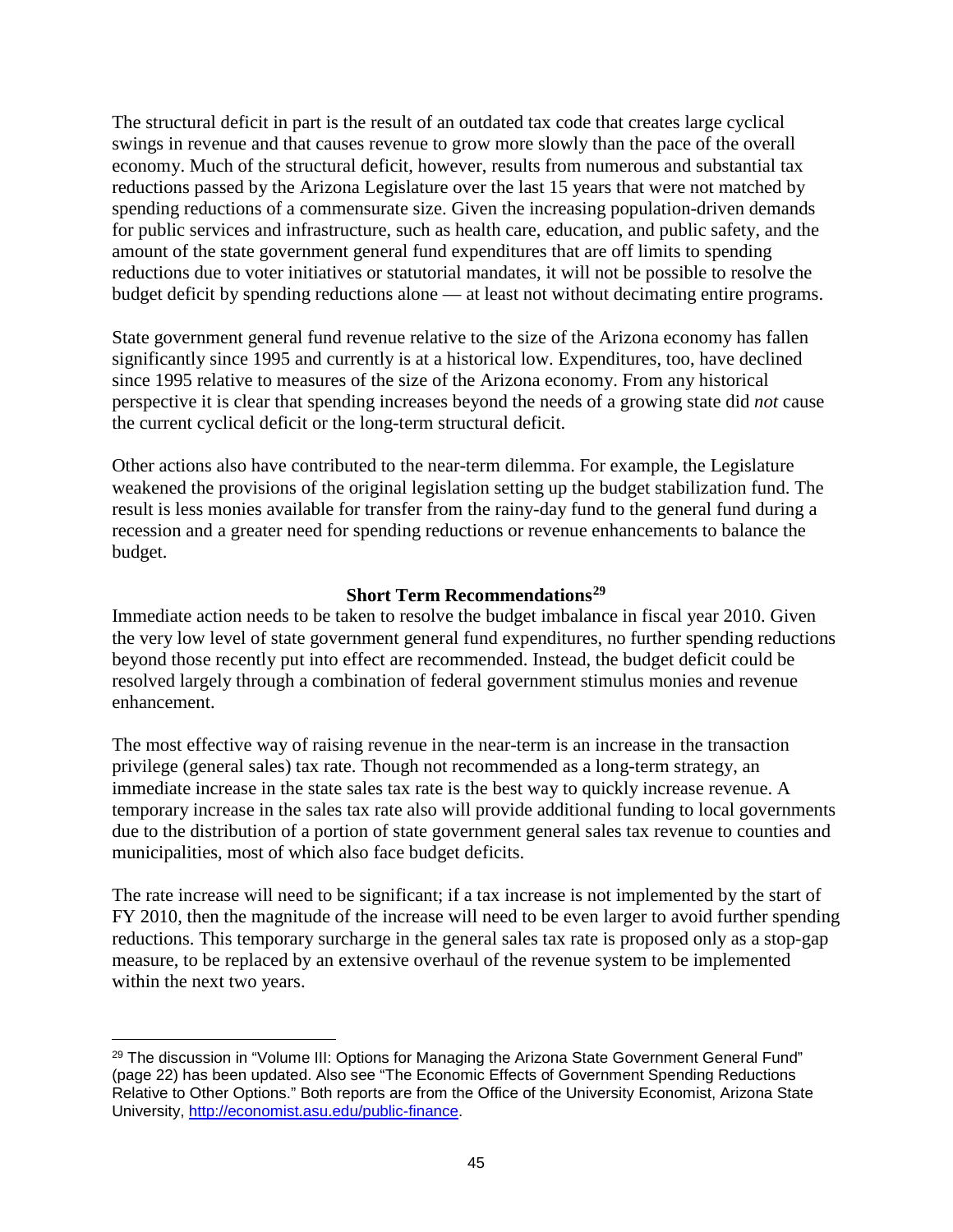The structural deficit in part is the result of an outdated tax code that creates large cyclical swings in revenue and that causes revenue to grow more slowly than the pace of the overall economy. Much of the structural deficit, however, results from numerous and substantial tax reductions passed by the Arizona Legislature over the last 15 years that were not matched by spending reductions of a commensurate size. Given the increasing population-driven demands for public services and infrastructure, such as health care, education, and public safety, and the amount of the state government general fund expenditures that are off limits to spending reductions due to voter initiatives or statutorial mandates, it will not be possible to resolve the budget deficit by spending reductions alone — at least not without decimating entire programs.

State government general fund revenue relative to the size of the Arizona economy has fallen significantly since 1995 and currently is at a historical low. Expenditures, too, have declined since 1995 relative to measures of the size of the Arizona economy. From any historical perspective it is clear that spending increases beyond the needs of a growing state did *not* cause the current cyclical deficit or the long-term structural deficit.

Other actions also have contributed to the near-term dilemma. For example, the Legislature weakened the provisions of the original legislation setting up the budget stabilization fund. The result is less monies available for transfer from the rainy-day fund to the general fund during a recession and a greater need for spending reductions or revenue enhancements to balance the budget.

### Short Term Recommendations[29]

Immediate action needs to be taken to resolve the budget imbalance in fiscal year 2010. Given the very low level of state government general fund expenditures, no further spending reductions beyond those recently put into effect are recommended. Instead, the budget deficit could be resolved largely through a combination of federal government stimulus monies and revenue enhancement.

The most effective way of raising revenue in the near-term is an increase in the transaction privilege (general sales) tax rate. Though not recommended as a long-term strategy, an immediate increase in the state sales tax rate is the best way to quickly increase revenue. A temporary increase in the sales tax rate also will provide additional funding to local governments due to the distribution of a portion of state government general sales tax revenue to counties and municipalities, most of which also face budget deficits.

The rate increase will need to be significant; if a tax increase is not implemented by the start of FY 2010, then the magnitude of the increase will need to be even larger to avoid further spending reductions. This temporary surcharge in the general sales tax rate is proposed only as a stop-gap measure, to be replaced by an extensive overhaul of the revenue system to be implemented within the next two years.

---

[29] The discussion in "Volume III: Options for Managing the Arizona State Government General Fund" (page 22) has been updated. Also see "The Economic Effects of Government Spending Reductions Relative to Other Options." Both reports are from the Office of the University Economist, Arizona State University, [http://economist.asu.edu/public-finance](http://economist.asu.edu/public-finance).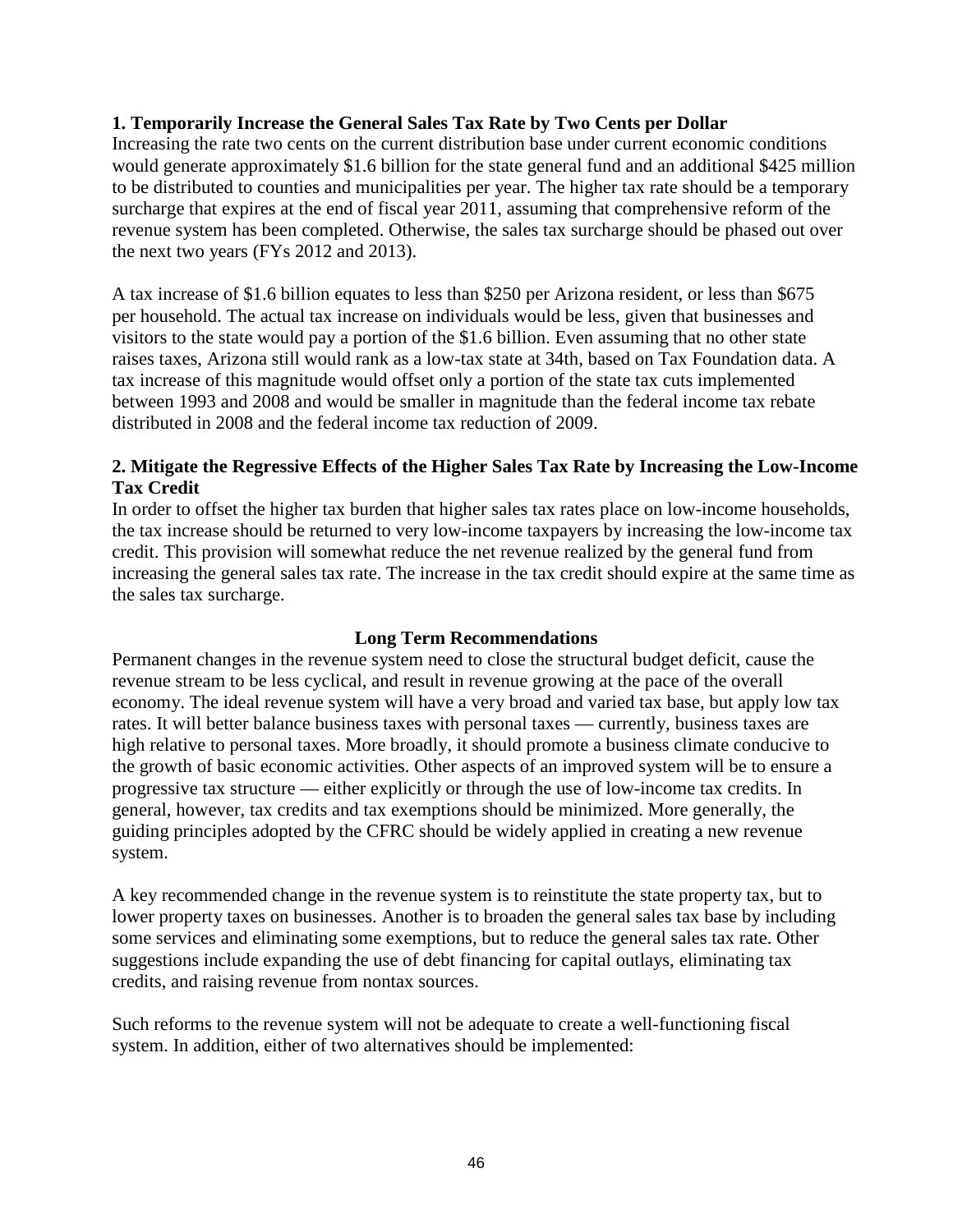**1. Temporarily Increase the General Sales Tax Rate by Two Cents per Dollar**

Increasing the rate two cents on the current distribution base under current economic conditions would generate approximately $1.6 billion for the state general fund and an additional $425 million to be distributed to counties and municipalities per year. The higher tax rate should be a temporary surcharge that expires at the end of fiscal year 2011, assuming that comprehensive reform of the revenue system has been completed. Otherwise, the sales tax surcharge should be phased out over the next two years (FYs 2012 and 2013).

A tax increase of $1.6 billion equates to less than $250 per Arizona resident, or less than $675 per household. The actual tax increase on individuals would be less, given that businesses and visitors to the state would pay a portion of the $1.6 billion. Even assuming that no other state raises taxes, Arizona still would rank as a low-tax state at 34th, based on Tax Foundation data. A tax increase of this magnitude would offset only a portion of the state tax cuts implemented between 1993 and 2008 and would be smaller in magnitude than the federal income tax rebate distributed in 2008 and the federal income tax reduction of 2009.

**2. Mitigate the Regressive Effects of the Higher Sales Tax Rate by Increasing the Low-Income Tax Credit**

In order to offset the higher tax burden that higher sales tax rates place on low-income households, the tax increase should be returned to very low-income taxpayers by increasing the low-income tax credit. This provision will somewhat reduce the net revenue realized by the general fund from increasing the general sales tax rate. The increase in the tax credit should expire at the same time as the sales tax surcharge.

## Long Term Recommendations

Permanent changes in the revenue system need to close the structural budget deficit, cause the revenue stream to be less cyclical, and result in revenue growing at the pace of the overall economy. The ideal revenue system will have a very broad and varied tax base, but apply low tax rates. It will better balance business taxes with personal taxes — currently, business taxes are high relative to personal taxes. More broadly, it should promote a business climate conducive to the growth of basic economic activities. Other aspects of an improved system will be to ensure a progressive tax structure — either explicitly or through the use of low-income tax credits. In general, however, tax credits and tax exemptions should be minimized. More generally, the guiding principles adopted by the CFRC should be widely applied in creating a new revenue system.

A key recommended change in the revenue system is to reinstitute the state property tax, but to lower property taxes on businesses. Another is to broaden the general sales tax base by including some services and eliminating some exemptions, but to reduce the general sales tax rate. Other suggestions include expanding the use of debt financing for capital outlays, eliminating tax credits, and raising revenue from nontax sources.

Such reforms to the revenue system will not be adequate to create a well-functioning fiscal system. In addition, either of two alternatives should be implemented: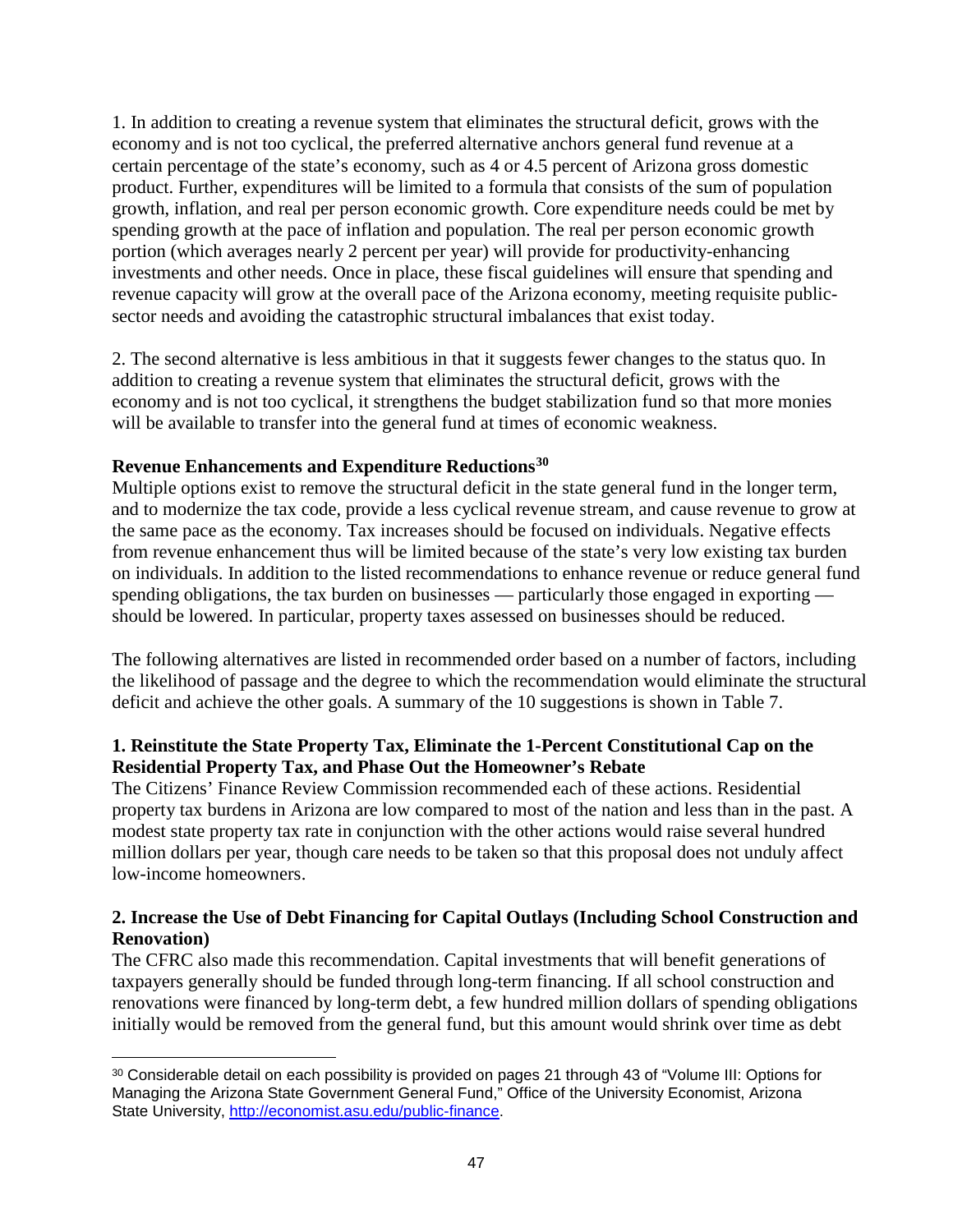1. In addition to creating a revenue system that eliminates the structural deficit, grows with the economy and is not too cyclical, the preferred alternative anchors general fund revenue at a certain percentage of the state's economy, such as 4 or 4.5 percent of Arizona gross domestic product. Further, expenditures will be limited to a formula that consists of the sum of population growth, inflation, and real per person economic growth. Core expenditure needs could be met by spending growth at the pace of inflation and population. The real per person economic growth portion (which averages nearly 2 percent per year) will provide for productivity-enhancing investments and other needs. Once in place, these fiscal guidelines will ensure that spending and revenue capacity will grow at the overall pace of the Arizona economy, meeting requisite public-sector needs and avoiding the catastrophic structural imbalances that exist today.

2. The second alternative is less ambitious in that it suggests fewer changes to the status quo. In addition to creating a revenue system that eliminates the structural deficit, grows with the economy and is not too cyclical, it strengthens the budget stabilization fund so that more monies will be available to transfer into the general fund at times of economic weakness.

**Revenue Enhancements and Expenditure Reductions**[30]

Multiple options exist to remove the structural deficit in the state general fund in the longer term, and to modernize the tax code, provide a less cyclical revenue stream, and cause revenue to grow at the same pace as the economy. Tax increases should be focused on individuals. Negative effects from revenue enhancement thus will be limited because of the state's very low existing tax burden on individuals. In addition to the listed recommendations to enhance revenue or reduce general fund spending obligations, the tax burden on businesses — particularly those engaged in exporting — should be lowered. In particular, property taxes assessed on businesses should be reduced.

The following alternatives are listed in recommended order based on a number of factors, including the likelihood of passage and the degree to which the recommendation would eliminate the structural deficit and achieve the other goals. A summary of the 10 suggestions is shown in Table 7.

**1. Reinstitute the State Property Tax, Eliminate the 1-Percent Constitutional Cap on the Residential Property Tax, and Phase Out the Homeowner's Rebate**

The Citizens' Finance Review Commission recommended each of these actions. Residential property tax burdens in Arizona are low compared to most of the nation and less than in the past. A modest state property tax rate in conjunction with the other actions would raise several hundred million dollars per year, though care needs to be taken so that this proposal does not unduly affect low-income homeowners.

**2. Increase the Use of Debt Financing for Capital Outlays (Including School Construction and Renovation)**

The CFRC also made this recommendation. Capital investments that will benefit generations of taxpayers generally should be funded through long-term financing. If all school construction and renovations were financed by long-term debt, a few hundred million dollars of spending obligations initially would be removed from the general fund, but this amount would shrink over time as debt

---

[30] Considerable detail on each possibility is provided on pages 21 through 43 of "Volume III: Options for Managing the Arizona State Government General Fund," Office of the University Economist, Arizona State University, http://economist.asu.edu/public-finance.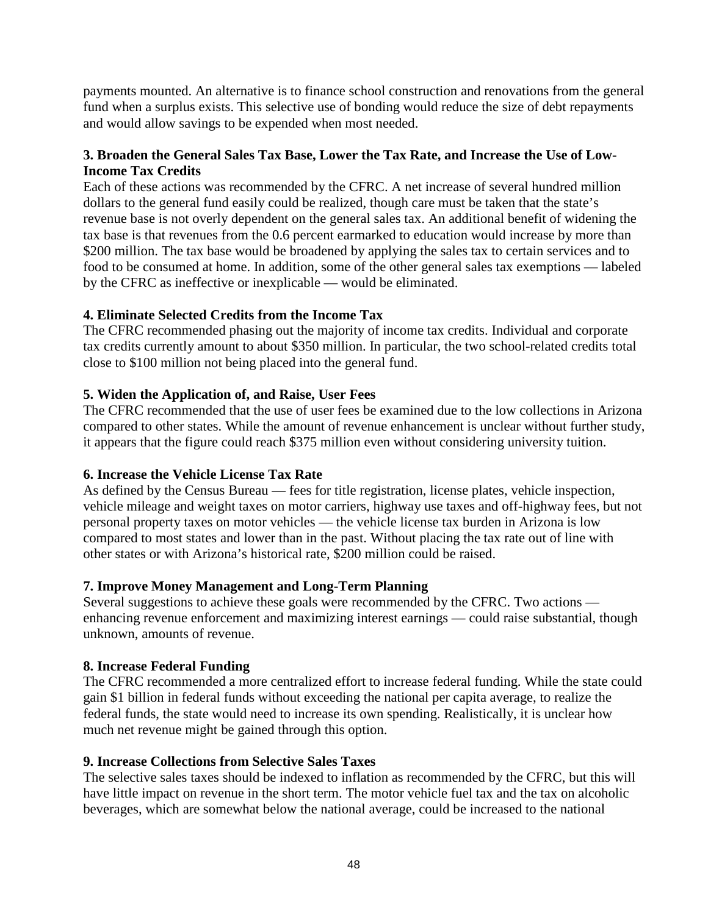payments mounted. An alternative is to finance school construction and renovations from the general fund when a surplus exists. This selective use of bonding would reduce the size of debt repayments and would allow savings to be expended when most needed.

**3. Broaden the General Sales Tax Base, Lower the Tax Rate, and Increase the Use of Low-Income Tax Credits**

Each of these actions was recommended by the CFRC. A net increase of several hundred million dollars to the general fund easily could be realized, though care must be taken that the state's revenue base is not overly dependent on the general sales tax. An additional benefit of widening the tax base is that revenues from the 0.6 percent earmarked to education would increase by more than $200 million. The tax base would be broadened by applying the sales tax to certain services and to food to be consumed at home. In addition, some of the other general sales tax exemptions — labeled by the CFRC as ineffective or inexplicable — would be eliminated.

**4. Eliminate Selected Credits from the Income Tax**

The CFRC recommended phasing out the majority of income tax credits. Individual and corporate tax credits currently amount to about $350 million. In particular, the two school-related credits total close to $100 million not being placed into the general fund.

**5. Widen the Application of, and Raise, User Fees**

The CFRC recommended that the use of user fees be examined due to the low collections in Arizona compared to other states. While the amount of revenue enhancement is unclear without further study, it appears that the figure could reach $375 million even without considering university tuition.

**6. Increase the Vehicle License Tax Rate**

As defined by the Census Bureau — fees for title registration, license plates, vehicle inspection, vehicle mileage and weight taxes on motor carriers, highway use taxes and off-highway fees, but not personal property taxes on motor vehicles — the vehicle license tax burden in Arizona is low compared to most states and lower than in the past. Without placing the tax rate out of line with other states or with Arizona's historical rate, $200 million could be raised.

**7. Improve Money Management and Long-Term Planning**

Several suggestions to achieve these goals were recommended by the CFRC. Two actions — enhancing revenue enforcement and maximizing interest earnings — could raise substantial, though unknown, amounts of revenue.

**8. Increase Federal Funding**

The CFRC recommended a more centralized effort to increase federal funding. While the state could gain $1 billion in federal funds without exceeding the national per capita average, to realize the federal funds, the state would need to increase its own spending. Realistically, it is unclear how much net revenue might be gained through this option.

**9. Increase Collections from Selective Sales Taxes**

The selective sales taxes should be indexed to inflation as recommended by the CFRC, but this will have little impact on revenue in the short term. The motor vehicle fuel tax and the tax on alcoholic beverages, which are somewhat below the national average, could be increased to the national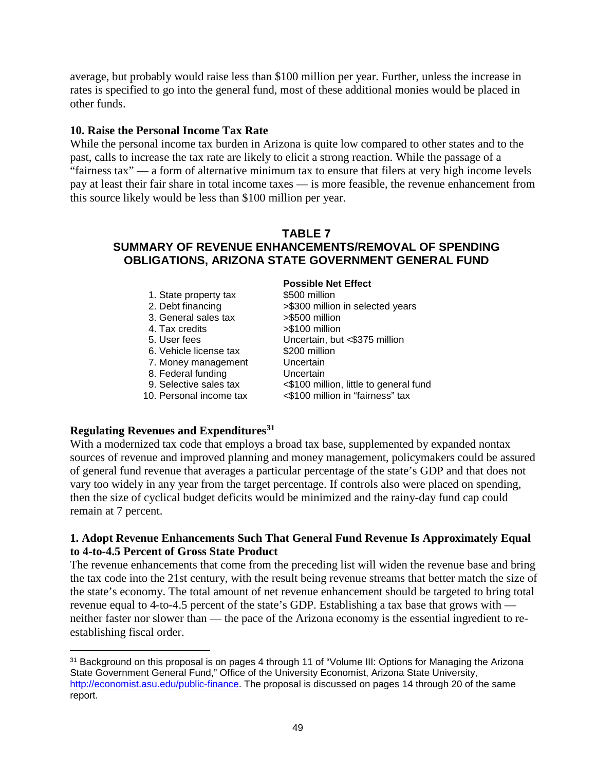average, but probably would raise less than $100 million per year. Further, unless the increase in rates is specified to go into the general fund, most of these additional monies would be placed in other funds.

**10. Raise the Personal Income Tax Rate**

While the personal income tax burden in Arizona is quite low compared to other states and to the past, calls to increase the tax rate are likely to elicit a strong reaction. While the passage of a "fairness tax" — a form of alternative minimum tax to ensure that filers at very high income levels pay at least their fair share in total income taxes — is more feasible, the revenue enhancement from this source likely would be less than $100 million per year.

**TABLE 7**

**SUMMARY OF REVENUE ENHANCEMENTS/REMOVAL OF SPENDING OBLIGATIONS, ARIZONA STATE GOVERNMENT GENERAL FUND**

| | **Possible Net Effect** |
|---|---|
| 1. State property tax | $500 million |
| 2. Debt financing | >$300 million in selected years |
| 3. General sales tax | >$500 million |
| 4. Tax credits | >$100 million |
| 5. User fees | Uncertain, but <$375 million |
| 6. Vehicle license tax | $200 million |
| 7. Money management | Uncertain |
| 8. Federal funding | Uncertain |
| 9. Selective sales tax | <$100 million, little to general fund |
| 10. Personal income tax | <$100 million in "fairness" tax |

**Regulating Revenues and Expenditures**[31]

With a modernized tax code that employs a broad tax base, supplemented by expanded nontax sources of revenue and improved planning and money management, policymakers could be assured of general fund revenue that averages a particular percentage of the state's GDP and that does not vary too widely in any year from the target percentage. If controls also were placed on spending, then the size of cyclical budget deficits would be minimized and the rainy-day fund cap could remain at 7 percent.

**1. Adopt Revenue Enhancements Such That General Fund Revenue Is Approximately Equal to 4-to-4.5 Percent of Gross State Product**

The revenue enhancements that come from the preceding list will widen the revenue base and bring the tax code into the 21st century, with the result being revenue streams that better match the size of the state's economy. The total amount of net revenue enhancement should be targeted to bring total revenue equal to 4-to-4.5 percent of the state's GDP. Establishing a tax base that grows with — neither faster nor slower than — the pace of the Arizona economy is the essential ingredient to re-establishing fiscal order.

---

[31] Background on this proposal is on pages 4 through 11 of "Volume III: Options for Managing the Arizona State Government General Fund," Office of the University Economist, Arizona State University, http://economist.asu.edu/public-finance. The proposal is discussed on pages 14 through 20 of the same report.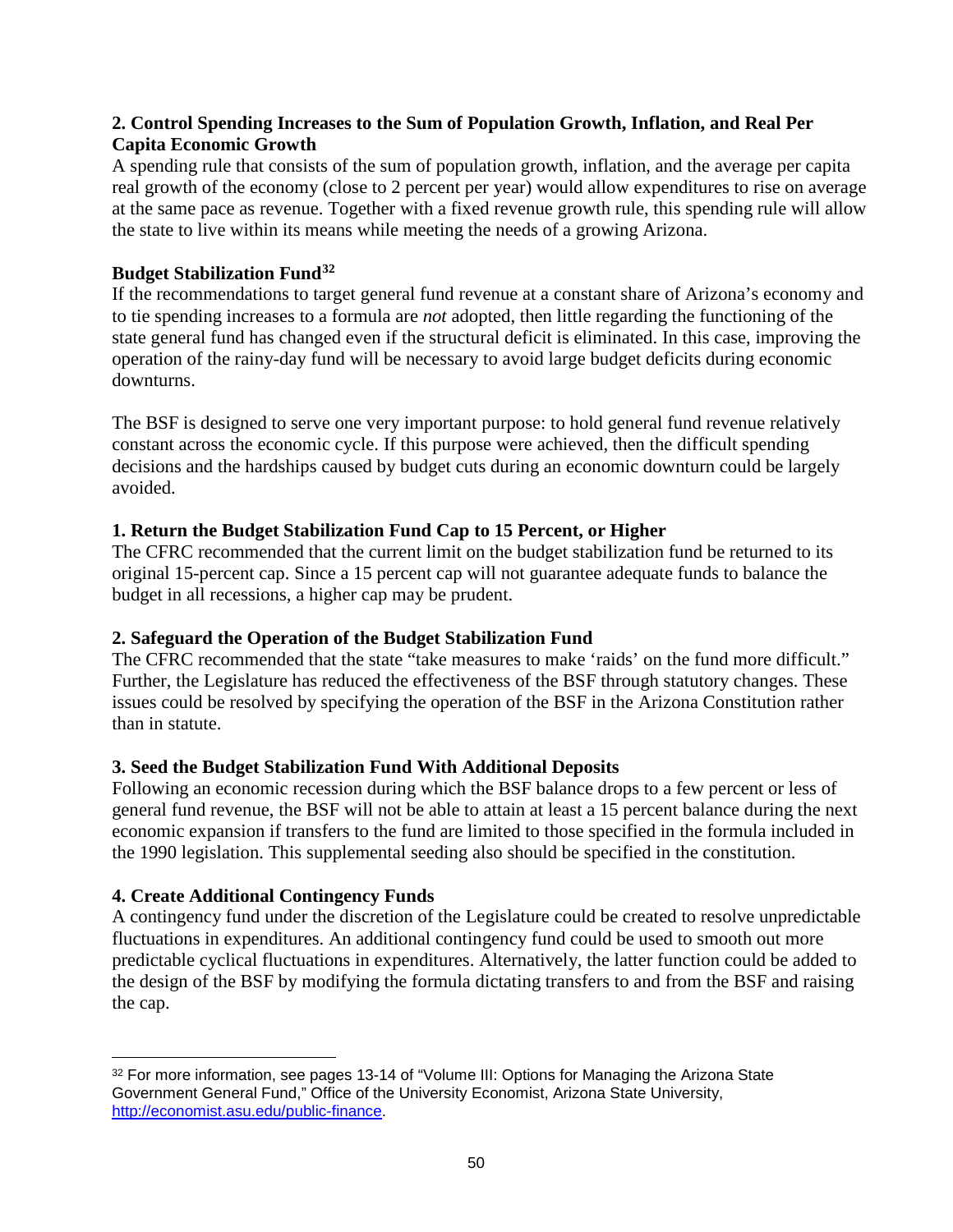### 2. Control Spending Increases to the Sum of Population Growth, Inflation, and Real Per Capita Economic Growth

A spending rule that consists of the sum of population growth, inflation, and the average per capita real growth of the economy (close to 2 percent per year) would allow expenditures to rise on average at the same pace as revenue. Together with a fixed revenue growth rule, this spending rule will allow the state to live within its means while meeting the needs of a growing Arizona.

### Budget Stabilization Fund[32]

If the recommendations to target general fund revenue at a constant share of Arizona's economy and to tie spending increases to a formula are *not* adopted, then little regarding the functioning of the state general fund has changed even if the structural deficit is eliminated. In this case, improving the operation of the rainy-day fund will be necessary to avoid large budget deficits during economic downturns.

The BSF is designed to serve one very important purpose: to hold general fund revenue relatively constant across the economic cycle. If this purpose were achieved, then the difficult spending decisions and the hardships caused by budget cuts during an economic downturn could be largely avoided.

### 1. Return the Budget Stabilization Fund Cap to 15 Percent, or Higher

The CFRC recommended that the current limit on the budget stabilization fund be returned to its original 15-percent cap. Since a 15 percent cap will not guarantee adequate funds to balance the budget in all recessions, a higher cap may be prudent.

### 2. Safeguard the Operation of the Budget Stabilization Fund

The CFRC recommended that the state "take measures to make 'raids' on the fund more difficult." Further, the Legislature has reduced the effectiveness of the BSF through statutory changes. These issues could be resolved by specifying the operation of the BSF in the Arizona Constitution rather than in statute.

### 3. Seed the Budget Stabilization Fund With Additional Deposits

Following an economic recession during which the BSF balance drops to a few percent or less of general fund revenue, the BSF will not be able to attain at least a 15 percent balance during the next economic expansion if transfers to the fund are limited to those specified in the formula included in the 1990 legislation. This supplemental seeding also should be specified in the constitution.

### 4. Create Additional Contingency Funds

A contingency fund under the discretion of the Legislature could be created to resolve unpredictable fluctuations in expenditures. An additional contingency fund could be used to smooth out more predictable cyclical fluctuations in expenditures. Alternatively, the latter function could be added to the design of the BSF by modifying the formula dictating transfers to and from the BSF and raising the cap.

---

[32] For more information, see pages 13-14 of "Volume III: Options for Managing the Arizona State Government General Fund," Office of the University Economist, Arizona State University, http://economist.asu.edu/public-finance.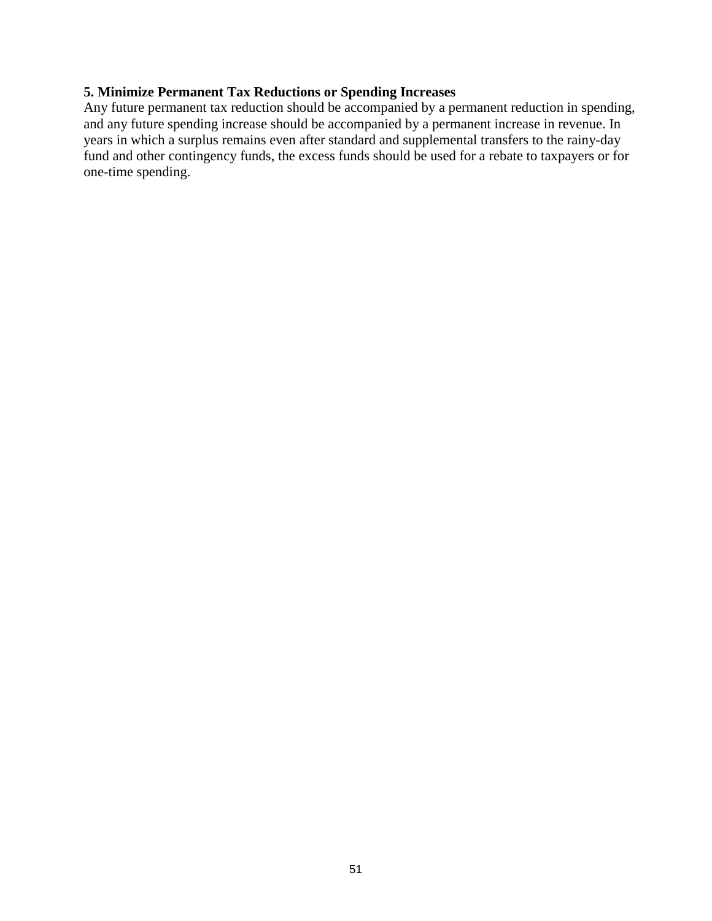**5. Minimize Permanent Tax Reductions or Spending Increases**

Any future permanent tax reduction should be accompanied by a permanent reduction in spending, and any future spending increase should be accompanied by a permanent increase in revenue. In years in which a surplus remains even after standard and supplemental transfers to the rainy-day fund and other contingency funds, the excess funds should be used for a rebate to taxpayers or for one-time spending.